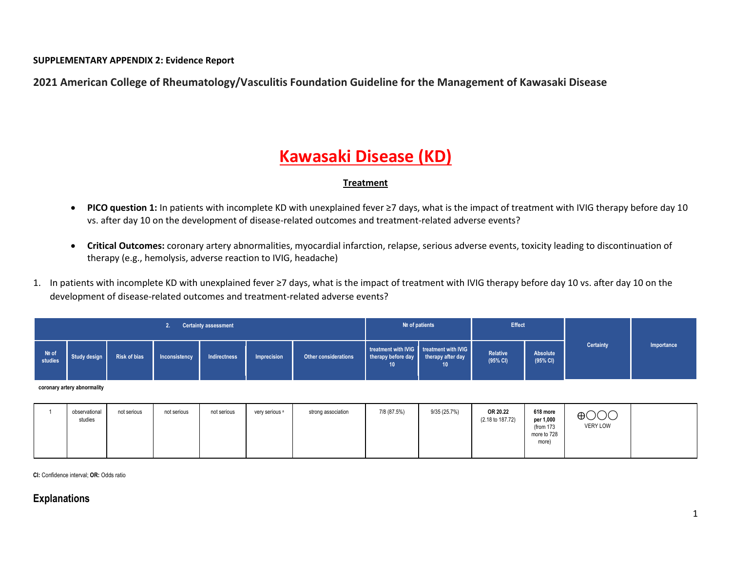**SUPPLEMENTARY APPENDIX 2: Evidence Report**

**2021 American College of Rheumatology/Vasculitis Foundation Guideline for the Management of Kawasaki Disease**

# Kawasaki Disease (KD)

## Treatment

- **PICO question 1:** In patients with incomplete KD with unexplained fever ≥7 days, what is the impact of treatment with IVIG therapy before day 10 vs. after day 10 on the development of disease-related outcomes and treatment-related adverse events?

- **Critical Outcomes:** coronary artery abnormalities, myocardial infarction, relapse, serious adverse events, toxicity leading to discontinuation of therapy (e.g., hemolysis, adverse reaction to IVIG, headache)

1. In patients with incomplete KD with unexplained fever ≥7 days, what is the impact of treatment with IVIG therapy before day 10 vs. after day 10 on the development of disease-related outcomes and treatment-related adverse events?

| 2. Certainty assessment | | | | | | | № of patients | | Effect | | Certainty | Importance |
|---|---|---|---|---|---|---|---|---|---|---|---|---|
| № of studies | Study design | Risk of bias | Inconsistency | Indirectness | Imprecision | Other considerations | treatment with IVIG therapy before day 10 | treatment with IVIG therapy after day 10 | Relative (95% CI) | Absolute (95% CI) | | |
| **coronary artery abnormality** | | | | | | | | | | | | |
| 1 | observational studies | not serious | not serious | not serious | very serious [a] | strong association | 7/8 (87.5%) | 9/35 (25.7%) | **OR 20.22** (2.18 to 187.72) | **618 more per 1,000** (from 173 more to 728 more) | ⊕◯◯◯ VERY LOW | |

**CI:** Confidence interval; **OR:** Odds ratio

## Explanations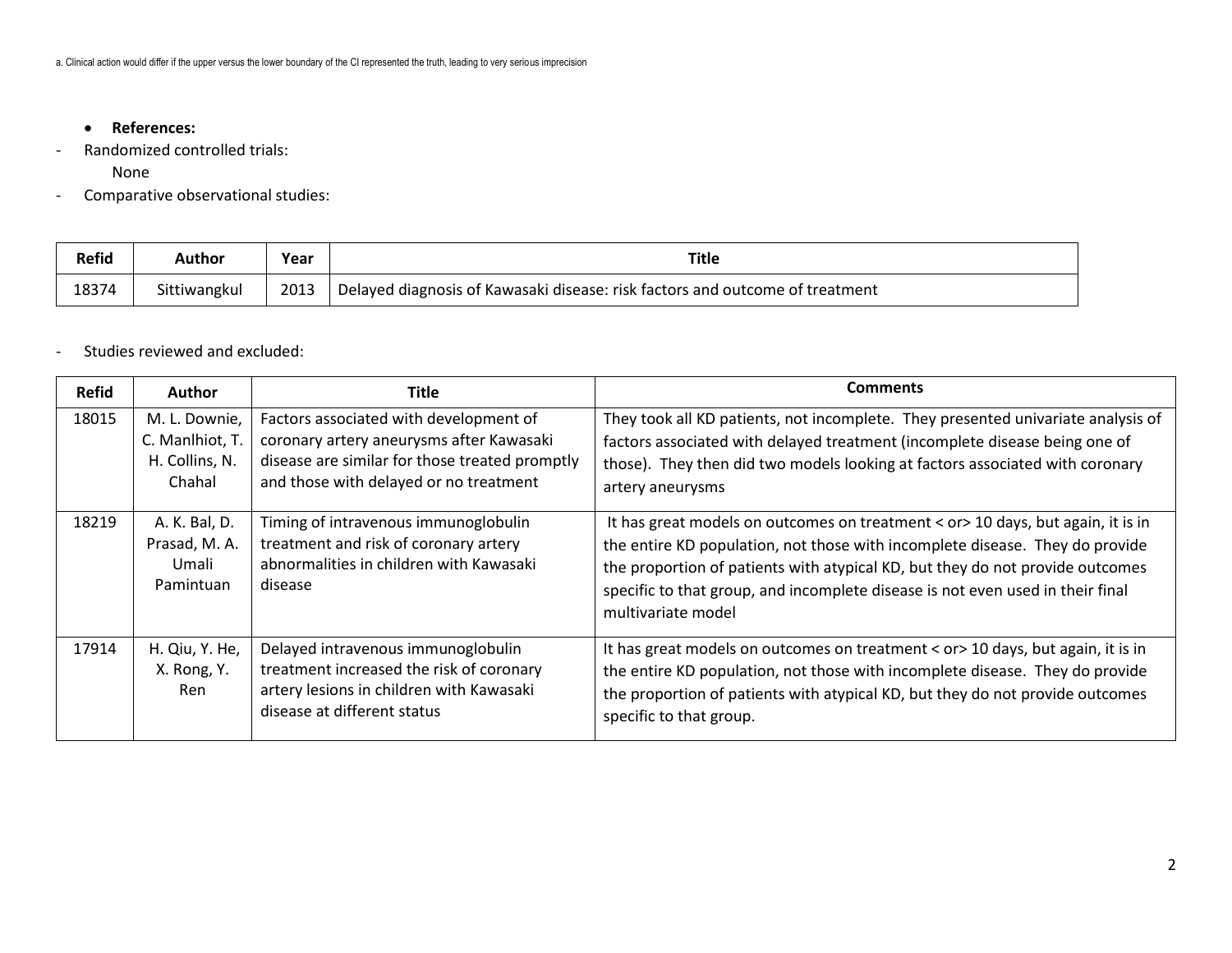a. Clinical action would differ if the upper versus the lower boundary of the CI represented the truth, leading to very serious imprecision

- **References:**

- Randomized controlled trials:

  None

- Comparative observational studies:

| Refid | Author | Year | Title |
|---|---|---|---|
| 18374 | Sittiwangkul | 2013 | Delayed diagnosis of Kawasaki disease: risk factors and outcome of treatment |

- Studies reviewed and excluded:

| Refid | Author | Title | Comments |
|---|---|---|---|
| 18015 | M. L. Downie, C. Manlhiot, T. H. Collins, N. Chahal | Factors associated with development of coronary artery aneurysms after Kawasaki disease are similar for those treated promptly and those with delayed or no treatment | They took all KD patients, not incomplete. They presented univariate analysis of factors associated with delayed treatment (incomplete disease being one of those). They then did two models looking at factors associated with coronary artery aneurysms |
| 18219 | A. K. Bal, D. Prasad, M. A. Umali Pamintuan | Timing of intravenous immunoglobulin treatment and risk of coronary artery abnormalities in children with Kawasaki disease | It has great models on outcomes on treatment < or> 10 days, but again, it is in the entire KD population, not those with incomplete disease. They do provide the proportion of patients with atypical KD, but they do not provide outcomes specific to that group, and incomplete disease is not even used in their final multivariate model |
| 17914 | H. Qiu, Y. He, X. Rong, Y. Ren | Delayed intravenous immunoglobulin treatment increased the risk of coronary artery lesions in children with Kawasaki disease at different status | It has great models on outcomes on treatment < or> 10 days, but again, it is in the entire KD population, not those with incomplete disease. They do provide the proportion of patients with atypical KD, but they do not provide outcomes specific to that group. |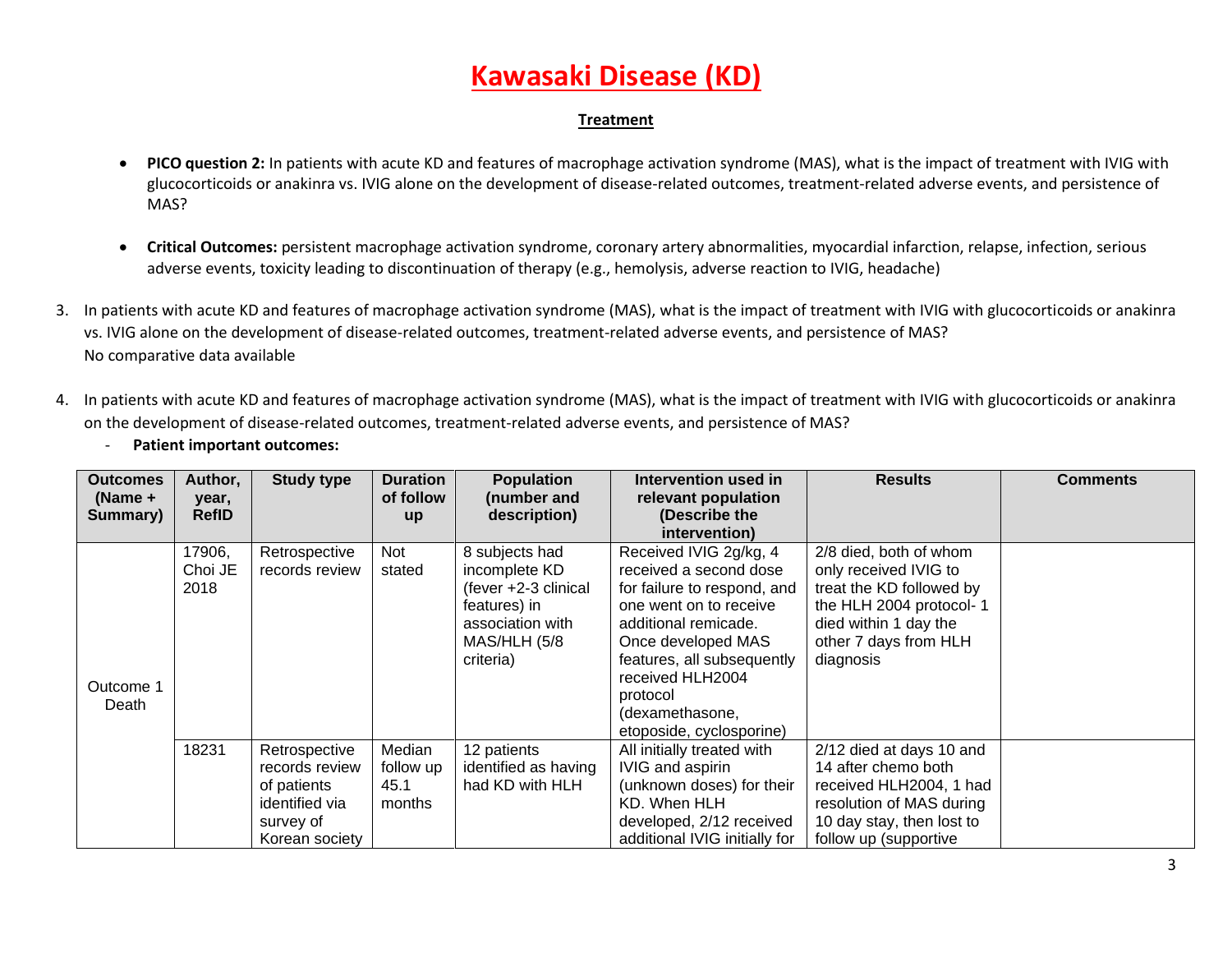# Kawasaki Disease (KD)

## Treatment

- **PICO question 2:** In patients with acute KD and features of macrophage activation syndrome (MAS), what is the impact of treatment with IVIG with glucocorticoids or anakinra vs. IVIG alone on the development of disease-related outcomes, treatment-related adverse events, and persistence of MAS?

- **Critical Outcomes:** persistent macrophage activation syndrome, coronary artery abnormalities, myocardial infarction, relapse, infection, serious adverse events, toxicity leading to discontinuation of therapy (e.g., hemolysis, adverse reaction to IVIG, headache)

3. In patients with acute KD and features of macrophage activation syndrome (MAS), what is the impact of treatment with IVIG with glucocorticoids or anakinra vs. IVIG alone on the development of disease-related outcomes, treatment-related adverse events, and persistence of MAS?
   No comparative data available

4. In patients with acute KD and features of macrophage activation syndrome (MAS), what is the impact of treatment with IVIG with glucocorticoids or anakinra on the development of disease-related outcomes, treatment-related adverse events, and persistence of MAS?
   - **Patient important outcomes:**

| Outcomes (Name + Summary) | Author, year, RefID | Study type | Duration of follow up | Population (number and description) | Intervention used in relevant population (Describe the intervention) | Results | Comments |
|---|---|---|---|---|---|---|---|
| Outcome 1 Death | 17906, Choi JE 2018 | Retrospective records review | Not stated | 8 subjects had incomplete KD (fever +2-3 clinical features) in association with MAS/HLH (5/8 criteria) | Received IVIG 2g/kg, 4 received a second dose for failure to respond, and one went on to receive additional remicade. Once developed MAS features, all subsequently received HLH2004 protocol (dexamethasone, etoposide, cyclosporine) | 2/8 died, both of whom only received IVIG to treat the KD followed by the HLH 2004 protocol- 1 died within 1 day the other 7 days from HLH diagnosis | |
| | 18231 | Retrospective records review of patients identified via survey of Korean society | Median follow up 45.1 months | 12 patients identified as having had KD with HLH | All initially treated with IVIG and aspirin (unknown doses) for their KD. When HLH developed, 2/12 received additional IVIG initially for | 2/12 died at days 10 and 14 after chemo both received HLH2004, 1 had resolution of MAS during 10 day stay, then lost to follow up (supportive | |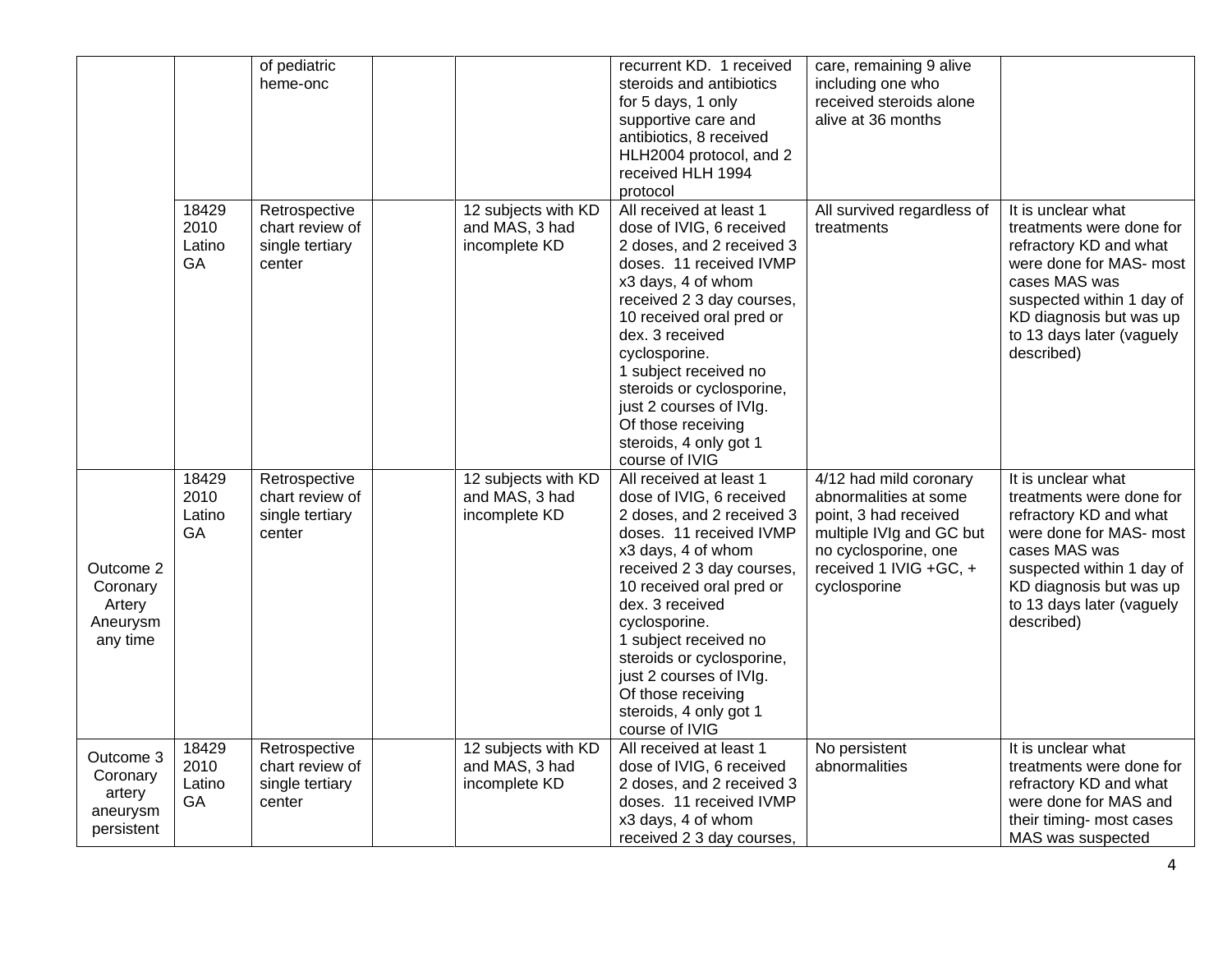| | | | | | | | |
|---|---|---|---|---|---|---|---|
| | | of pediatric heme-onc | | | recurrent KD. 1 received steroids and antibiotics for 5 days, 1 only supportive care and antibiotics, 8 received HLH2004 protocol, and 2 received HLH 1994 protocol | care, remaining 9 alive including one who received steroids alone alive at 36 months | |
| | 18429 2010 Latino GA | Retrospective chart review of single tertiary center | | 12 subjects with KD and MAS, 3 had incomplete KD | All received at least 1 dose of IVIG, 6 received 2 doses, and 2 received 3 doses. 11 received IVMP x3 days, 4 of whom received 2 3 day courses, 10 received oral pred or dex. 3 received cyclosporine. 1 subject received no steroids or cyclosporine, just 2 courses of IVIg. Of those receiving steroids, 4 only got 1 course of IVIG | All survived regardless of treatments | It is unclear what treatments were done for refractory KD and what were done for MAS- most cases MAS was suspected within 1 day of KD diagnosis but was up to 13 days later (vaguely described) |
| Outcome 2 Coronary Artery Aneurysm any time | 18429 2010 Latino GA | Retrospective chart review of single tertiary center | | 12 subjects with KD and MAS, 3 had incomplete KD | All received at least 1 dose of IVIG, 6 received 2 doses, and 2 received 3 doses. 11 received IVMP x3 days, 4 of whom received 2 3 day courses, 10 received oral pred or dex. 3 received cyclosporine. 1 subject received no steroids or cyclosporine, just 2 courses of IVIg. Of those receiving steroids, 4 only got 1 course of IVIG | 4/12 had mild coronary abnormalities at some point, 3 had received multiple IVIg and GC but no cyclosporine, one received 1 IVIG +GC, + cyclosporine | It is unclear what treatments were done for refractory KD and what were done for MAS- most cases MAS was suspected within 1 day of KD diagnosis but was up to 13 days later (vaguely described) |
| Outcome 3 Coronary artery aneurysm persistent | 18429 2010 Latino GA | Retrospective chart review of single tertiary center | | 12 subjects with KD and MAS, 3 had incomplete KD | All received at least 1 dose of IVIG, 6 received 2 doses, and 2 received 3 doses. 11 received IVMP x3 days, 4 of whom received 2 3 day courses, | No persistent abnormalities | It is unclear what treatments were done for refractory KD and what were done for MAS and their timing- most cases MAS was suspected |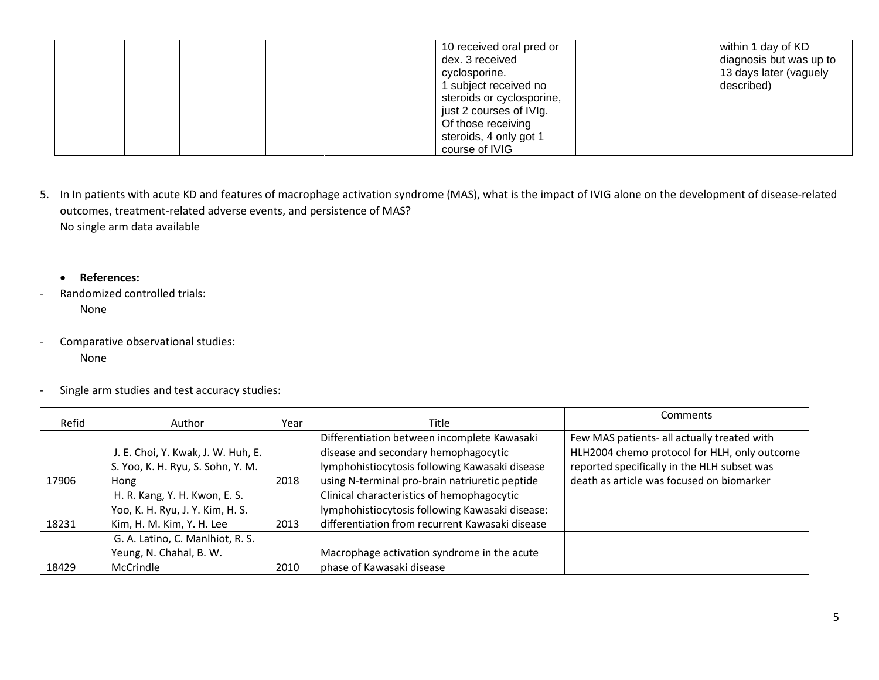| | | | | | | | |
|---|---|---|---|---|---|---|---|
| | | | | | 10 received oral pred or dex. 3 received cyclosporine.<br>1 subject received no steroids or cyclosporine, just 2 courses of IVIg.<br>Of those receiving steroids, 4 only got 1 course of IVIG | | within 1 day of KD diagnosis but was up to 13 days later (vaguely described) |

5. In In patients with acute KD and features of macrophage activation syndrome (MAS), what is the impact of IVIG alone on the development of disease-related outcomes, treatment-related adverse events, and persistence of MAS?
   No single arm data available

- **References:**

- Randomized controlled trials:
  None

- Comparative observational studies:
  None

- Single arm studies and test accuracy studies:

| Refid | Author | Year | Title | Comments |
|---|---|---|---|---|
| 17906 | J. E. Choi, Y. Kwak, J. W. Huh, E. S. Yoo, K. H. Ryu, S. Sohn, Y. M. Hong | 2018 | Differentiation between incomplete Kawasaki disease and secondary hemophagocytic lymphohistiocytosis following Kawasaki disease using N-terminal pro-brain natriuretic peptide | Few MAS patients- all actually treated with HLH2004 chemo protocol for HLH, only outcome reported specifically in the HLH subset was death as article was focused on biomarker |
| 18231 | H. R. Kang, Y. H. Kwon, E. S. Yoo, K. H. Ryu, J. Y. Kim, H. S. Kim, H. M. Kim, Y. H. Lee | 2013 | Clinical characteristics of hemophagocytic lymphohistiocytosis following Kawasaki disease: differentiation from recurrent Kawasaki disease | |
| 18429 | G. A. Latino, C. Manlhiot, R. S. Yeung, N. Chahal, B. W. McCrindle | 2010 | Macrophage activation syndrome in the acute phase of Kawasaki disease | |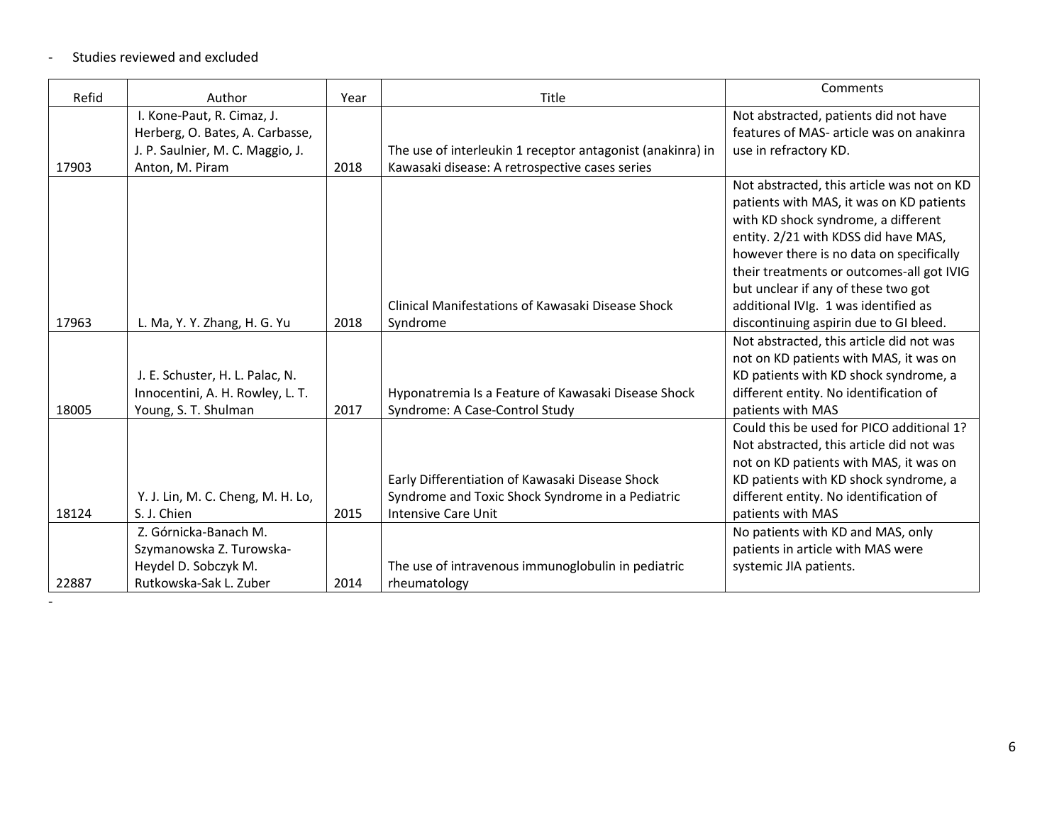- Studies reviewed and excluded

| Refid | Author | Year | Title | Comments |
|---|---|---|---|---|
| 17903 | I. Kone-Paut, R. Cimaz, J. Herberg, O. Bates, A. Carbasse, J. P. Saulnier, M. C. Maggio, J. Anton, M. Piram | 2018 | The use of interleukin 1 receptor antagonist (anakinra) in Kawasaki disease: A retrospective cases series | Not abstracted, patients did not have features of MAS- article was on anakinra use in refractory KD. |
| 17963 | L. Ma, Y. Y. Zhang, H. G. Yu | 2018 | Clinical Manifestations of Kawasaki Disease Shock Syndrome | Not abstracted, this article was not on KD patients with MAS, it was on KD patients with KD shock syndrome, a different entity. 2/21 with KDSS did have MAS, however there is no data on specifically their treatments or outcomes-all got IVIG but unclear if any of these two got additional IVIg. 1 was identified as discontinuing aspirin due to GI bleed. |
| 18005 | J. E. Schuster, H. L. Palac, N. Innocentini, A. H. Rowley, L. T. Young, S. T. Shulman | 2017 | Hyponatremia Is a Feature of Kawasaki Disease Shock Syndrome: A Case-Control Study | Not abstracted, this article did not was not on KD patients with MAS, it was on KD patients with KD shock syndrome, a different entity. No identification of patients with MAS |
| 18124 | Y. J. Lin, M. C. Cheng, M. H. Lo, S. J. Chien | 2015 | Early Differentiation of Kawasaki Disease Shock Syndrome and Toxic Shock Syndrome in a Pediatric Intensive Care Unit | Could this be used for PICO additional 1? Not abstracted, this article did not was not on KD patients with MAS, it was on KD patients with KD shock syndrome, a different entity. No identification of patients with MAS |
| 22887 | Z. Górnicka-Banach M. Szymanowska Z. Turowska-Heydel D. Sobczyk M. Rutkowska-Sak L. Zuber | 2014 | The use of intravenous immunoglobulin in pediatric rheumatology | No patients with KD and MAS, only patients in article with MAS were systemic JIA patients. |

-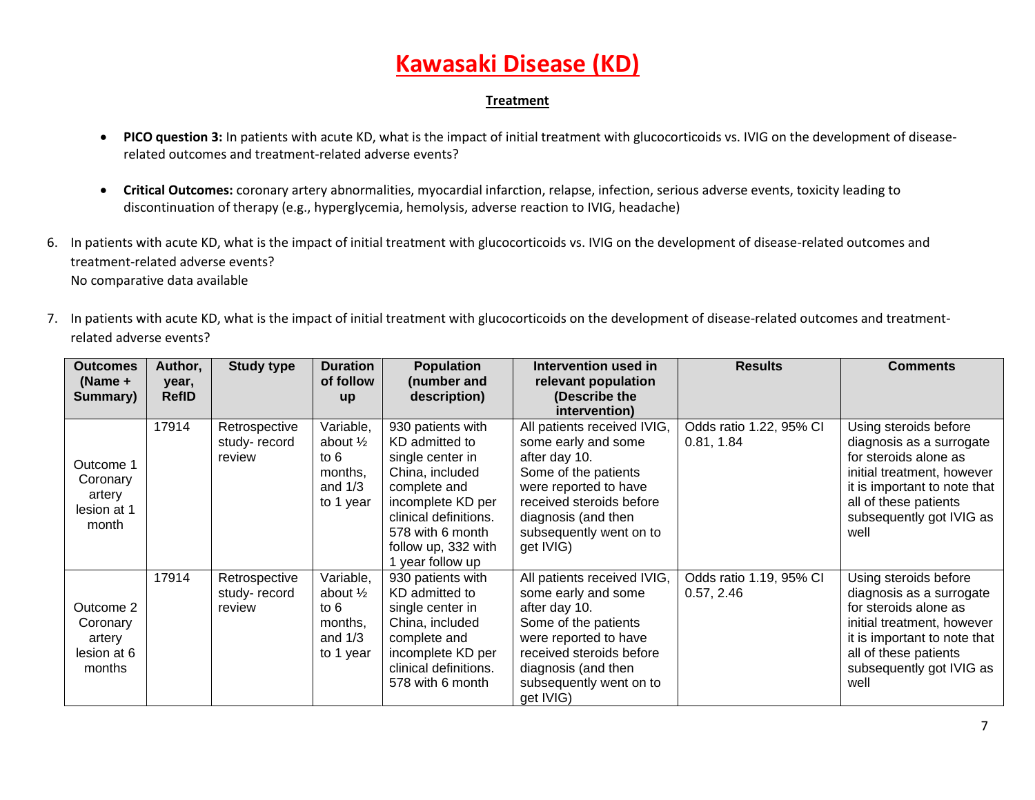# Kawasaki Disease (KD)

## Treatment

- **PICO question 3:** In patients with acute KD, what is the impact of initial treatment with glucocorticoids vs. IVIG on the development of disease-related outcomes and treatment-related adverse events?
- **Critical Outcomes:** coronary artery abnormalities, myocardial infarction, relapse, infection, serious adverse events, toxicity leading to discontinuation of therapy (e.g., hyperglycemia, hemolysis, adverse reaction to IVIG, headache)

6. In patients with acute KD, what is the impact of initial treatment with glucocorticoids vs. IVIG on the development of disease-related outcomes and treatment-related adverse events?
   No comparative data available

7. In patients with acute KD, what is the impact of initial treatment with glucocorticoids on the development of disease-related outcomes and treatment-related adverse events?

| Outcomes (Name + Summary) | Author, year, RefID | Study type | Duration of follow up | Population (number and description) | Intervention used in relevant population (Describe the intervention) | Results | Comments |
|---|---|---|---|---|---|---|---|
| Outcome 1 Coronary artery lesion at 1 month | 17914 | Retrospective study- record review | Variable, about ½ to 6 months, and 1/3 to 1 year | 930 patients with KD admitted to single center in China, included complete and incomplete KD per clinical definitions. 578 with 6 month follow up, 332 with 1 year follow up | All patients received IVIG, some early and some after day 10. Some of the patients were reported to have received steroids before diagnosis (and then subsequently went on to get IVIG) | Odds ratio 1.22, 95% CI 0.81, 1.84 | Using steroids before diagnosis as a surrogate for steroids alone as initial treatment, however it is important to note that all of these patients subsequently got IVIG as well |
| Outcome 2 Coronary artery lesion at 6 months | 17914 | Retrospective study- record review | Variable, about ½ to 6 months, and 1/3 to 1 year | 930 patients with KD admitted to single center in China, included complete and incomplete KD per clinical definitions. 578 with 6 month | All patients received IVIG, some early and some after day 10. Some of the patients were reported to have received steroids before diagnosis (and then subsequently went on to get IVIG) | Odds ratio 1.19, 95% CI 0.57, 2.46 | Using steroids before diagnosis as a surrogate for steroids alone as initial treatment, however it is important to note that all of these patients subsequently got IVIG as well |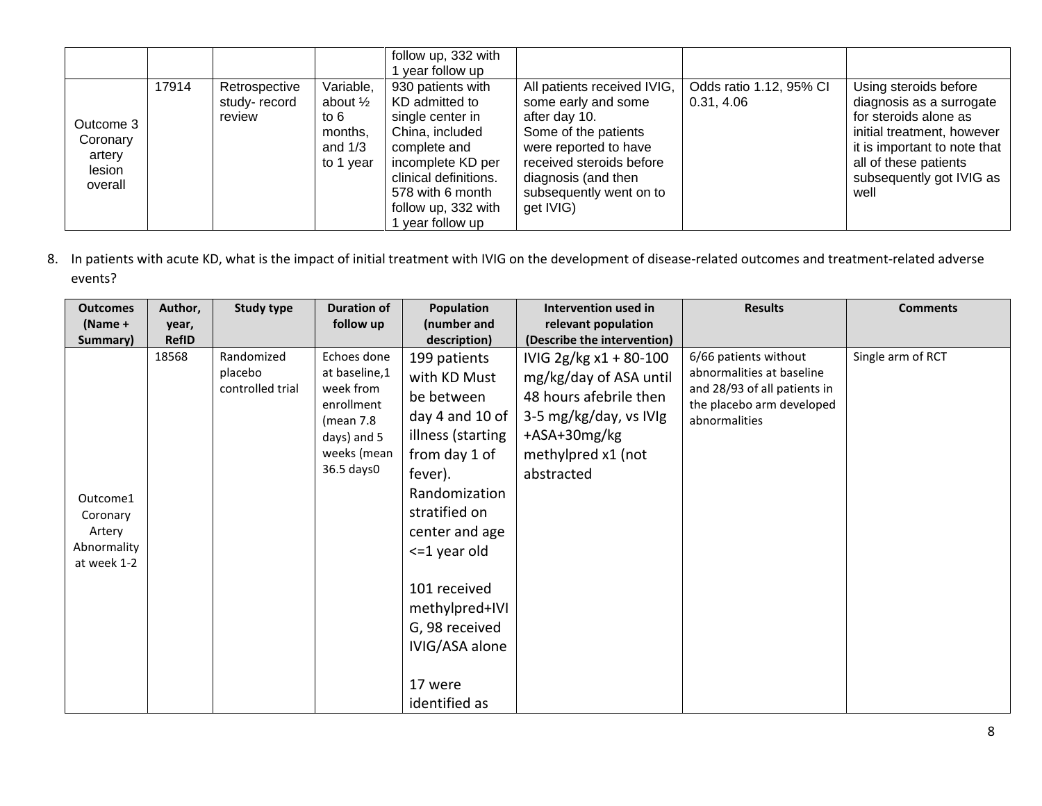| | | | | | | | |
|---|---|---|---|---|---|---|---|
| | | | | follow up, 332 with 1 year follow up | | | |
| Outcome 3 Coronary artery lesion overall | 17914 | Retrospective study- record review | Variable, about ½ to 6 months, and 1/3 to 1 year | 930 patients with KD admitted to single center in China, included complete and incomplete KD per clinical definitions. 578 with 6 month follow up, 332 with 1 year follow up | All patients received IVIG, some early and some after day 10. Some of the patients were reported to have received steroids before diagnosis (and then subsequently went on to get IVIG) | Odds ratio 1.12, 95% CI 0.31, 4.06 | Using steroids before diagnosis as a surrogate for steroids alone as initial treatment, however it is important to note that all of these patients subsequently got IVIG as well |

8. In patients with acute KD, what is the impact of initial treatment with IVIG on the development of disease-related outcomes and treatment-related adverse events?

| **Outcomes (Name + Summary)** | **Author, year, RefID** | **Study type** | **Duration of follow up** | **Population (number and description)** | **Intervention used in relevant population (Describe the intervention)** | **Results** | **Comments** |
|---|---|---|---|---|---|---|---|
| Outcome1 Coronary Artery Abnormality at week 1-2 | 18568 | Randomized placebo controlled trial | Echoes done at baseline,1 week from enrollment (mean 7.8 days) and 5 weeks (mean 36.5 days0 | 199 patients with KD Must be between day 4 and 10 of illness (starting from day 1 of fever). Randomization stratified on center and age <=1 year old<br><br>101 received methylpred+IVIG, 98 received IVIG/ASA alone<br><br>17 were identified as | IVIG 2g/kg x1 + 80-100 mg/kg/day of ASA until 48 hours afebrile then 3-5 mg/kg/day, vs IVIg +ASA+30mg/kg methylpred x1 (not abstracted | 6/66 patients without abnormalities at baseline and 28/93 of all patients in the placebo arm developed abnormalities | Single arm of RCT |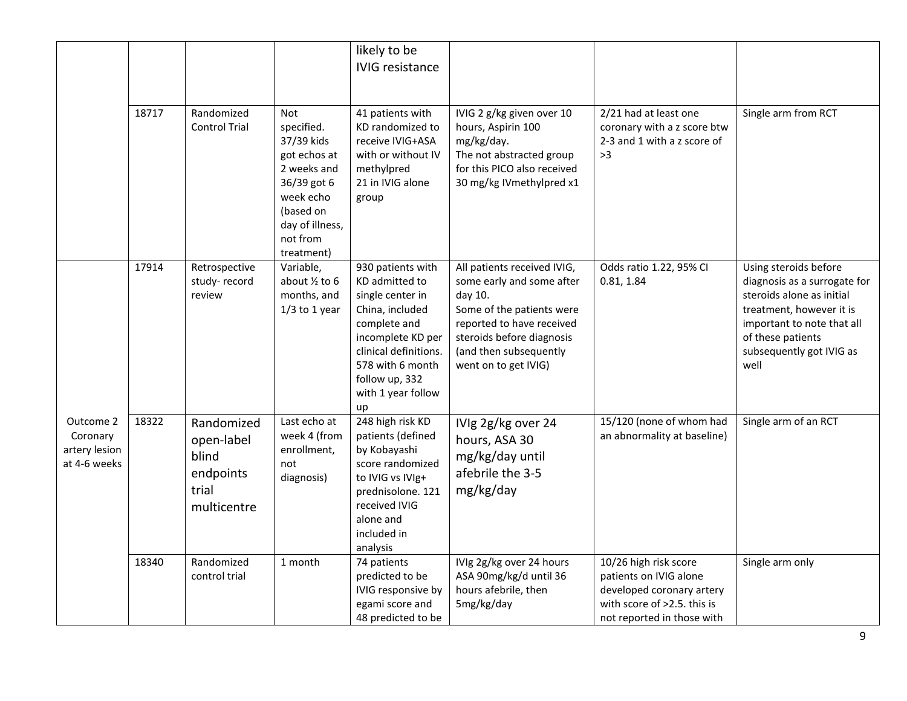| | | | | | | | |
|---|---|---|---|---|---|---|---|
| | | | | likely to be IVIG resistance | | | |
| | 18717 | Randomized Control Trial | Not specified. 37/39 kids got echos at 2 weeks and 36/39 got 6 week echo (based on day of illness, not from treatment) | 41 patients with KD randomized to receive IVIG+ASA with or without IV methylpred 21 in IVIG alone group | IVIG 2 g/kg given over 10 hours, Aspirin 100 mg/kg/day. The not abstracted group for this PICO also received 30 mg/kg IVmethylpred x1 | 2/21 had at least one coronary with a z score btw 2-3 and 1 with a z score of >3 | Single arm from RCT |
| Outcome 2 Coronary artery lesion at 4-6 weeks | 17914 | Retrospective study- record review | Variable, about ½ to 6 months, and 1/3 to 1 year | 930 patients with KD admitted to single center in China, included complete and incomplete KD per clinical definitions. 578 with 6 month follow up, 332 with 1 year follow up | All patients received IVIG, some early and some after day 10. Some of the patients were reported to have received steroids before diagnosis (and then subsequently went on to get IVIG) | Odds ratio 1.22, 95% CI 0.81, 1.84 | Using steroids before diagnosis as a surrogate for steroids alone as initial treatment, however it is important to note that all of these patients subsequently got IVIG as well |
| | 18322 | Randomized open-label blind endpoints trial multicentre | Last echo at week 4 (from enrollment, not diagnosis) | 248 high risk KD patients (defined by Kobayashi score randomized to IVIG vs IVIg+ prednisolone. 121 received IVIG alone and included in analysis | IVIg 2g/kg over 24 hours, ASA 30 mg/kg/day until afebrile the 3-5 mg/kg/day | 15/120 (none of whom had an abnormality at baseline) | Single arm of an RCT |
| | 18340 | Randomized control trial | 1 month | 74 patients predicted to be IVIG responsive by egami score and 48 predicted to be | IVIg 2g/kg over 24 hours ASA 90mg/kg/d until 36 hours afebrile, then 5mg/kg/day | 10/26 high risk score patients on IVIG alone developed coronary artery with score of >2.5. this is not reported in those with | Single arm only |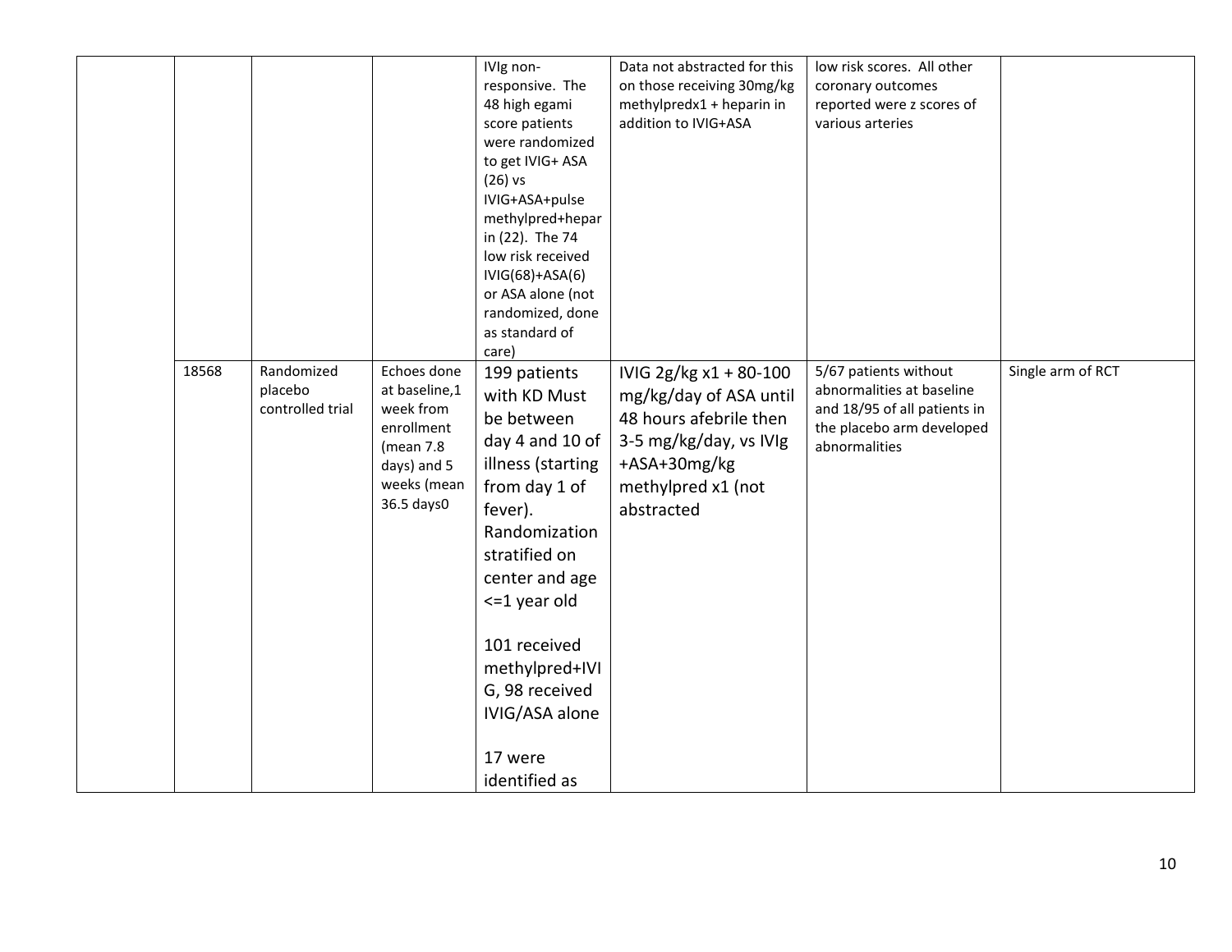| | | | | | | | |
|---|---|---|---|---|---|---|---|
| | | | | IVIg non-responsive. The 48 high egami score patients were randomized to get IVIG+ ASA (26) vs IVIG+ASA+pulse methylpred+heparin (22). The 74 low risk received IVIG(68)+ASA(6) or ASA alone (not randomized, done as standard of care) | Data not abstracted for this on those receiving 30mg/kg methylpredx1 + heparin in addition to IVIG+ASA | low risk scores. All other coronary outcomes reported were z scores of various arteries | |
| | 18568 | Randomized placebo controlled trial | Echoes done at baseline,1 week from enrollment (mean 7.8 days) and 5 weeks (mean 36.5 days0 | 199 patients with KD Must be between day 4 and 10 of illness (starting from day 1 of fever). Randomization stratified on center and age <=1 year old<br><br>101 received methylpred+IVIG, 98 received IVIG/ASA alone<br><br>17 were identified as | IVIG 2g/kg x1 + 80-100 mg/kg/day of ASA until 48 hours afebrile then 3-5 mg/kg/day, vs IVIg +ASA+30mg/kg methylpred x1 (not abstracted | 5/67 patients without abnormalities at baseline and 18/95 of all patients in the placebo arm developed abnormalities | Single arm of RCT |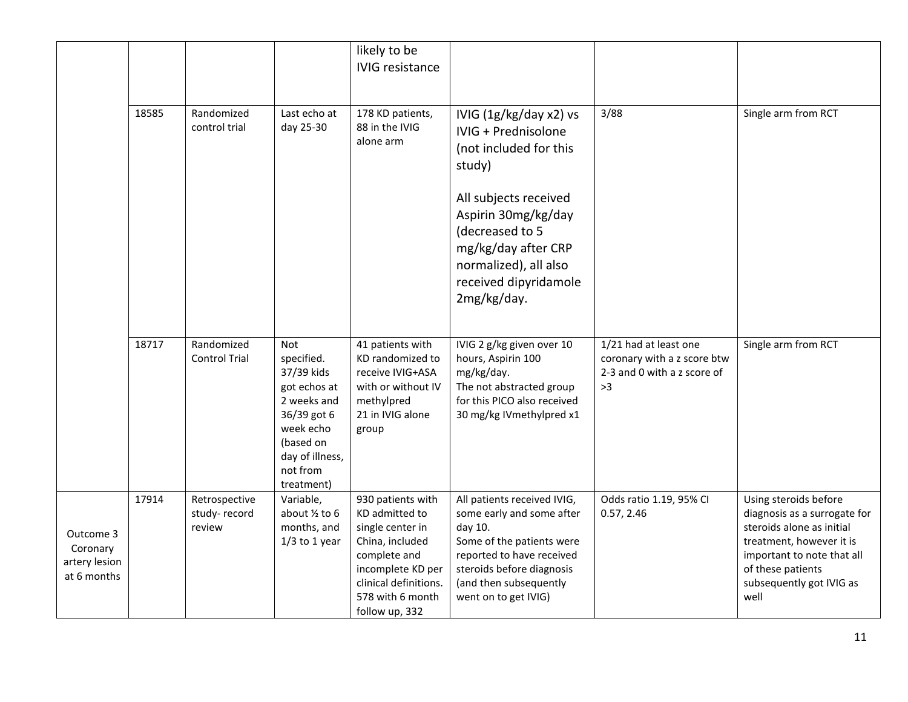| | | | | | | | |
|---|---|---|---|---|---|---|---|
| | | | | likely to be IVIG resistance | | | |
| | 18585 | Randomized control trial | Last echo at day 25-30 | 178 KD patients, 88 in the IVIG alone arm | IVIG (1g/kg/day x2) vs IVIG + Prednisolone (not included for this study)<br><br>All subjects received Aspirin 30mg/kg/day (decreased to 5 mg/kg/day after CRP normalized), all also received dipyridamole 2mg/kg/day. | 3/88 | Single arm from RCT |
| | 18717 | Randomized Control Trial | Not specified. 37/39 kids got echos at 2 weeks and 36/39 got 6 week echo (based on day of illness, not from treatment) | 41 patients with KD randomized to receive IVIG+ASA with or without IV methylpred<br>21 in IVIG alone group | IVIG 2 g/kg given over 10 hours, Aspirin 100 mg/kg/day.<br>The not abstracted group for this PICO also received 30 mg/kg IVmethylpred x1 | 1/21 had at least one coronary with a z score btw 2-3 and 0 with a z score of >3 | Single arm from RCT |
| Outcome 3 Coronary artery lesion at 6 months | 17914 | Retrospective study- record review | Variable, about ½ to 6 months, and 1/3 to 1 year | 930 patients with KD admitted to single center in China, included complete and incomplete KD per clinical definitions. 578 with 6 month follow up, 332 | All patients received IVIG, some early and some after day 10.<br>Some of the patients were reported to have received steroids before diagnosis (and then subsequently went on to get IVIG) | Odds ratio 1.19, 95% CI 0.57, 2.46 | Using steroids before diagnosis as a surrogate for steroids alone as initial treatment, however it is important to note that all of these patients subsequently got IVIG as well |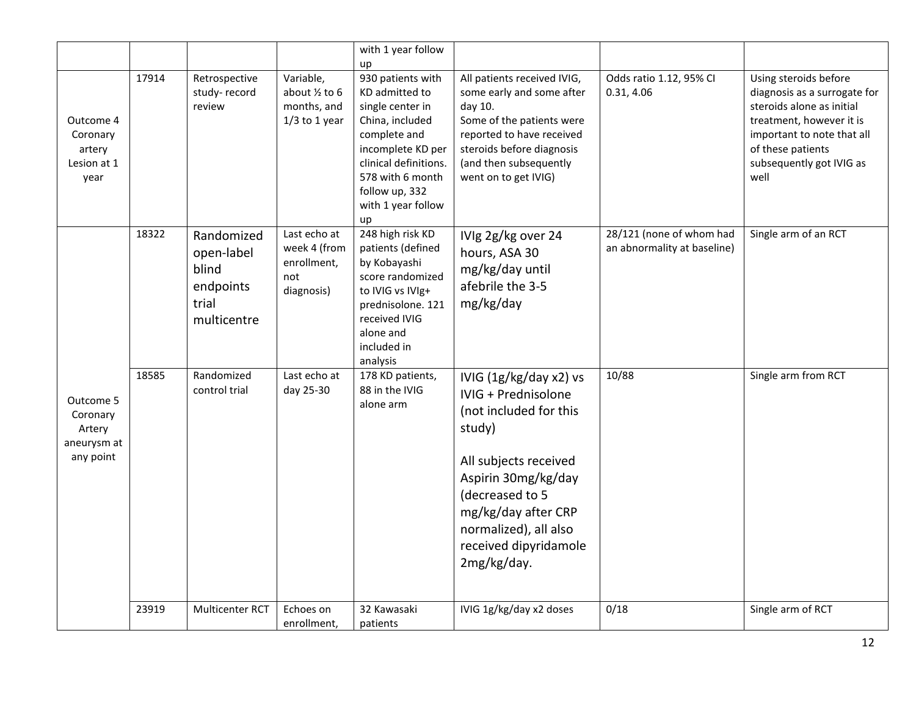| | | | | | | | |
|---|---|---|---|---|---|---|---|
| | | | | with 1 year follow up | | | |
| Outcome 4 Coronary artery Lesion at 1 year | 17914 | Retrospective study- record review | Variable, about ½ to 6 months, and 1/3 to 1 year | 930 patients with KD admitted to single center in China, included complete and incomplete KD per clinical definitions. 578 with 6 month follow up, 332 with 1 year follow up | All patients received IVIG, some early and some after day 10.<br>Some of the patients were reported to have received steroids before diagnosis (and then subsequently went on to get IVIG) | Odds ratio 1.12, 95% CI 0.31, 4.06 | Using steroids before diagnosis as a surrogate for steroids alone as initial treatment, however it is important to note that all of these patients subsequently got IVIG as well |
| Outcome 5 Coronary Artery aneurysm at any point | 18322 | Randomized open-label blind endpoints trial multicentre | Last echo at week 4 (from enrollment, not diagnosis) | 248 high risk KD patients (defined by Kobayashi score randomized to IVIG vs IVIg+ prednisolone. 121 received IVIG alone and included in analysis | IVIg 2g/kg over 24 hours, ASA 30 mg/kg/day until afebrile the 3-5 mg/kg/day | 28/121 (none of whom had an abnormality at baseline) | Single arm of an RCT |
| | 18585 | Randomized control trial | Last echo at day 25-30 | 178 KD patients, 88 in the IVIG alone arm | IVIG (1g/kg/day x2) vs IVIG + Prednisolone (not included for this study)<br><br>All subjects received Aspirin 30mg/kg/day (decreased to 5 mg/kg/day after CRP normalized), all also received dipyridamole 2mg/kg/day. | 10/88 | Single arm from RCT |
| | 23919 | Multicenter RCT | Echoes on enrollment, | 32 Kawasaki patients | IVIG 1g/kg/day x2 doses | 0/18 | Single arm of RCT |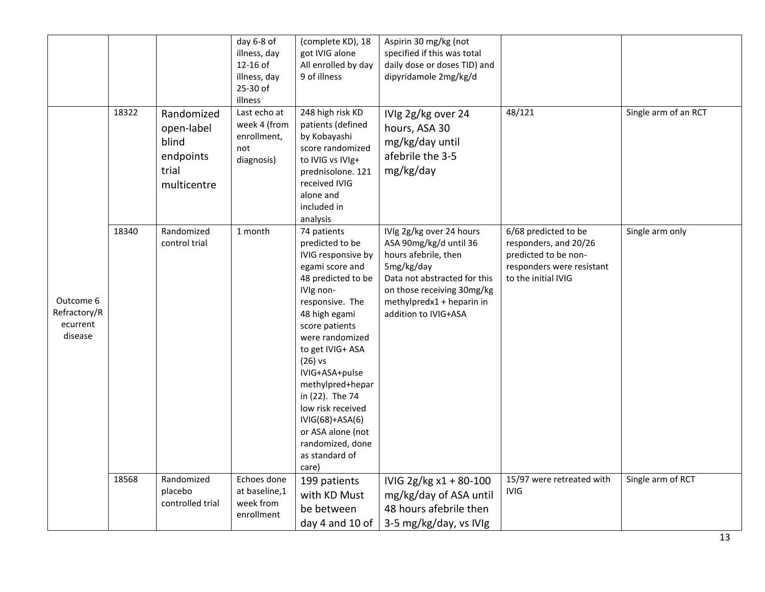| | | | | | | | |
|---|---|---|---|---|---|---|---|
| | | | day 6-8 of illness, day 12-16 of illness, day 25-30 of illness | (complete KD), 18 got IVIG alone All enrolled by day 9 of illness | Aspirin 30 mg/kg (not specified if this was total daily dose or doses TID) and dipyridamole 2mg/kg/d | | |
| Outcome 6 Refractory/Recurrent disease | 18322 | Randomized open-label blind endpoints trial multicentre | Last echo at week 4 (from enrollment, not diagnosis) | 248 high risk KD patients (defined by Kobayashi score randomized to IVIG vs IVIg+ prednisolone. 121 received IVIG alone and included in analysis | IVIg 2g/kg over 24 hours, ASA 30 mg/kg/day until afebrile the 3-5 mg/kg/day | 48/121 | Single arm of an RCT |
| | 18340 | Randomized control trial | 1 month | 74 patients predicted to be IVIG responsive by egami score and 48 predicted to be IVIg non-responsive. The 48 high egami score patients were randomized to get IVIG+ ASA (26) vs IVIG+ASA+pulse methylpred+heparin (22). The 74 low risk received IVIG(68)+ASA(6) or ASA alone (not randomized, done as standard of care) | IVIg 2g/kg over 24 hours ASA 90mg/kg/d until 36 hours afebrile, then 5mg/kg/day<br>Data not abstracted for this on those receiving 30mg/kg methylpredx1 + heparin in addition to IVIG+ASA | 6/68 predicted to be responders, and 20/26 predicted to be non-responders were resistant to the initial IVIG | Single arm only |
| | 18568 | Randomized placebo controlled trial | Echoes done at baseline,1 week from enrollment | 199 patients with KD Must be between day 4 and 10 of | IVIG 2g/kg x1 + 80-100 mg/kg/day of ASA until 48 hours afebrile then 3-5 mg/kg/day, vs IVIg | 15/97 were retreated with IVIG | Single arm of RCT |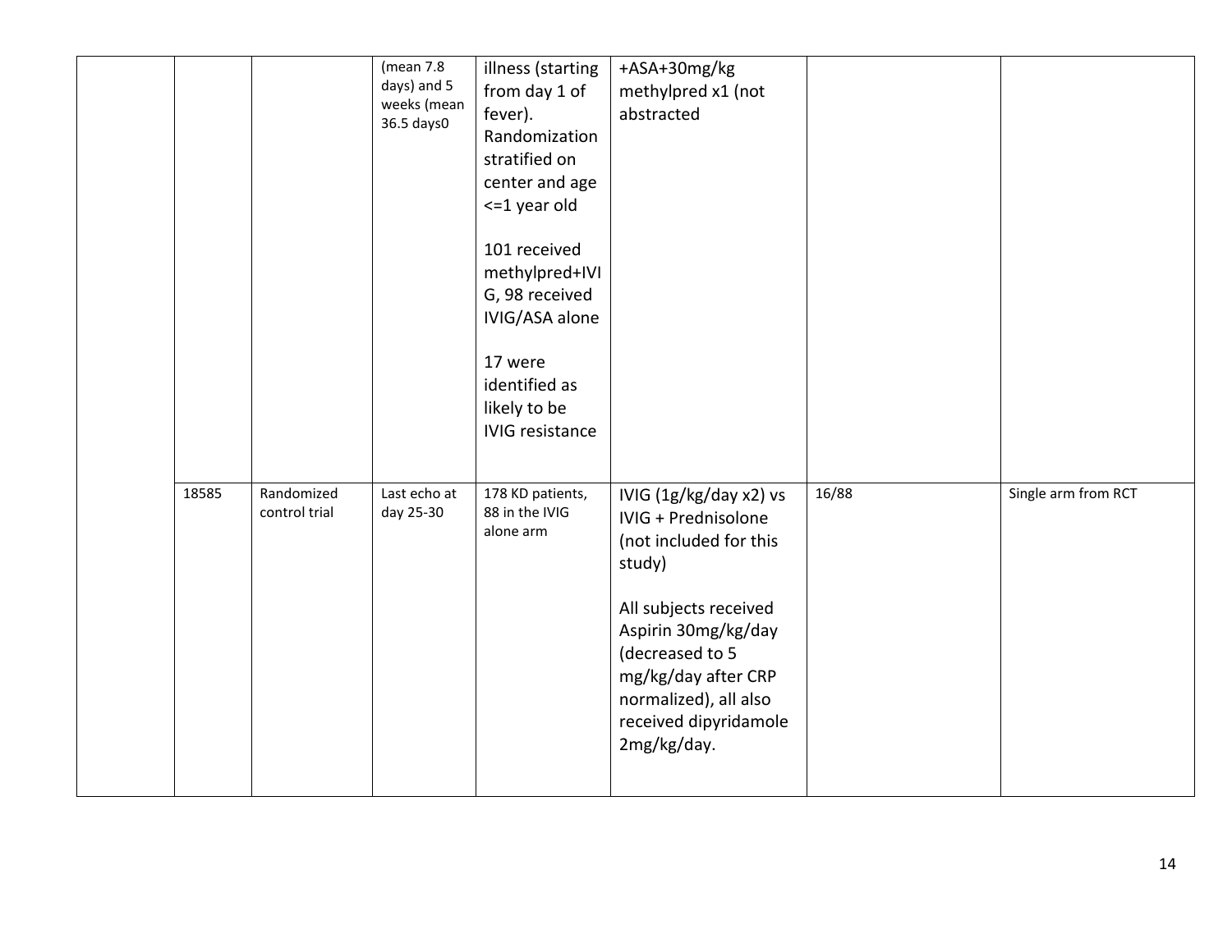| | | | | | | | |
|---|---|---|---|---|---|---|---|
| | | | (mean 7.8 days) and 5 weeks (mean 36.5 days0 | illness (starting from day 1 of fever). Randomization stratified on center and age <=1 year old<br><br>101 received methylpred+IVIG, 98 received IVIG/ASA alone<br><br>17 were identified as likely to be IVIG resistance | +ASA+30mg/kg methylpred x1 (not abstracted | | |
| | 18585 | Randomized control trial | Last echo at day 25-30 | 178 KD patients, 88 in the IVIG alone arm | IVIG (1g/kg/day x2) vs IVIG + Prednisolone (not included for this study)<br><br>All subjects received Aspirin 30mg/kg/day (decreased to 5 mg/kg/day after CRP normalized), all also received dipyridamole 2mg/kg/day. | 16/88 | Single arm from RCT |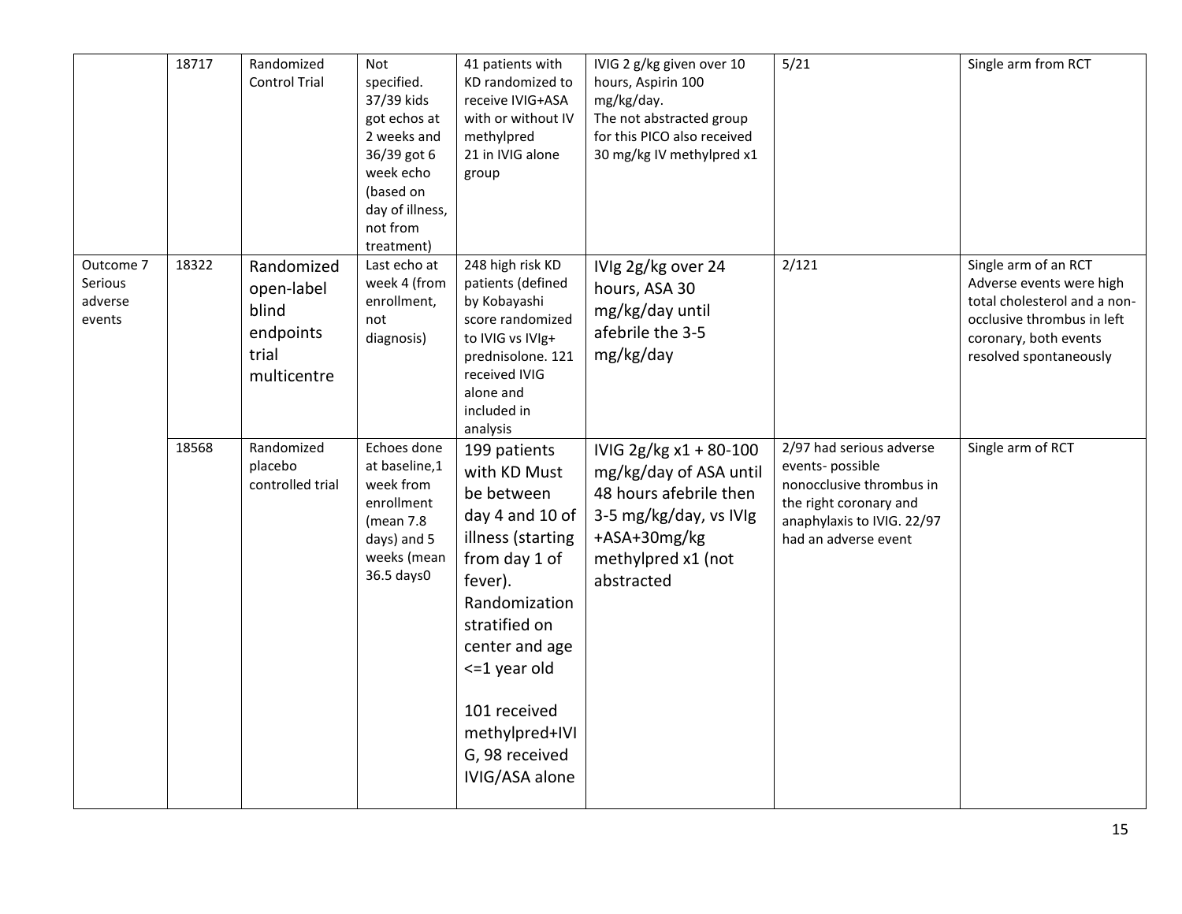| | | | | | | | |
|---|---|---|---|---|---|---|---|
| | 18717 | Randomized Control Trial | Not specified. 37/39 kids got echos at 2 weeks and 36/39 got 6 week echo (based on day of illness, not from treatment) | 41 patients with KD randomized to receive IVIG+ASA with or without IV methylpred 21 in IVIG alone group | IVIG 2 g/kg given over 10 hours, Aspirin 100 mg/kg/day. The not abstracted group for this PICO also received 30 mg/kg IV methylpred x1 | 5/21 | Single arm from RCT |
| Outcome 7 Serious adverse events | 18322 | Randomized open-label blind endpoints trial multicentre | Last echo at week 4 (from enrollment, not diagnosis) | 248 high risk KD patients (defined by Kobayashi score randomized to IVIG vs IVIg+ prednisolone. 121 received IVIG alone and included in analysis | IVIg 2g/kg over 24 hours, ASA 30 mg/kg/day until afebrile the 3-5 mg/kg/day | 2/121 | Single arm of an RCT Adverse events were high total cholesterol and a non-occlusive thrombus in left coronary, both events resolved spontaneously |
| | 18568 | Randomized placebo controlled trial | Echoes done at baseline,1 week from enrollment (mean 7.8 days) and 5 weeks (mean 36.5 days0 | 199 patients with KD Must be between day 4 and 10 of illness (starting from day 1 of fever). Randomization stratified on center and age <=1 year old<br><br>101 received methylpred+IVIG, 98 received IVIG/ASA alone | IVIG 2g/kg x1 + 80-100 mg/kg/day of ASA until 48 hours afebrile then 3-5 mg/kg/day, vs IVIg +ASA+30mg/kg methylpred x1 (not abstracted | 2/97 had serious adverse events- possible nonocclusive thrombus in the right coronary and anaphylaxis to IVIG. 22/97 had an adverse event | Single arm of RCT |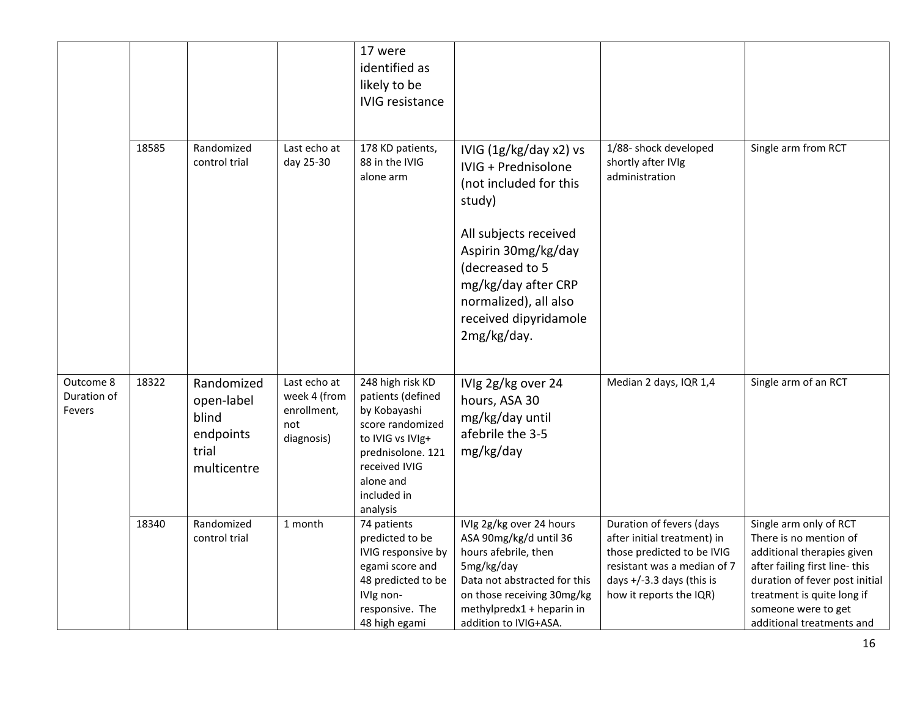| | | | | | | | |
|---|---|---|---|---|---|---|---|
| | | | | 17 were identified as likely to be IVIG resistance | | | |
| | 18585 | Randomized control trial | Last echo at day 25-30 | 178 KD patients, 88 in the IVIG alone arm | IVIG (1g/kg/day x2) vs IVIG + Prednisolone (not included for this study)<br><br>All subjects received Aspirin 30mg/kg/day (decreased to 5 mg/kg/day after CRP normalized), all also received dipyridamole 2mg/kg/day. | 1/88- shock developed shortly after IVIg administration | Single arm from RCT |
| Outcome 8 Duration of Fevers | 18322 | Randomized open-label blind endpoints trial multicentre | Last echo at week 4 (from enrollment, not diagnosis) | 248 high risk KD patients (defined by Kobayashi score randomized to IVIG vs IVIg+ prednisolone. 121 received IVIG alone and included in analysis | IVIg 2g/kg over 24 hours, ASA 30 mg/kg/day until afebrile the 3-5 mg/kg/day | Median 2 days, IQR 1,4 | Single arm of an RCT |
| | 18340 | Randomized control trial | 1 month | 74 patients predicted to be IVIG responsive by egami score and 48 predicted to be IVIg non-responsive. The 48 high egami | IVIg 2g/kg over 24 hours ASA 90mg/kg/d until 36 hours afebrile, then 5mg/kg/day<br>Data not abstracted for this on those receiving 30mg/kg methylpredx1 + heparin in addition to IVIG+ASA. | Duration of fevers (days after initial treatment) in those predicted to be IVIG resistant was a median of 7 days +/-3.3 days (this is how it reports the IQR) | Single arm only of RCT<br>There is no mention of additional therapies given after failing first line- this duration of fever post initial treatment is quite long if someone were to get additional treatments and |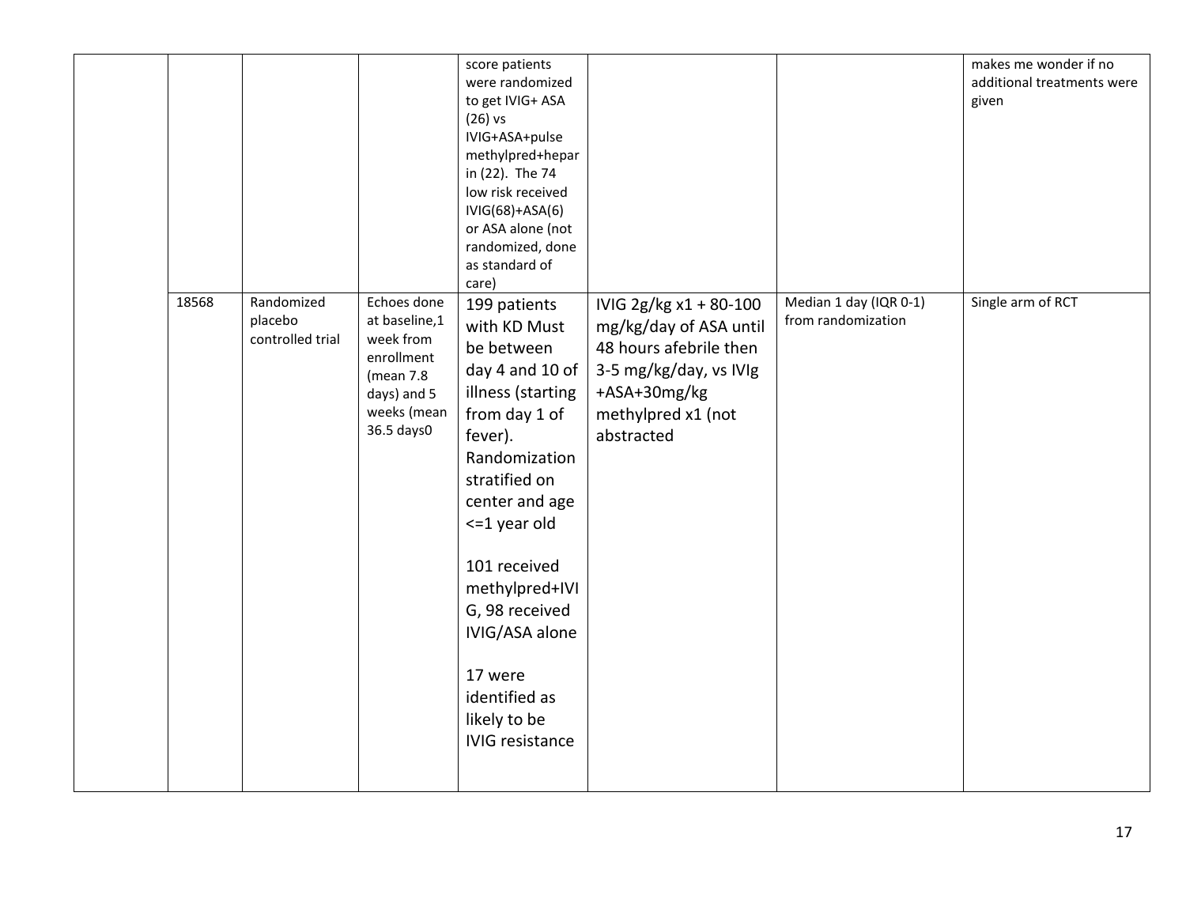| | | | | | | | |
|---|---|---|---|---|---|---|---|
| | | | | score patients were randomized to get IVIG+ ASA (26) vs IVIG+ASA+pulse methylpred+heparin (22). The 74 low risk received IVIG(68)+ASA(6) or ASA alone (not randomized, done as standard of care) | | | makes me wonder if no additional treatments were given |
| | 18568 | Randomized placebo controlled trial | Echoes done at baseline,1 week from enrollment (mean 7.8 days) and 5 weeks (mean 36.5 days0 | 199 patients with KD Must be between day 4 and 10 of illness (starting from day 1 of fever). Randomization stratified on center and age <=1 year old<br><br>101 received methylpred+IVIG, 98 received IVIG/ASA alone<br><br>17 were identified as likely to be IVIG resistance | IVIG 2g/kg x1 + 80-100 mg/kg/day of ASA until 48 hours afebrile then 3-5 mg/kg/day, vs IVIg +ASA+30mg/kg methylpred x1 (not abstracted | Median 1 day (IQR 0-1) from randomization | Single arm of RCT |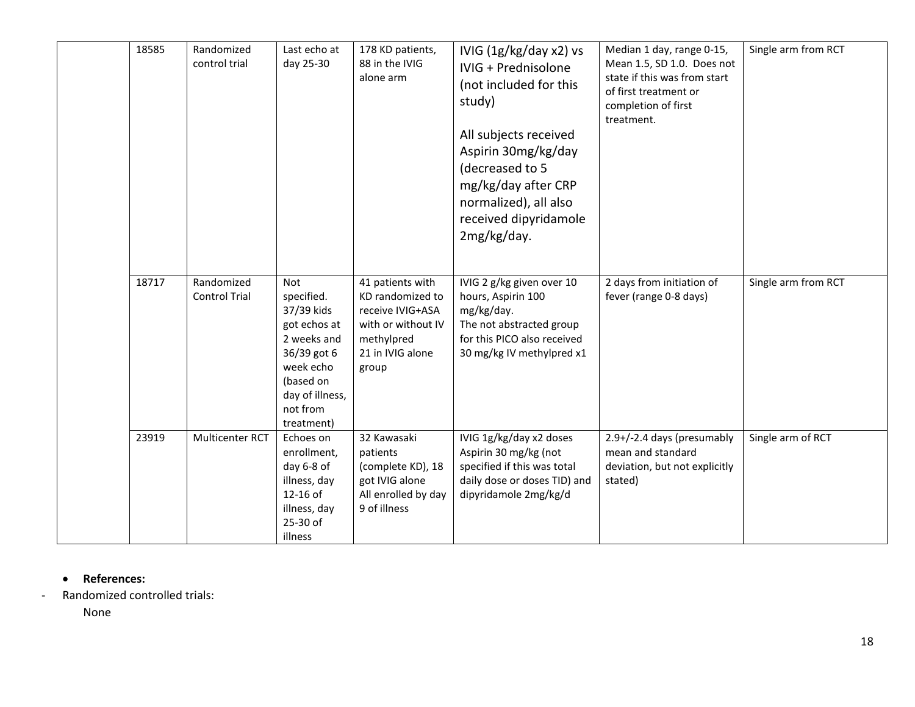| | | | | | | | |
|---|---|---|---|---|---|---|---|
| | 18585 | Randomized control trial | Last echo at day 25-30 | 178 KD patients, 88 in the IVIG alone arm | IVIG (1g/kg/day x2) vs IVIG + Prednisolone (not included for this study)<br><br>All subjects received Aspirin 30mg/kg/day (decreased to 5 mg/kg/day after CRP normalized), all also received dipyridamole 2mg/kg/day. | Median 1 day, range 0-15, Mean 1.5, SD 1.0. Does not state if this was from start of first treatment or completion of first treatment. | Single arm from RCT |
| | 18717 | Randomized Control Trial | Not specified. 37/39 kids got echos at 2 weeks and 36/39 got 6 week echo (based on day of illness, not from treatment) | 41 patients with KD randomized to receive IVIG+ASA with or without IV methylpred<br>21 in IVIG alone group | IVIG 2 g/kg given over 10 hours, Aspirin 100 mg/kg/day.<br>The not abstracted group for this PICO also received 30 mg/kg IV methylpred x1 | 2 days from initiation of fever (range 0-8 days) | Single arm from RCT |
| | 23919 | Multicenter RCT | Echoes on enrollment, day 6-8 of illness, day 12-16 of illness, day 25-30 of illness | 32 Kawasaki patients (complete KD), 18 got IVIG alone<br>All enrolled by day 9 of illness | IVIG 1g/kg/day x2 doses Aspirin 30 mg/kg (not specified if this was total daily dose or doses TID) and dipyridamole 2mg/kg/d | 2.9+/-2.4 days (presumably mean and standard deviation, but not explicitly stated) | Single arm of RCT |

- **References:**

- Randomized controlled trials:

  None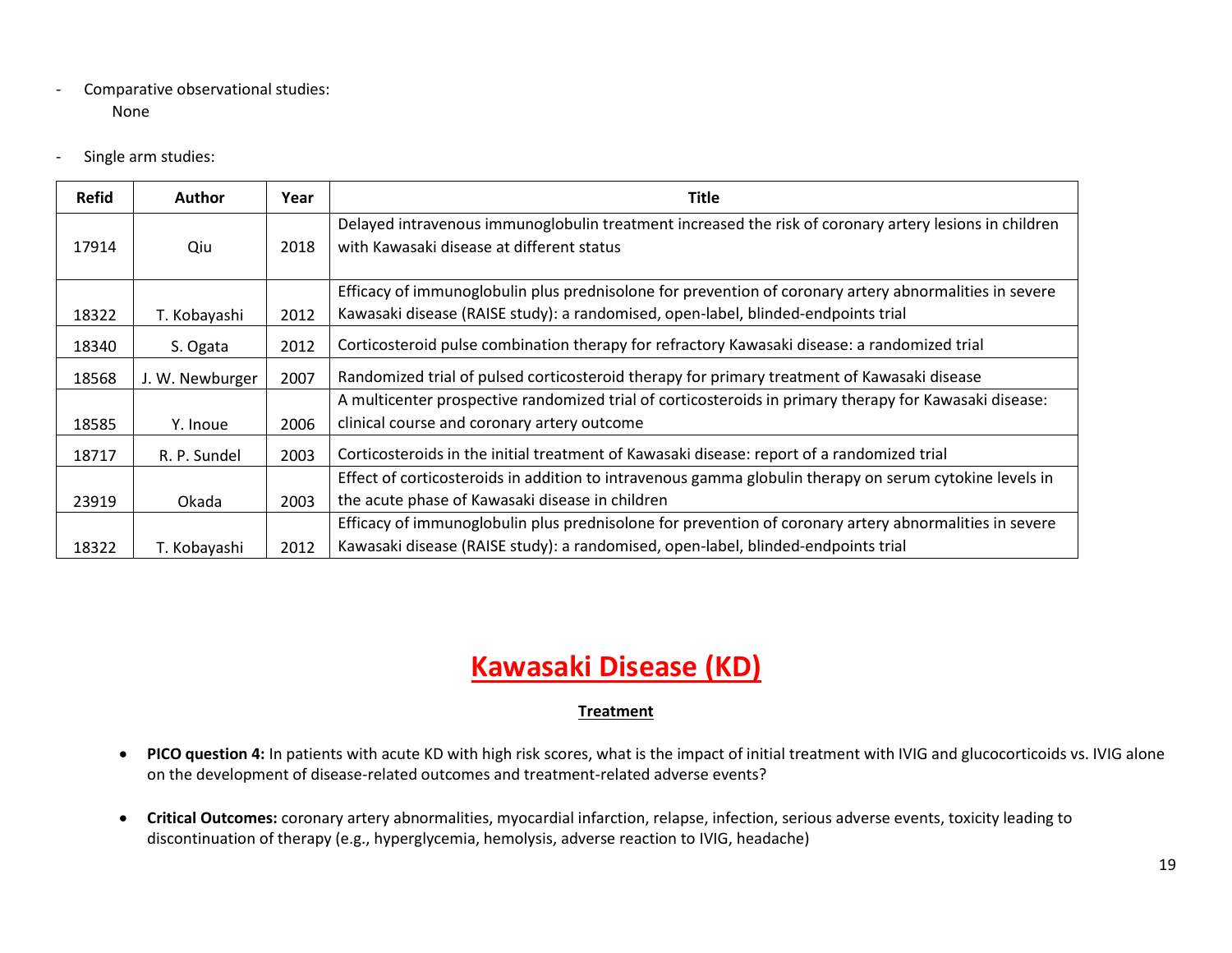- Comparative observational studies:
  None

- Single arm studies:

| Refid | Author | Year | Title |
|---|---|---|---|
| 17914 | Qiu | 2018 | Delayed intravenous immunoglobulin treatment increased the risk of coronary artery lesions in children with Kawasaki disease at different status |
| 18322 | T. Kobayashi | 2012 | Efficacy of immunoglobulin plus prednisolone for prevention of coronary artery abnormalities in severe Kawasaki disease (RAISE study): a randomised, open-label, blinded-endpoints trial |
| 18340 | S. Ogata | 2012 | Corticosteroid pulse combination therapy for refractory Kawasaki disease: a randomized trial |
| 18568 | J. W. Newburger | 2007 | Randomized trial of pulsed corticosteroid therapy for primary treatment of Kawasaki disease |
| 18585 | Y. Inoue | 2006 | A multicenter prospective randomized trial of corticosteroids in primary therapy for Kawasaki disease: clinical course and coronary artery outcome |
| 18717 | R. P. Sundel | 2003 | Corticosteroids in the initial treatment of Kawasaki disease: report of a randomized trial |
| 23919 | Okada | 2003 | Effect of corticosteroids in addition to intravenous gamma globulin therapy on serum cytokine levels in the acute phase of Kawasaki disease in children |
| 18322 | T. Kobayashi | 2012 | Efficacy of immunoglobulin plus prednisolone for prevention of coronary artery abnormalities in severe Kawasaki disease (RAISE study): a randomised, open-label, blinded-endpoints trial |

# Kawasaki Disease (KD)

## Treatment

- **PICO question 4:** In patients with acute KD with high risk scores, what is the impact of initial treatment with IVIG and glucocorticoids vs. IVIG alone on the development of disease-related outcomes and treatment-related adverse events?

- **Critical Outcomes:** coronary artery abnormalities, myocardial infarction, relapse, infection, serious adverse events, toxicity leading to discontinuation of therapy (e.g., hyperglycemia, hemolysis, adverse reaction to IVIG, headache)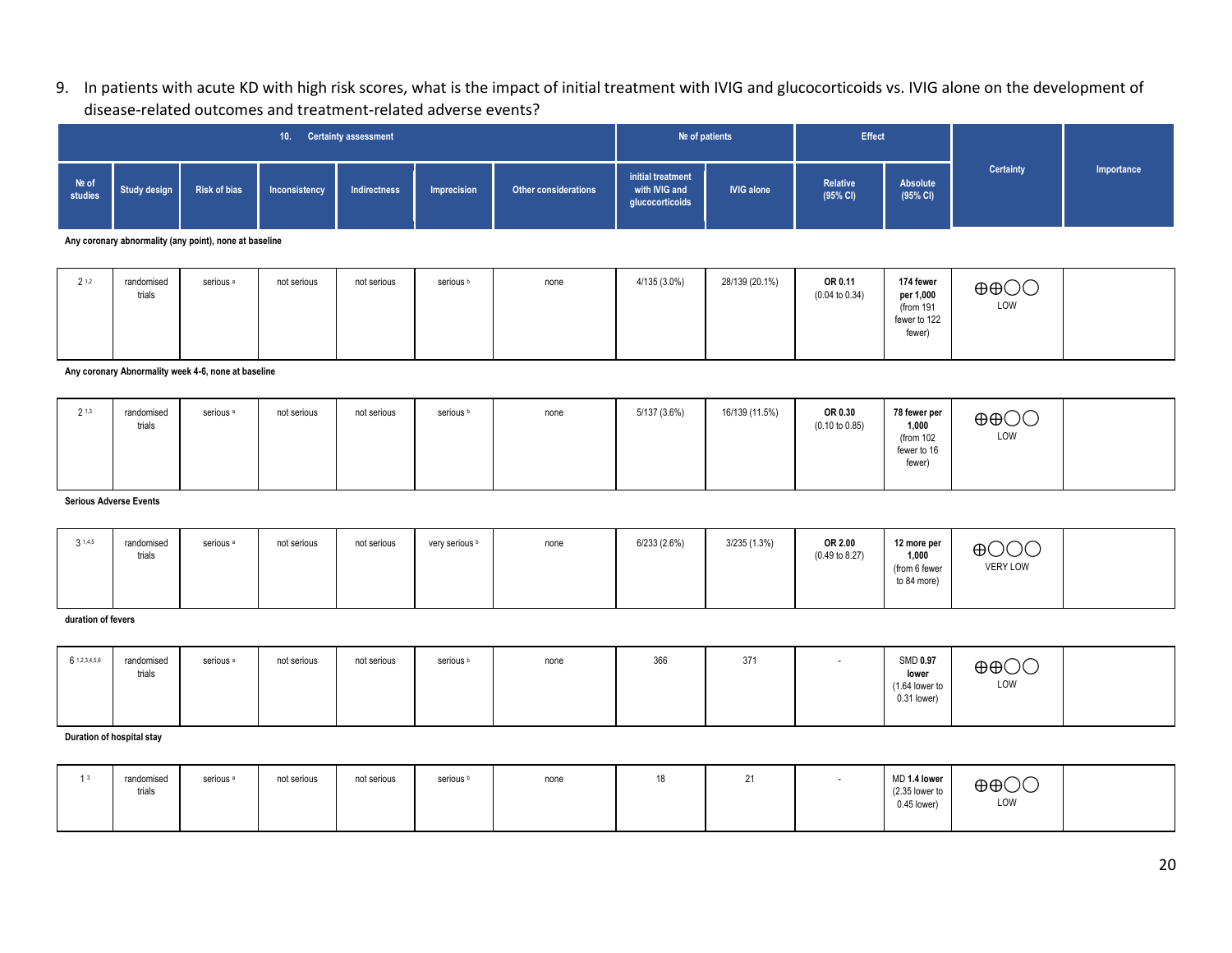9. In patients with acute KD with high risk scores, what is the impact of initial treatment with IVIG and glucocorticoids vs. IVIG alone on the development of disease-related outcomes and treatment-related adverse events?

| 10. Certainty assessment | | | | | | | № of patients | | Effect | | Certainty | Importance |
|---|---|---|---|---|---|---|---|---|---|---|---|---|
| № of studies | Study design | Risk of bias | Inconsistency | Indirectness | Imprecision | Other considerations | initial treatment with IVIG and glucocorticoids | IVIG alone | Relative (95% CI) | Absolute (95% CI) | | |
| **Any coronary abnormality (any point), none at baseline** | | | | | | | | | | | | |
| 2 [1,2] | randomised trials | serious [a] | not serious | not serious | serious [b] | none | 4/135 (3.0%) | 28/139 (20.1%) | **OR 0.11** (0.04 to 0.34) | **174 fewer per 1,000** (from 191 fewer to 122 fewer) | ⊕⊕◯◯ LOW | |
| **Any coronary Abnormality week 4-6, none at baseline** | | | | | | | | | | | | |
| 2 [1,3] | randomised trials | serious [a] | not serious | not serious | serious [b] | none | 5/137 (3.6%) | 16/139 (11.5%) | **OR 0.30** (0.10 to 0.85) | **78 fewer per 1,000** (from 102 fewer to 16 fewer) | ⊕⊕◯◯ LOW | |
| **Serious Adverse Events** | | | | | | | | | | | | |
| 3 [1,4,5] | randomised trials | serious [a] | not serious | not serious | very serious [b] | none | 6/233 (2.6%) | 3/235 (1.3%) | **OR 2.00** (0.49 to 8.27) | **12 more per 1,000** (from 6 fewer to 84 more) | ⊕◯◯◯ VERY LOW | |
| **duration of fevers** | | | | | | | | | | | | |
| 6 [1,2,3,4,5,6] | randomised trials | serious [a] | not serious | not serious | serious [b] | none | 366 | 371 | - | SMD **0.97 lower** (1.64 lower to 0.31 lower) | ⊕⊕◯◯ LOW | |
| **Duration of hospital stay** | | | | | | | | | | | | |
| 1 [3] | randomised trials | serious [a] | not serious | not serious | serious [b] | none | 18 | 21 | - | MD **1.4 lower** (2.35 lower to 0.45 lower) | ⊕⊕◯◯ LOW | |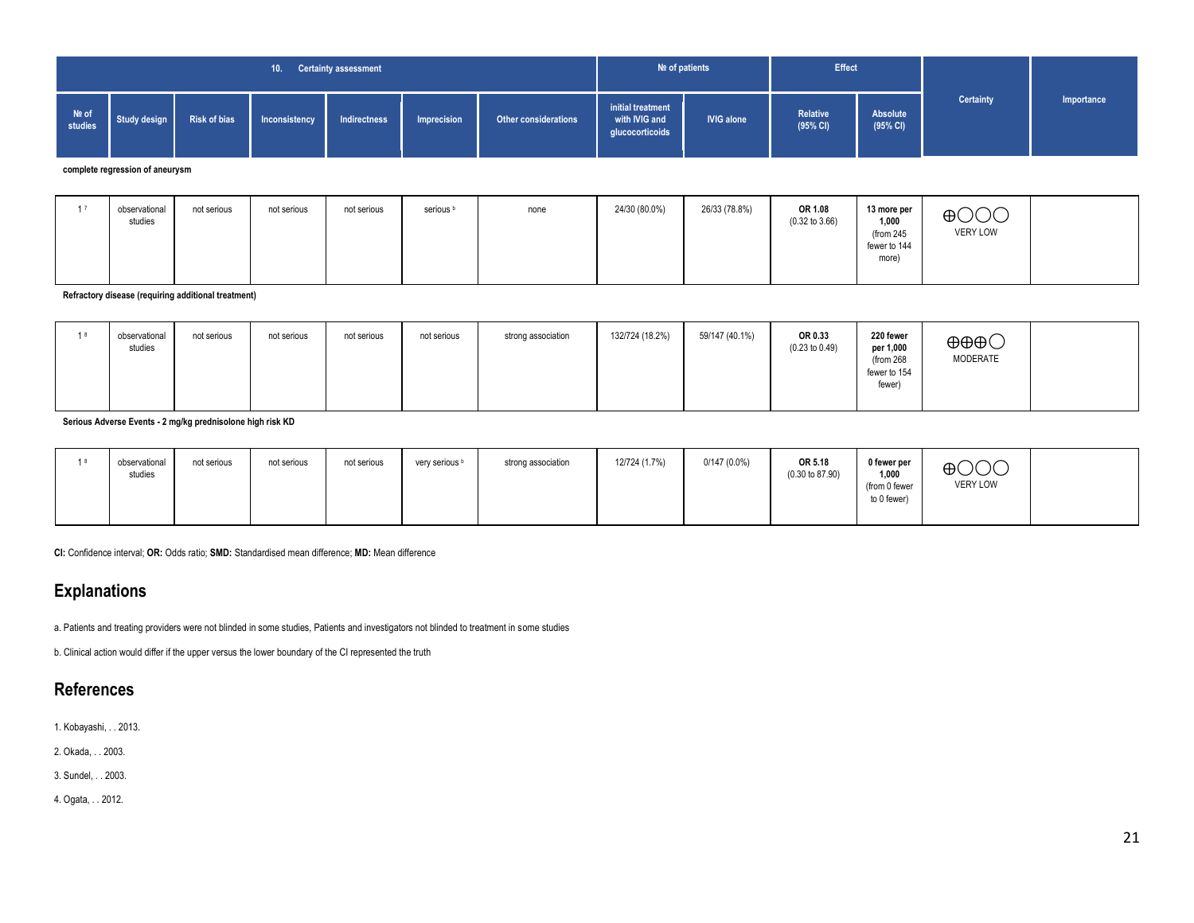| 10. Certainty assessment | | | | | | | № of patients | | Effect | | Certainty | Importance |
|---|---|---|---|---|---|---|---|---|---|---|---|---|
| № of studies | Study design | Risk of bias | Inconsistency | Indirectness | Imprecision | Other considerations | initial treatment with IVIG and glucocorticoids | IVIG alone | Relative (95% CI) | Absolute (95% CI) | | |
| **complete regression of aneurysm** | | | | | | | | | | | | |
| 1 [7] | observational studies | not serious | not serious | not serious | serious [b] | none | 24/30 (80.0%) | 26/33 (78.8%) | **OR 1.08** (0.32 to 3.66) | **13 more per 1,000** (from 245 fewer to 144 more) | ⊕◯◯◯ VERY LOW | |
| **Refractory disease (requiring additional treatment)** | | | | | | | | | | | | |
| 1 [8] | observational studies | not serious | not serious | not serious | not serious | strong association | 132/724 (18.2%) | 59/147 (40.1%) | **OR 0.33** (0.23 to 0.49) | **220 fewer per 1,000** (from 268 fewer to 154 fewer) | ⊕⊕⊕◯ MODERATE | |
| **Serious Adverse Events - 2 mg/kg prednisolone high risk KD** | | | | | | | | | | | | |
| 1 [8] | observational studies | not serious | not serious | not serious | very serious [b] | strong association | 12/724 (1.7%) | 0/147 (0.0%) | **OR 5.18** (0.30 to 87.90) | **0 fewer per 1,000** (from 0 fewer to 0 fewer) | ⊕◯◯◯ VERY LOW | |

**CI:** Confidence interval; **OR:** Odds ratio; **SMD:** Standardised mean difference; **MD:** Mean difference

## Explanations

a. Patients and treating providers were not blinded in some studies, Patients and investigators not blinded to treatment in some studies

b. Clinical action would differ if the upper versus the lower boundary of the CI represented the truth

## References

1. Kobayashi, . . 2013.
2. Okada, . . 2003.
3. Sundel, . . 2003.
4. Ogata, . . 2012.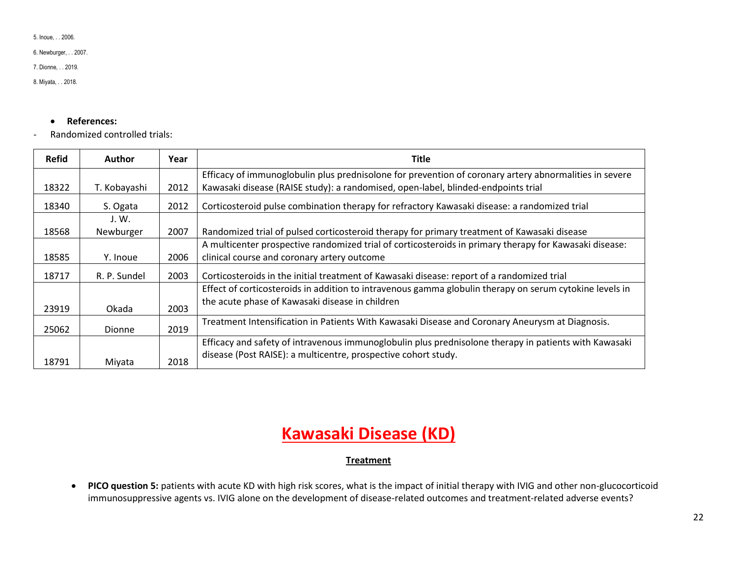5. Inoue, . . 2006.

6. Newburger, . . 2007.

7. Dionne, . . 2019.

8. Miyata, . . 2018.

- **References:**

- Randomized controlled trials:

| Refid | Author | Year | Title |
|---|---|---|---|
| 18322 | T. Kobayashi | 2012 | Efficacy of immunoglobulin plus prednisolone for prevention of coronary artery abnormalities in severe Kawasaki disease (RAISE study): a randomised, open-label, blinded-endpoints trial |
| 18340 | S. Ogata | 2012 | Corticosteroid pulse combination therapy for refractory Kawasaki disease: a randomized trial |
| 18568 | J. W. Newburger | 2007 | Randomized trial of pulsed corticosteroid therapy for primary treatment of Kawasaki disease |
| 18585 | Y. Inoue | 2006 | A multicenter prospective randomized trial of corticosteroids in primary therapy for Kawasaki disease: clinical course and coronary artery outcome |
| 18717 | R. P. Sundel | 2003 | Corticosteroids in the initial treatment of Kawasaki disease: report of a randomized trial |
| 23919 | Okada | 2003 | Effect of corticosteroids in addition to intravenous gamma globulin therapy on serum cytokine levels in the acute phase of Kawasaki disease in children |
| 25062 | Dionne | 2019 | Treatment Intensification in Patients With Kawasaki Disease and Coronary Aneurysm at Diagnosis. |
| 18791 | Miyata | 2018 | Efficacy and safety of intravenous immunoglobulin plus prednisolone therapy in patients with Kawasaki disease (Post RAISE): a multicentre, prospective cohort study. |

# Kawasaki Disease (KD)

**Treatment**

- **PICO question 5:** patients with acute KD with high risk scores, what is the impact of initial therapy with IVIG and other non-glucocorticoid immunosuppressive agents vs. IVIG alone on the development of disease-related outcomes and treatment-related adverse events?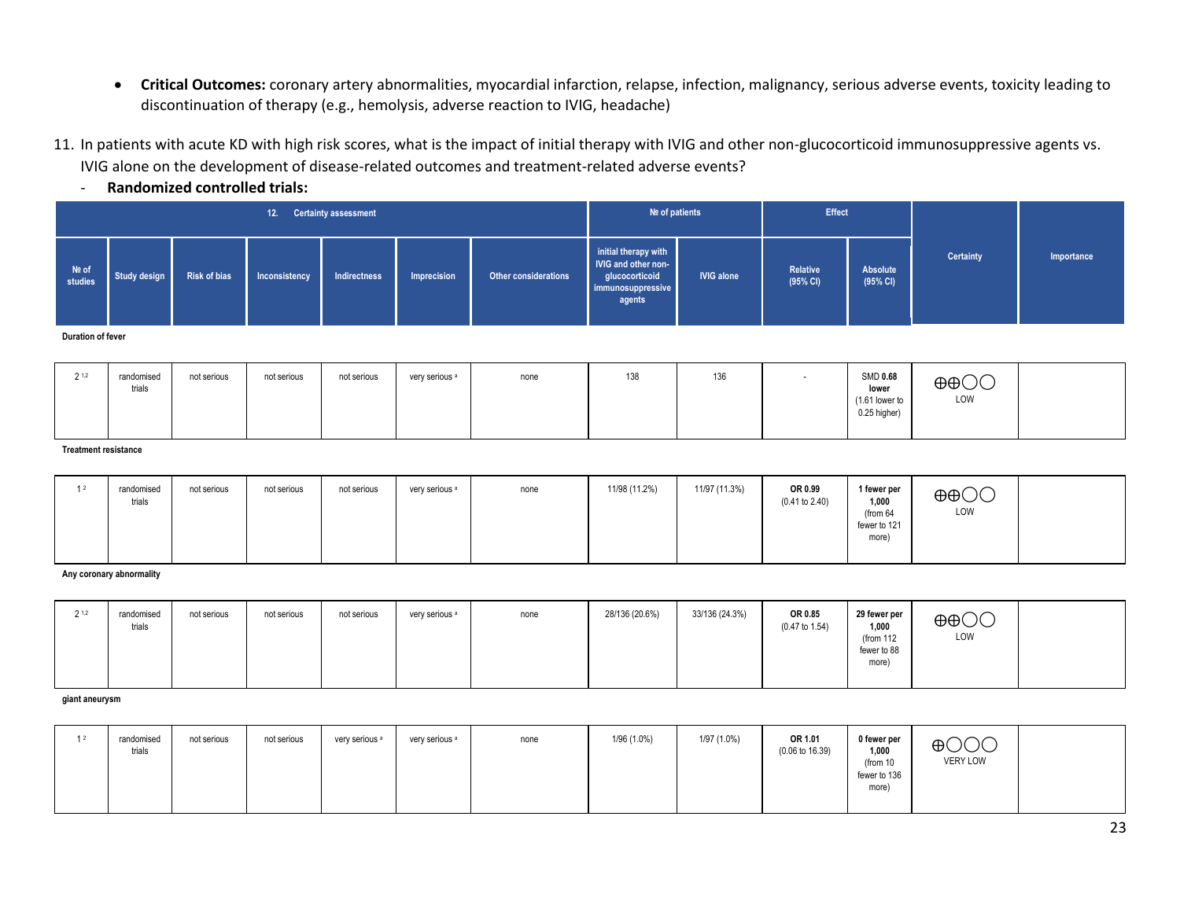- **Critical Outcomes:** coronary artery abnormalities, myocardial infarction, relapse, infection, malignancy, serious adverse events, toxicity leading to discontinuation of therapy (e.g., hemolysis, adverse reaction to IVIG, headache)

11. In patients with acute KD with high risk scores, what is the impact of initial therapy with IVIG and other non-glucocorticoid immunosuppressive agents vs. IVIG alone on the development of disease-related outcomes and treatment-related adverse events?
    - **Randomized controlled trials:**

| 12. Certainty assessment | | | | | | | № of patients | | Effect | | Certainty | Importance |
|---|---|---|---|---|---|---|---|---|---|---|---|---|
| № of studies | Study design | Risk of bias | Inconsistency | Indirectness | Imprecision | Other considerations | initial therapy with IVIG and other non-glucocorticoid immunosuppressive agents | IVIG alone | Relative (95% CI) | Absolute (95% CI) | | |
| **Duration of fever** | | | | | | | | | | | | |
| 2 [1,2] | randomised trials | not serious | not serious | not serious | very serious [a] | none | 138 | 136 | - | SMD **0.68 lower** (1.61 lower to 0.25 higher) | ⊕⊕◯◯ LOW | |
| **Treatment resistance** | | | | | | | | | | | | |
| 1 [2] | randomised trials | not serious | not serious | not serious | very serious [a] | none | 11/98 (11.2%) | 11/97 (11.3%) | **OR 0.99** (0.41 to 2.40) | **1 fewer per 1,000** (from 64 fewer to 121 more) | ⊕⊕◯◯ LOW | |
| **Any coronary abnormality** | | | | | | | | | | | | |
| 2 [1,2] | randomised trials | not serious | not serious | not serious | very serious [a] | none | 28/136 (20.6%) | 33/136 (24.3%) | **OR 0.85** (0.47 to 1.54) | **29 fewer per 1,000** (from 112 fewer to 88 more) | ⊕⊕◯◯ LOW | |
| **giant aneurysm** | | | | | | | | | | | | |
| 1 [2] | randomised trials | not serious | not serious | very serious [a] | very serious [a] | none | 1/96 (1.0%) | 1/97 (1.0%) | **OR 1.01** (0.06 to 16.39) | **0 fewer per 1,000** (from 10 fewer to 136 more) | ⊕◯◯◯ VERY LOW | |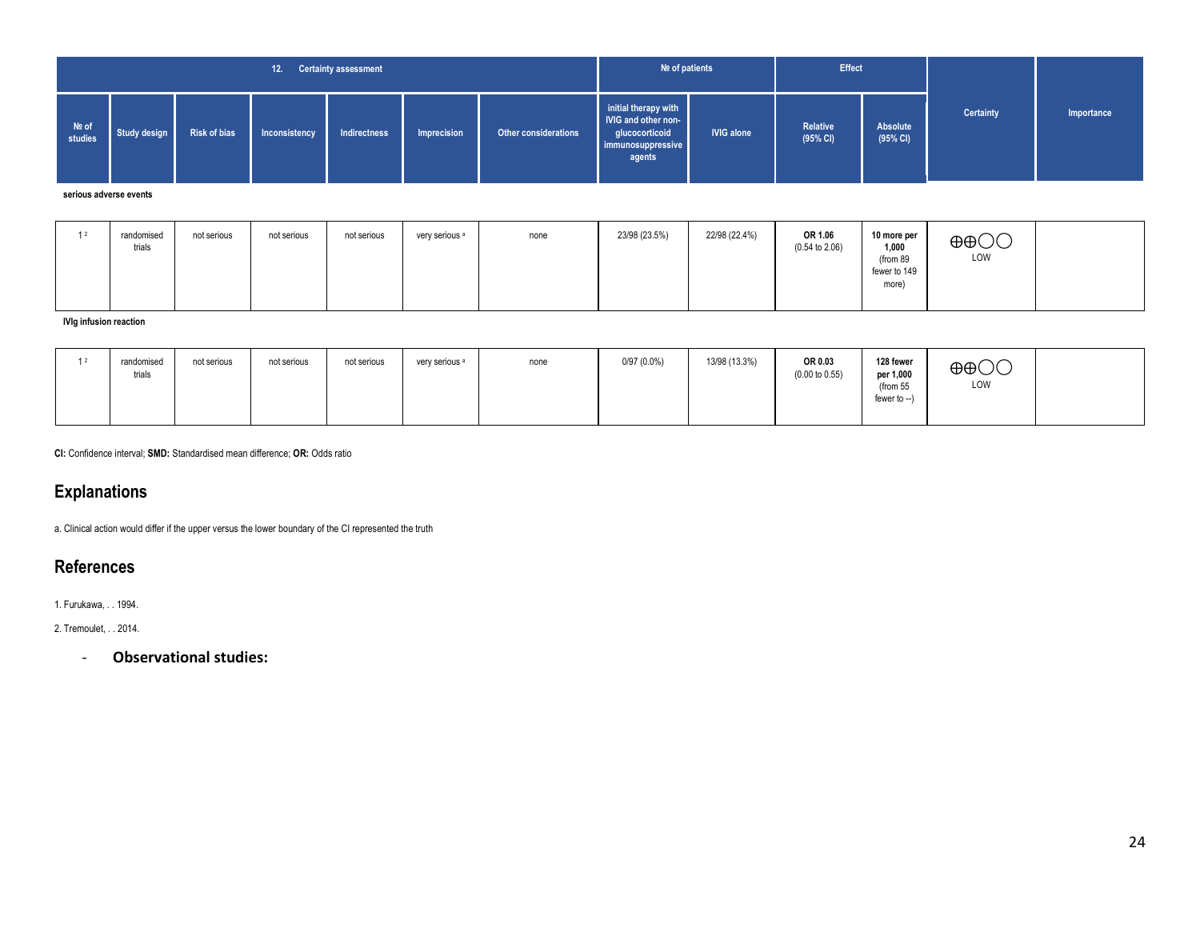| 12. Certainty assessment | | | | | | | № of patients | | Effect | | Certainty | Importance |
|---|---|---|---|---|---|---|---|---|---|---|---|---|
| № of studies | Study design | Risk of bias | Inconsistency | Indirectness | Imprecision | Other considerations | initial therapy with IVIG and other non-glucocorticoid immunosuppressive agents | IVIG alone | Relative (95% CI) | Absolute (95% CI) | | |
| **serious adverse events** | | | | | | | | | | | | |
| 1 [2] | randomised trials | not serious | not serious | not serious | very serious [a] | none | 23/98 (23.5%) | 22/98 (22.4%) | **OR 1.06** (0.54 to 2.06) | **10 more per 1,000** (from 89 fewer to 149 more) | ⨁⨁◯◯ LOW | |
| **IVIg infusion reaction** | | | | | | | | | | | | |
| 1 [2] | randomised trials | not serious | not serious | not serious | very serious [a] | none | 0/97 (0.0%) | 13/98 (13.3%) | **OR 0.03** (0.00 to 0.55) | **128 fewer per 1,000** (from 55 fewer to --) | ⨁⨁◯◯ LOW | |

**CI:** Confidence interval; **SMD:** Standardised mean difference; **OR:** Odds ratio

## Explanations

a. Clinical action would differ if the upper versus the lower boundary of the CI represented the truth

## References

1. Furukawa, . . 1994.

2. Tremoulet, . . 2014.

- **Observational studies:**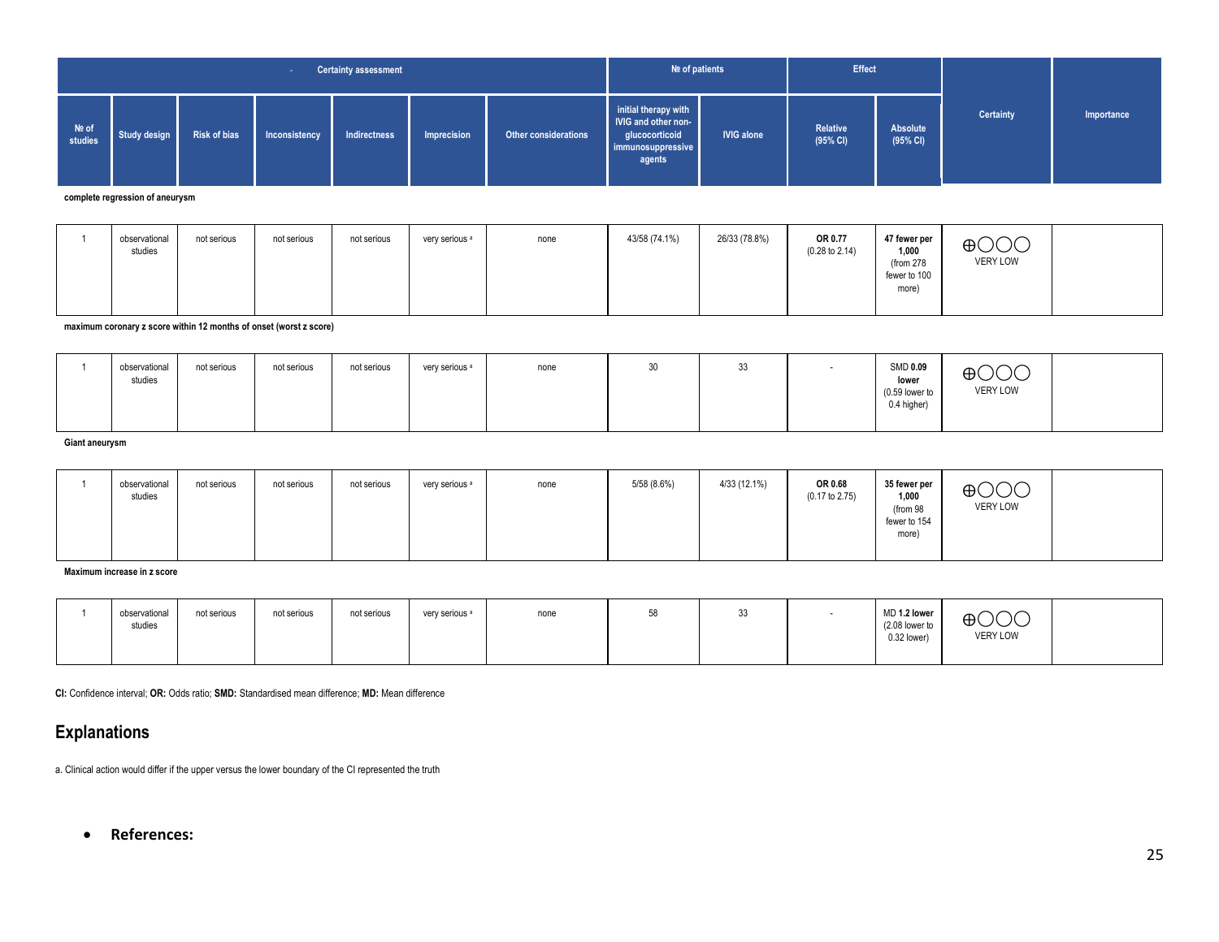| Certainty assessment | | | | | | | № of patients | | Effect | | Certainty | Importance |
|---|---|---|---|---|---|---|---|---|---|---|---|---|
| № of studies | Study design | Risk of bias | Inconsistency | Indirectness | Imprecision | Other considerations | initial therapy with IVIG and other non-glucocorticoid immunosuppressive agents | IVIG alone | Relative (95% CI) | Absolute (95% CI) | | |
| **complete regression of aneurysm** | | | | | | | | | | | | |
| 1 | observational studies | not serious | not serious | not serious | very serious [a] | none | 43/58 (74.1%) | 26/33 (78.8%) | **OR 0.77** (0.28 to 2.14) | **47 fewer per 1,000** (from 278 fewer to 100 more) | ⨁◯◯◯ VERY LOW | |
| **maximum coronary z score within 12 months of onset (worst z score)** | | | | | | | | | | | | |
| 1 | observational studies | not serious | not serious | not serious | very serious [a] | none | 30 | 33 | - | SMD **0.09 lower** (0.59 lower to 0.4 higher) | ⨁◯◯◯ VERY LOW | |
| **Giant aneurysm** | | | | | | | | | | | | |
| 1 | observational studies | not serious | not serious | not serious | very serious [a] | none | 5/58 (8.6%) | 4/33 (12.1%) | **OR 0.68** (0.17 to 2.75) | **35 fewer per 1,000** (from 98 fewer to 154 more) | ⨁◯◯◯ VERY LOW | |
| **Maximum increase in z score** | | | | | | | | | | | | |
| 1 | observational studies | not serious | not serious | not serious | very serious [a] | none | 58 | 33 | - | MD **1.2 lower** (2.08 lower to 0.32 lower) | ⨁◯◯◯ VERY LOW | |

**CI:** Confidence interval; **OR:** Odds ratio; **SMD:** Standardised mean difference; **MD:** Mean difference

## Explanations

a. Clinical action would differ if the upper versus the lower boundary of the CI represented the truth

- **References:**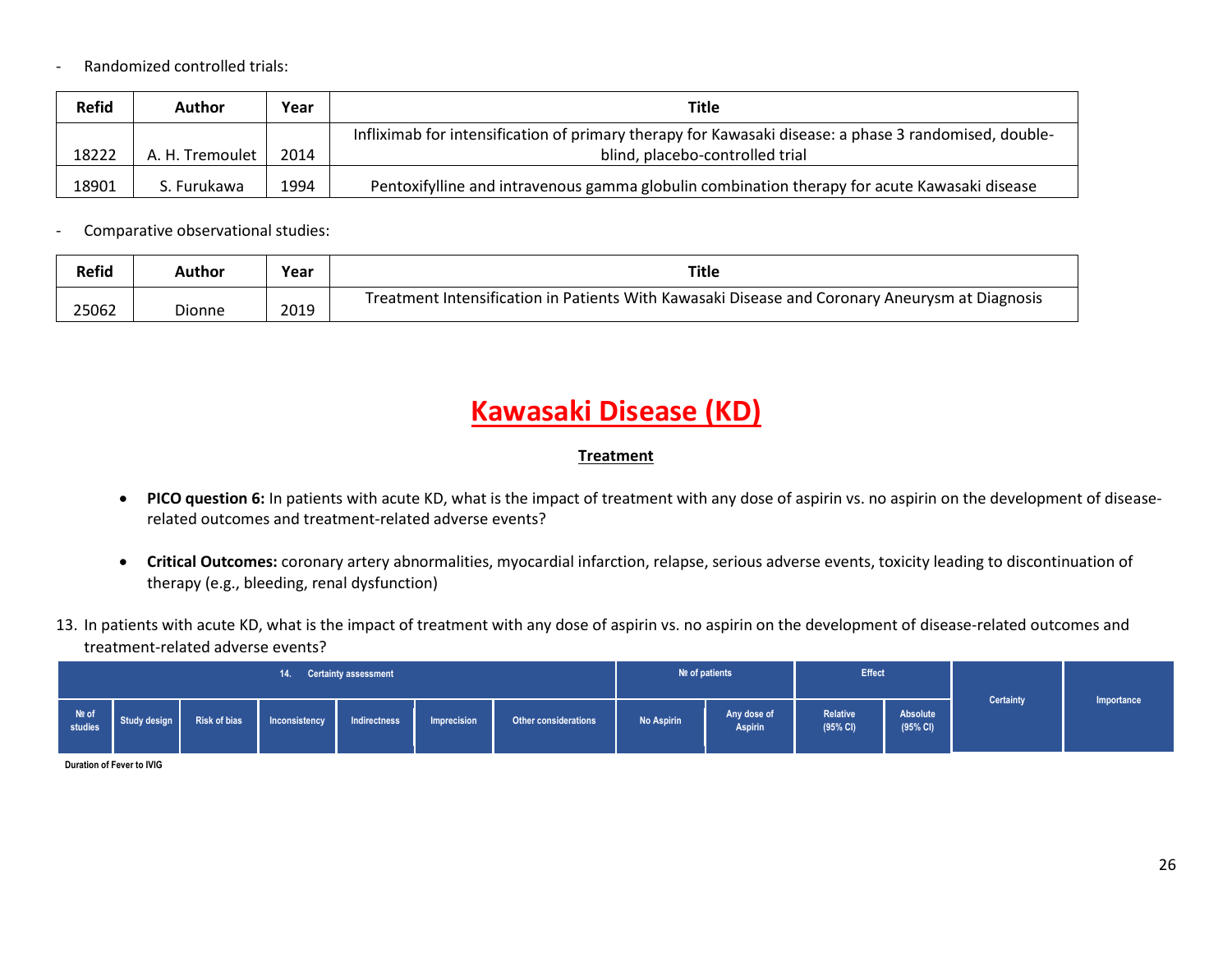- Randomized controlled trials:

| Refid | Author | Year | Title |
| --- | --- | --- | --- |
| 18222 | A. H. Tremoulet | 2014 | Infliximab for intensification of primary therapy for Kawasaki disease: a phase 3 randomised, double-blind, placebo-controlled trial |
| 18901 | S. Furukawa | 1994 | Pentoxifylline and intravenous gamma globulin combination therapy for acute Kawasaki disease |

- Comparative observational studies:

| Refid | Author | Year | Title |
| --- | --- | --- | --- |
| 25062 | Dionne | 2019 | Treatment Intensification in Patients With Kawasaki Disease and Coronary Aneurysm at Diagnosis |

# Kawasaki Disease (KD)

## Treatment

- **PICO question 6:** In patients with acute KD, what is the impact of treatment with any dose of aspirin vs. no aspirin on the development of disease-related outcomes and treatment-related adverse events?

- **Critical Outcomes:** coronary artery abnormalities, myocardial infarction, relapse, serious adverse events, toxicity leading to discontinuation of therapy (e.g., bleeding, renal dysfunction)

13. In patients with acute KD, what is the impact of treatment with any dose of aspirin vs. no aspirin on the development of disease-related outcomes and treatment-related adverse events?

| 14. Certainty assessment | | | | | | | № of patients | | Effect | | Certainty | Importance |
| --- | --- | --- | --- | --- | --- | --- | --- | --- | --- | --- | --- | --- |
| № of studies | Study design | Risk of bias | Inconsistency | Indirectness | Imprecision | Other considerations | No Aspirin | Any dose of Aspirin | Relative (95% CI) | Absolute (95% CI) | | |
| Duration of Fever to IVIG | | | | | | | | | | | | |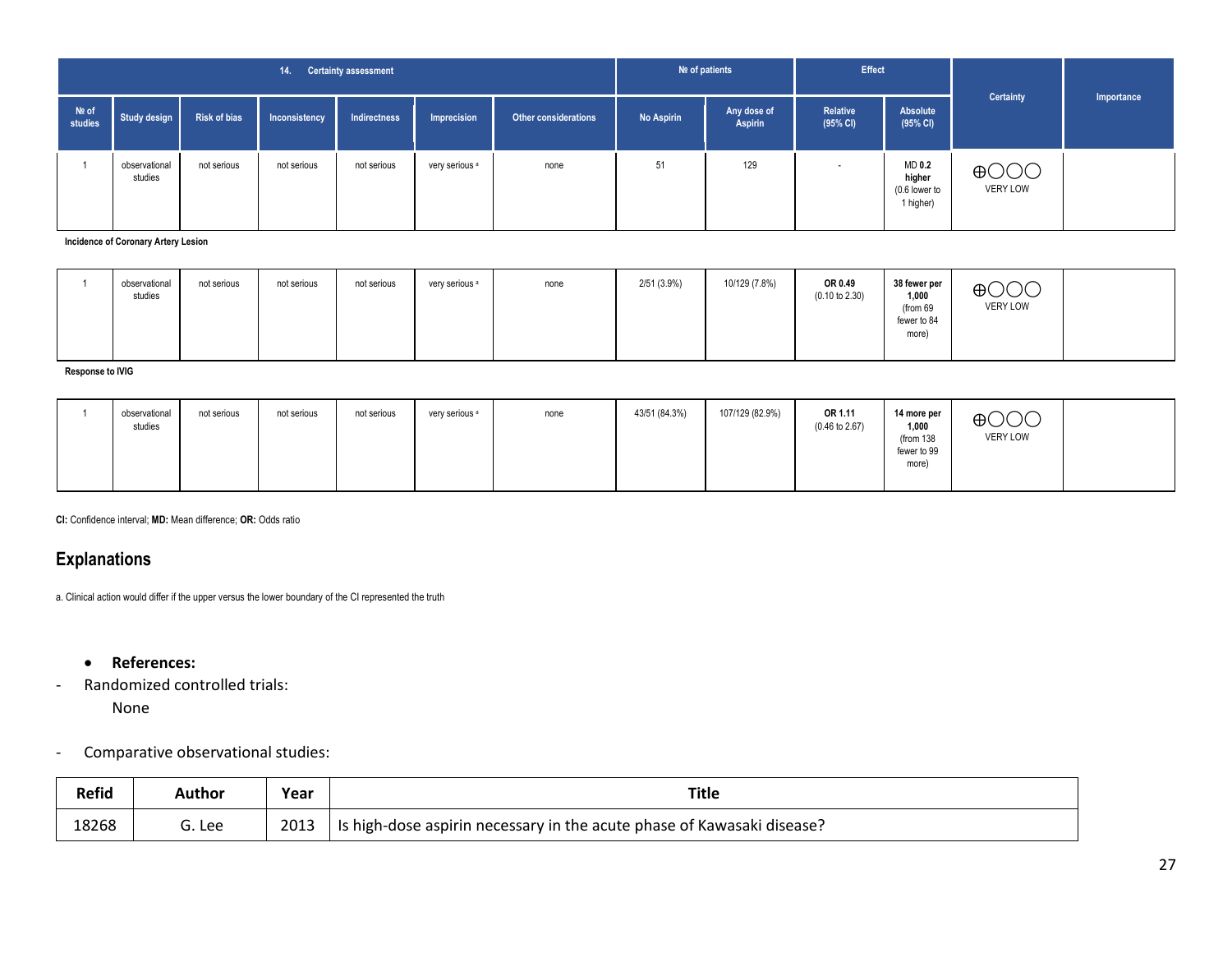| 14. Certainty assessment | | | | | | | № of patients | | Effect | | Certainty | Importance |
|---|---|---|---|---|---|---|---|---|---|---|---|---|
| № of studies | Study design | Risk of bias | Inconsistency | Indirectness | Imprecision | Other considerations | No Aspirin | Any dose of Aspirin | Relative (95% CI) | Absolute (95% CI) | | |
| 1 | observational studies | not serious | not serious | not serious | very serious [a] | none | 51 | 129 | - | MD **0.2 higher** (0.6 lower to 1 higher) | ⊕◯◯◯ VERY LOW | |
| **Incidence of Coronary Artery Lesion** | | | | | | | | | | | | |
| 1 | observational studies | not serious | not serious | not serious | very serious [a] | none | 2/51 (3.9%) | 10/129 (7.8%) | **OR 0.49** (0.10 to 2.30) | **38 fewer per 1,000** (from 69 fewer to 84 more) | ⊕◯◯◯ VERY LOW | |
| **Response to IVIG** | | | | | | | | | | | | |
| 1 | observational studies | not serious | not serious | not serious | very serious [a] | none | 43/51 (84.3%) | 107/129 (82.9%) | **OR 1.11** (0.46 to 2.67) | **14 more per 1,000** (from 138 fewer to 99 more) | ⊕◯◯◯ VERY LOW | |

**CI:** Confidence interval; **MD:** Mean difference; **OR:** Odds ratio

## Explanations

a. Clinical action would differ if the upper versus the lower boundary of the CI represented the truth

- **References:**

- Randomized controlled trials:

  None

- Comparative observational studies:

| Refid | Author | Year | Title |
|---|---|---|---|
| 18268 | G. Lee | 2013 | Is high-dose aspirin necessary in the acute phase of Kawasaki disease? |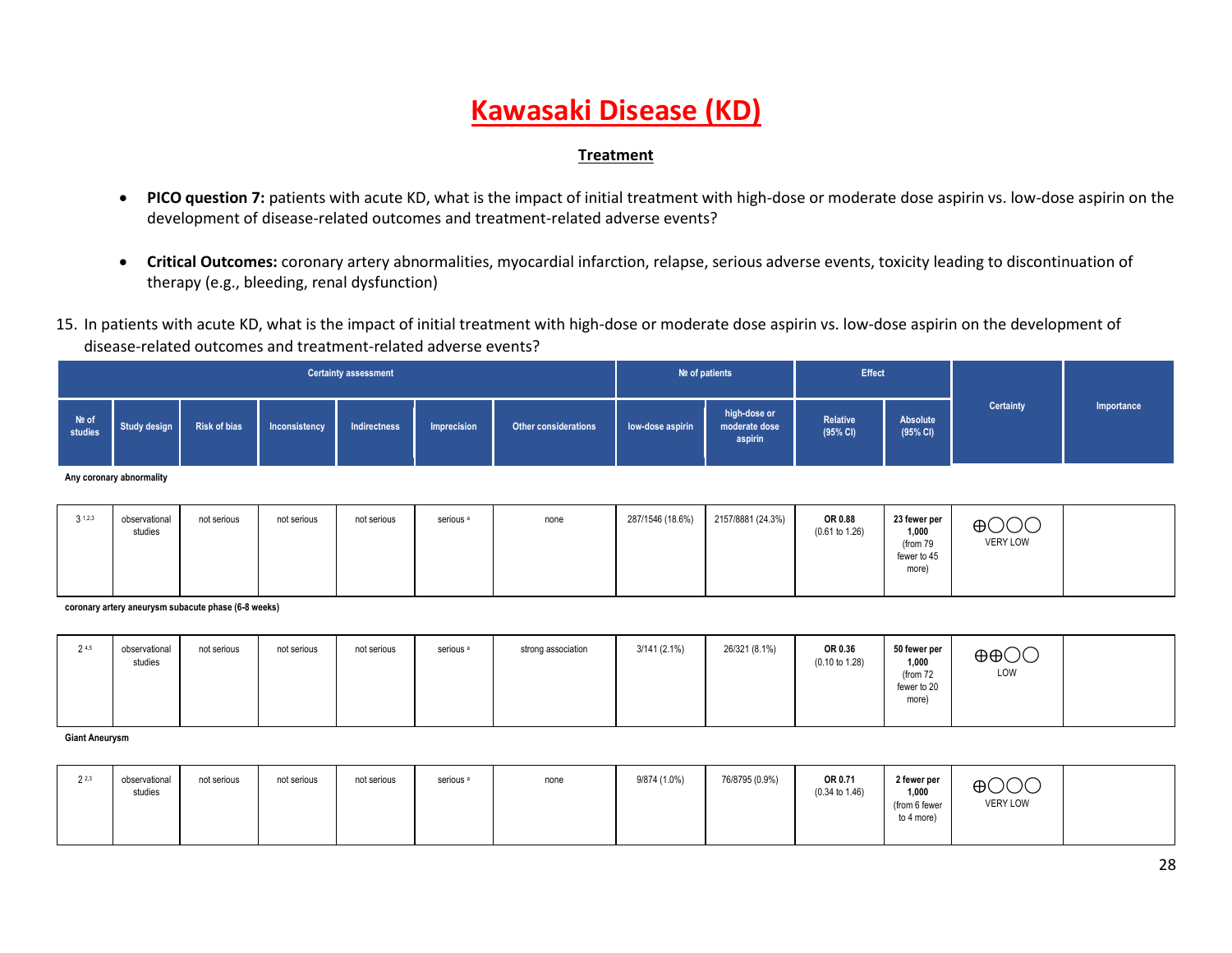# Kawasaki Disease (KD)

## Treatment

- **PICO question 7:** patients with acute KD, what is the impact of initial treatment with high-dose or moderate dose aspirin vs. low-dose aspirin on the development of disease-related outcomes and treatment-related adverse events?

- **Critical Outcomes:** coronary artery abnormalities, myocardial infarction, relapse, serious adverse events, toxicity leading to discontinuation of therapy (e.g., bleeding, renal dysfunction)

15. In patients with acute KD, what is the impact of initial treatment with high-dose or moderate dose aspirin vs. low-dose aspirin on the development of disease-related outcomes and treatment-related adverse events?

| Certainty assessment | | | | | | | № of patients | | Effect | | Certainty | Importance |
|---|---|---|---|---|---|---|---|---|---|---|---|---|
| № of studies | Study design | Risk of bias | Inconsistency | Indirectness | Imprecision | Other considerations | low-dose aspirin | high-dose or moderate dose aspirin | Relative (95% CI) | Absolute (95% CI) | | |
| **Any coronary abnormality** | | | | | | | | | | | | |
| 3 [1,2,3] | observational studies | not serious | not serious | not serious | serious [a] | none | 287/1546 (18.6%) | 2157/8881 (24.3%) | **OR 0.88** (0.61 to 1.26) | **23 fewer per 1,000** (from 79 fewer to 45 more) | ⊕◯◯◯ VERY LOW | |
| **coronary artery aneurysm subacute phase (6-8 weeks)** | | | | | | | | | | | | |
| 2 [4,5] | observational studies | not serious | not serious | not serious | serious [a] | strong association | 3/141 (2.1%) | 26/321 (8.1%) | **OR 0.36** (0.10 to 1.28) | **50 fewer per 1,000** (from 72 fewer to 20 more) | ⊕⊕◯◯ LOW | |
| **Giant Aneurysm** | | | | | | | | | | | | |
| 2 [2,3] | observational studies | not serious | not serious | not serious | serious [a] | none | 9/874 (1.0%) | 76/8795 (0.9%) | **OR 0.71** (0.34 to 1.46) | **2 fewer per 1,000** (from 6 fewer to 4 more) | ⊕◯◯◯ VERY LOW | |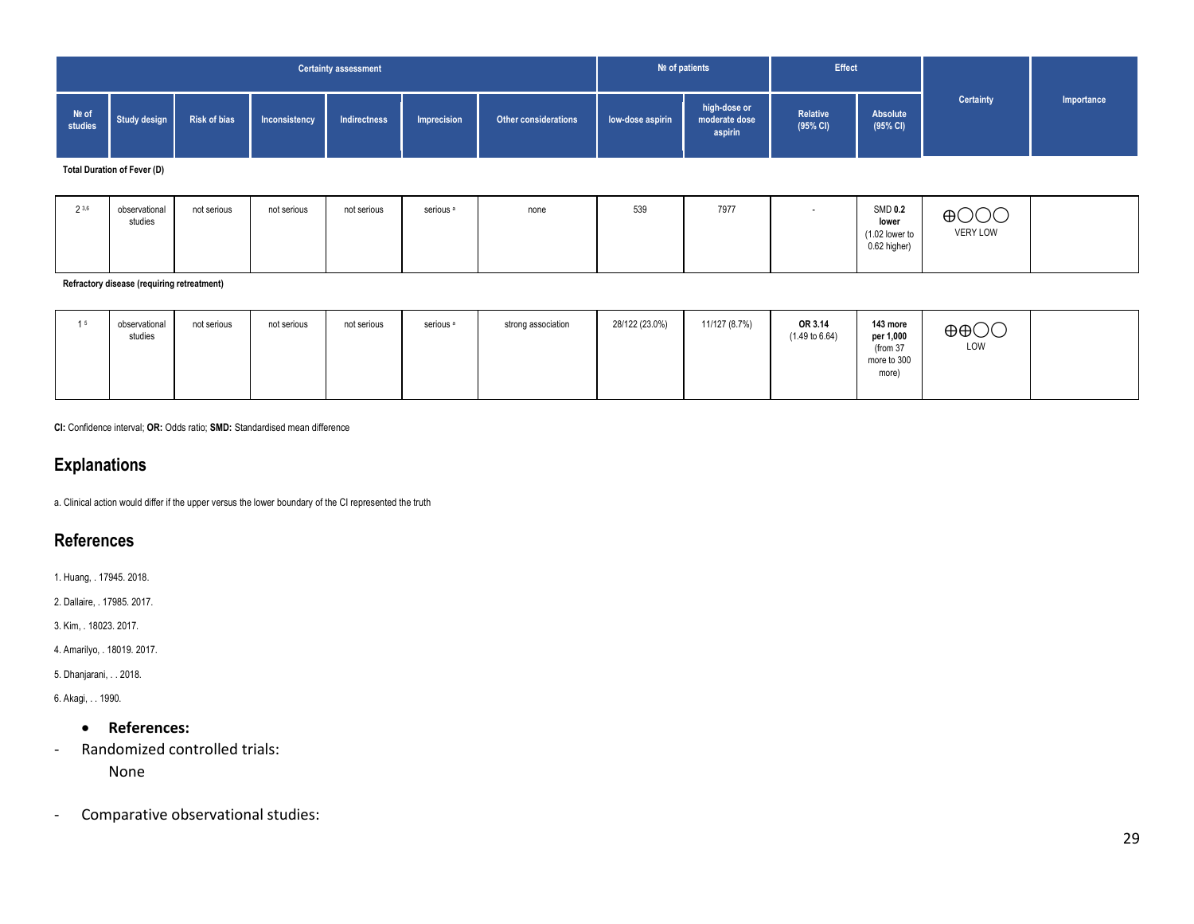| Certainty assessment | | | | | | | № of patients | | Effect | | Certainty | Importance |
|---|---|---|---|---|---|---|---|---|---|---|---|---|
| № of studies | Study design | Risk of bias | Inconsistency | Indirectness | Imprecision | Other considerations | low-dose aspirin | high-dose or moderate dose aspirin | Relative (95% CI) | Absolute (95% CI) | | |
| **Total Duration of Fever (D)** | | | | | | | | | | | | |
| 2 [3,6] | observational studies | not serious | not serious | not serious | serious [a] | none | 539 | 7977 | - | SMD **0.2 lower** (1.02 lower to 0.62 higher) | ⨁◯◯◯ VERY LOW | |
| **Refractory disease (requiring retreatment)** | | | | | | | | | | | | |
| 1 [5] | observational studies | not serious | not serious | not serious | serious [a] | strong association | 28/122 (23.0%) | 11/127 (8.7%) | **OR 3.14** (1.49 to 6.64) | **143 more per 1,000** (from 37 more to 300 more) | ⨁⨁◯◯ LOW | |

**CI:** Confidence interval; **OR:** Odds ratio; **SMD:** Standardised mean difference

## Explanations

a. Clinical action would differ if the upper versus the lower boundary of the CI represented the truth

## References

1. Huang, . 17945. 2018.
2. Dallaire, . 17985. 2017.
3. Kim, . 18023. 2017.
4. Amarilyo, . 18019. 2017.
5. Dhanjarani, . . 2018.
6. Akagi, . . 1990.

- **References:**

- Randomized controlled trials:

  None

- Comparative observational studies: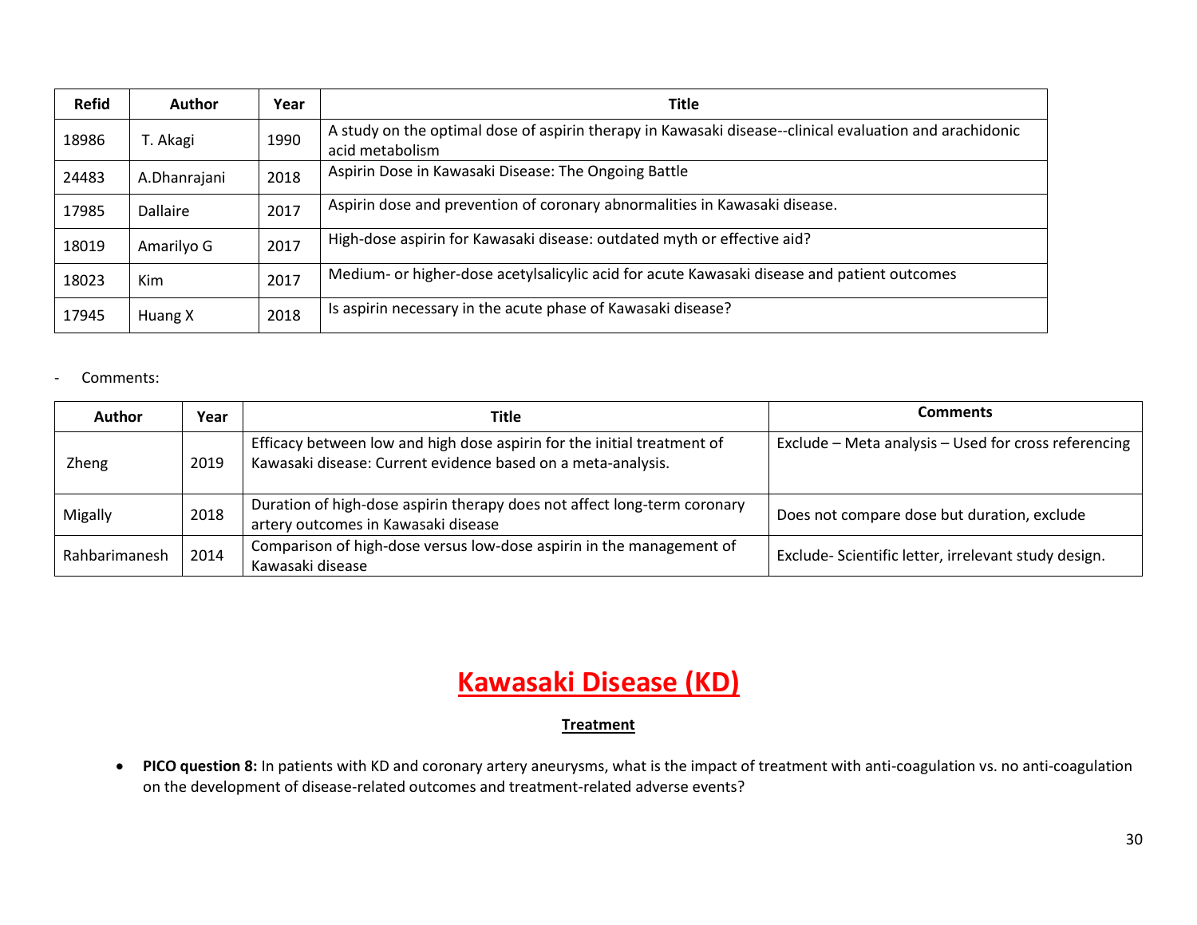| Refid | Author | Year | Title |
|---|---|---|---|
| 18986 | T. Akagi | 1990 | A study on the optimal dose of aspirin therapy in Kawasaki disease--clinical evaluation and arachidonic acid metabolism |
| 24483 | A.Dhanrajani | 2018 | Aspirin Dose in Kawasaki Disease: The Ongoing Battle |
| 17985 | Dallaire | 2017 | Aspirin dose and prevention of coronary abnormalities in Kawasaki disease. |
| 18019 | Amarilyo G | 2017 | High-dose aspirin for Kawasaki disease: outdated myth or effective aid? |
| 18023 | Kim | 2017 | Medium- or higher-dose acetylsalicylic acid for acute Kawasaki disease and patient outcomes |
| 17945 | Huang X | 2018 | Is aspirin necessary in the acute phase of Kawasaki disease? |

- Comments:

| Author | Year | Title | Comments |
|---|---|---|---|
| Zheng | 2019 | Efficacy between low and high dose aspirin for the initial treatment of Kawasaki disease: Current evidence based on a meta-analysis. | Exclude – Meta analysis – Used for cross referencing |
| Migally | 2018 | Duration of high-dose aspirin therapy does not affect long-term coronary artery outcomes in Kawasaki disease | Does not compare dose but duration, exclude |
| Rahbarimanesh | 2014 | Comparison of high-dose versus low-dose aspirin in the management of Kawasaki disease | Exclude- Scientific letter, irrelevant study design. |

# Kawasaki Disease (KD)

## Treatment

- **PICO question 8:** In patients with KD and coronary artery aneurysms, what is the impact of treatment with anti-coagulation vs. no anti-coagulation on the development of disease-related outcomes and treatment-related adverse events?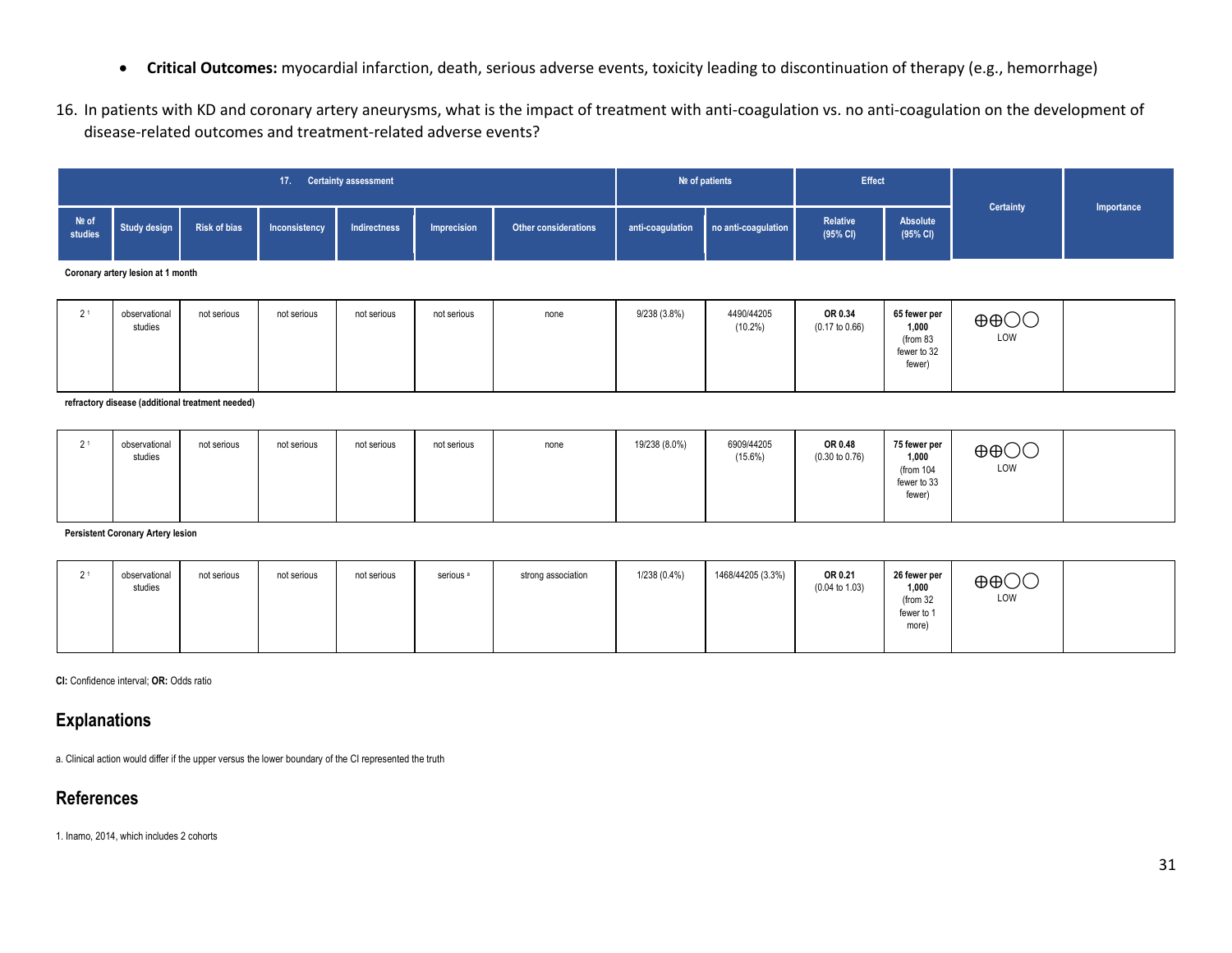- **Critical Outcomes:** myocardial infarction, death, serious adverse events, toxicity leading to discontinuation of therapy (e.g., hemorrhage)

16. In patients with KD and coronary artery aneurysms, what is the impact of treatment with anti-coagulation vs. no anti-coagulation on the development of disease-related outcomes and treatment-related adverse events?

| 17. Certainty assessment | | | | | | | № of patients | | Effect | | Certainty | Importance |
|---|---|---|---|---|---|---|---|---|---|---|---|---|
| № of studies | Study design | Risk of bias | Inconsistency | Indirectness | Imprecision | Other considerations | anti-coagulation | no anti-coagulation | Relative (95% CI) | Absolute (95% CI) | | |
| **Coronary artery lesion at 1 month** | | | | | | | | | | | | |
| 2 [1] | observational studies | not serious | not serious | not serious | not serious | none | 9/238 (3.8%) | 4490/44205 (10.2%) | **OR 0.34** (0.17 to 0.66) | **65 fewer per 1,000** (from 83 fewer to 32 fewer) | ⊕⊕◯◯ LOW | |
| **refractory disease (additional treatment needed)** | | | | | | | | | | | | |
| 2 [1] | observational studies | not serious | not serious | not serious | not serious | none | 19/238 (8.0%) | 6909/44205 (15.6%) | **OR 0.48** (0.30 to 0.76) | **75 fewer per 1,000** (from 104 fewer to 33 fewer) | ⊕⊕◯◯ LOW | |
| **Persistent Coronary Artery lesion** | | | | | | | | | | | | |
| 2 [1] | observational studies | not serious | not serious | not serious | serious [a] | strong association | 1/238 (0.4%) | 1468/44205 (3.3%) | **OR 0.21** (0.04 to 1.03) | **26 fewer per 1,000** (from 32 fewer to 1 more) | ⊕⊕◯◯ LOW | |

**CI:** Confidence interval; **OR:** Odds ratio

## Explanations

a. Clinical action would differ if the upper versus the lower boundary of the CI represented the truth

## References

1. Inamo, 2014, which includes 2 cohorts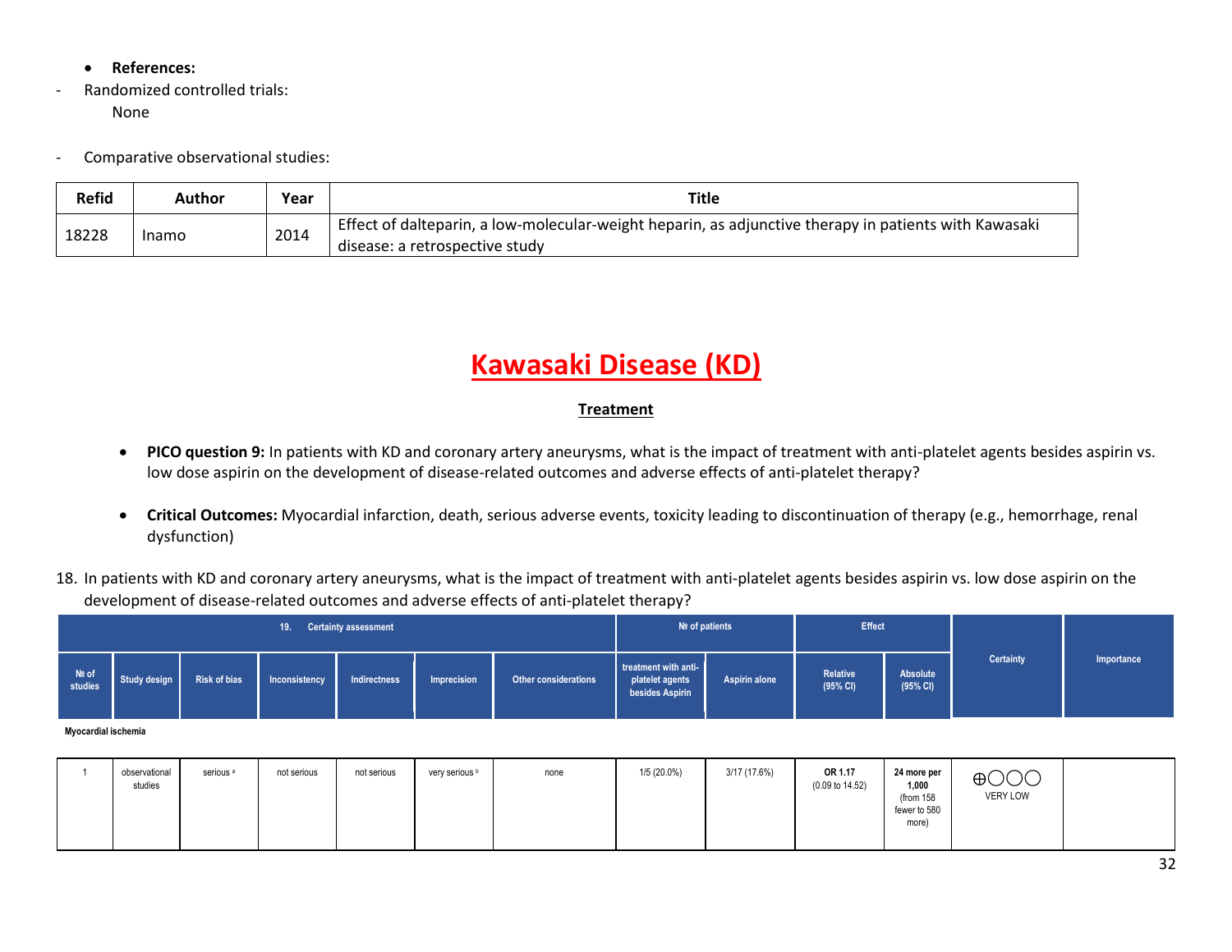- **References:**

- Randomized controlled trials:

  None

- Comparative observational studies:

| Refid | Author | Year | Title |
|---|---|---|---|
| 18228 | Inamo | 2014 | Effect of dalteparin, a low-molecular-weight heparin, as adjunctive therapy in patients with Kawasaki disease: a retrospective study |

# Kawasaki Disease (KD)

## Treatment

- **PICO question 9:** In patients with KD and coronary artery aneurysms, what is the impact of treatment with anti-platelet agents besides aspirin vs. low dose aspirin on the development of disease-related outcomes and adverse effects of anti-platelet therapy?

- **Critical Outcomes:** Myocardial infarction, death, serious adverse events, toxicity leading to discontinuation of therapy (e.g., hemorrhage, renal dysfunction)

18. In patients with KD and coronary artery aneurysms, what is the impact of treatment with anti-platelet agents besides aspirin vs. low dose aspirin on the development of disease-related outcomes and adverse effects of anti-platelet therapy?

| 19. Certainty assessment | | | | | | | № of patients | | Effect | | Certainty | Importance |
|---|---|---|---|---|---|---|---|---|---|---|---|---|
| № of studies | Study design | Risk of bias | Inconsistency | Indirectness | Imprecision | Other considerations | treatment with anti-platelet agents besides Aspirin | Aspirin alone | Relative (95% CI) | Absolute (95% CI) | | |
| **Myocardial ischemia** | | | | | | | | | | | | |
| 1 | observational studies | serious [a] | not serious | not serious | very serious [b] | none | 1/5 (20.0%) | 3/17 (17.6%) | **OR 1.17** (0.09 to 14.52) | **24 more per 1,000** (from 158 fewer to 580 more) | ⊕◯◯◯ VERY LOW | |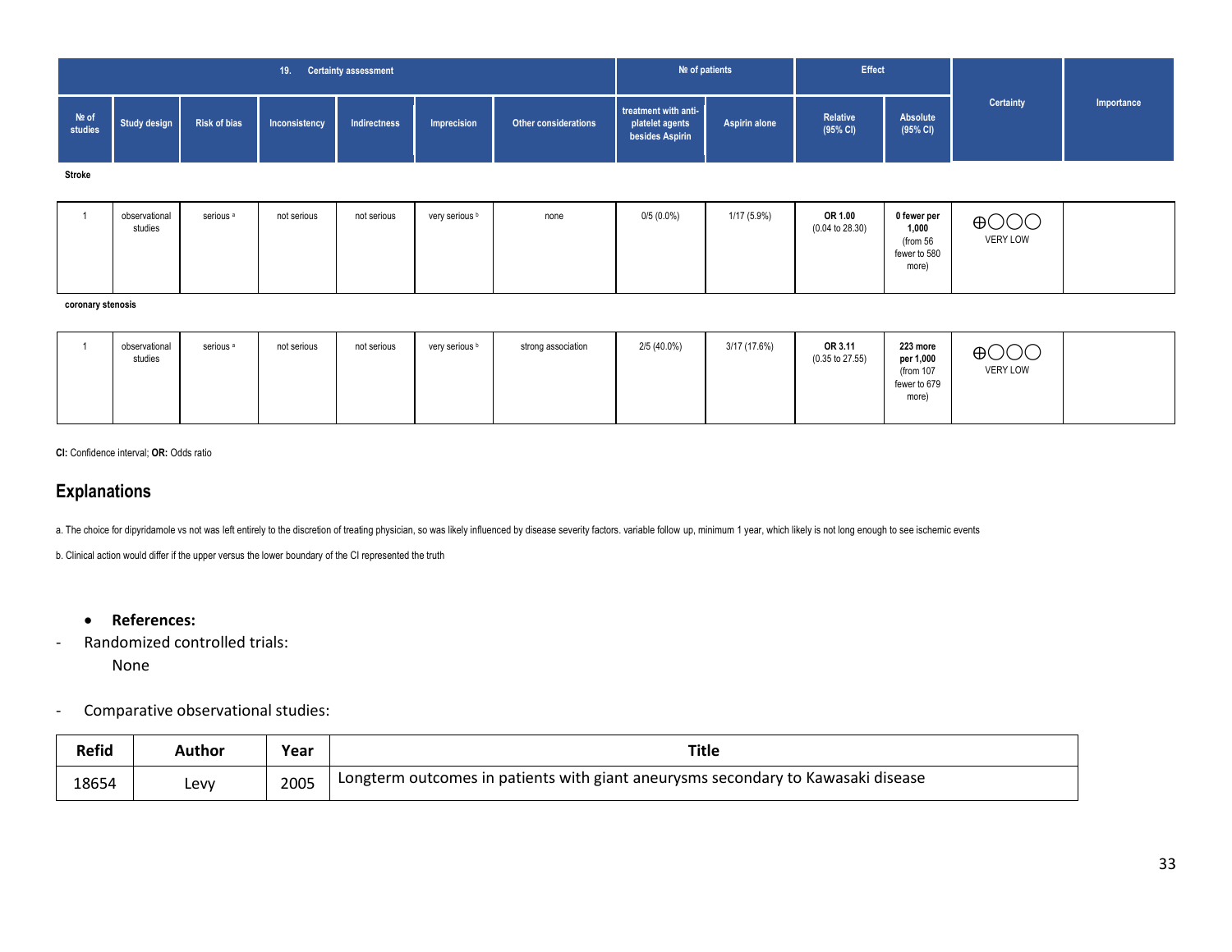| 19. Certainty assessment | | | | | | | № of patients | | Effect | | Certainty | Importance |
|---|---|---|---|---|---|---|---|---|---|---|---|---|
| № of studies | Study design | Risk of bias | Inconsistency | Indirectness | Imprecision | Other considerations | treatment with anti-platelet agents besides Aspirin | Aspirin alone | Relative (95% CI) | Absolute (95% CI) | | |
| **Stroke** | | | | | | | | | | | | |
| 1 | observational studies | serious [a] | not serious | not serious | very serious [b] | none | 0/5 (0.0%) | 1/17 (5.9%) | **OR 1.00** (0.04 to 28.30) | **0 fewer per 1,000** (from 56 fewer to 580 more) | ⊕◯◯◯ VERY LOW | |
| **coronary stenosis** | | | | | | | | | | | | |
| 1 | observational studies | serious [a] | not serious | not serious | very serious [b] | strong association | 2/5 (40.0%) | 3/17 (17.6%) | **OR 3.11** (0.35 to 27.55) | **223 more per 1,000** (from 107 fewer to 679 more) | ⊕◯◯◯ VERY LOW | |

**CI:** Confidence interval; **OR:** Odds ratio

## Explanations

a. The choice for dipyridamole vs not was left entirely to the discretion of treating physician, so was likely influenced by disease severity factors. variable follow up, minimum 1 year, which likely is not long enough to see ischemic events

b. Clinical action would differ if the upper versus the lower boundary of the CI represented the truth

- **References:**

- Randomized controlled trials:

  None

- Comparative observational studies:

| Refid | Author | Year | Title |
|---|---|---|---|
| 18654 | Levy | 2005 | Longterm outcomes in patients with giant aneurysms secondary to Kawasaki disease |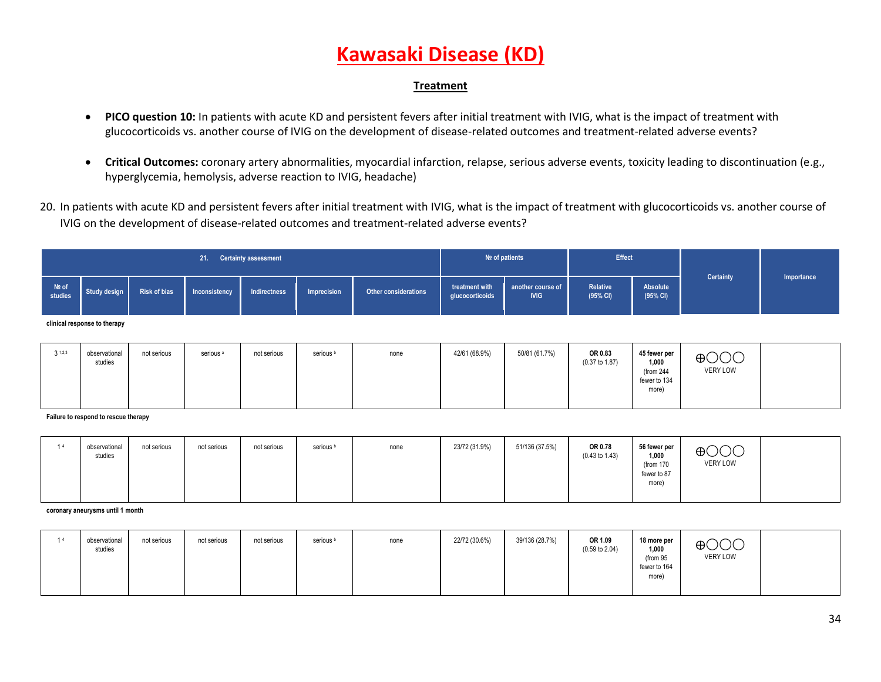# Kawasaki Disease (KD)

## Treatment

- **PICO question 10:** In patients with acute KD and persistent fevers after initial treatment with IVIG, what is the impact of treatment with glucocorticoids vs. another course of IVIG on the development of disease-related outcomes and treatment-related adverse events?

- **Critical Outcomes:** coronary artery abnormalities, myocardial infarction, relapse, serious adverse events, toxicity leading to discontinuation (e.g., hyperglycemia, hemolysis, adverse reaction to IVIG, headache)

20. In patients with acute KD and persistent fevers after initial treatment with IVIG, what is the impact of treatment with glucocorticoids vs. another course of IVIG on the development of disease-related outcomes and treatment-related adverse events?

| 21. Certainty assessment | | | | | | | № of patients | | Effect | | Certainty | Importance |
|---|---|---|---|---|---|---|---|---|---|---|---|---|
| № of studies | Study design | Risk of bias | Inconsistency | Indirectness | Imprecision | Other considerations | treatment with glucocorticoids | another course of IVIG | Relative (95% CI) | Absolute (95% CI) | | |
| **clinical response to therapy** | | | | | | | | | | | | |
| 3 [1,2,3] | observational studies | not serious | serious [a] | not serious | serious [b] | none | 42/61 (68.9%) | 50/81 (61.7%) | **OR 0.83** (0.37 to 1.87) | **45 fewer per 1,000** (from 244 fewer to 134 more) | ⨁◯◯◯ VERY LOW | |
| **Failure to respond to rescue therapy** | | | | | | | | | | | | |
| 1 [4] | observational studies | not serious | not serious | not serious | serious [b] | none | 23/72 (31.9%) | 51/136 (37.5%) | **OR 0.78** (0.43 to 1.43) | **56 fewer per 1,000** (from 170 fewer to 87 more) | ⨁◯◯◯ VERY LOW | |
| **coronary aneurysms until 1 month** | | | | | | | | | | | | |
| 1 [4] | observational studies | not serious | not serious | not serious | serious [b] | none | 22/72 (30.6%) | 39/136 (28.7%) | **OR 1.09** (0.59 to 2.04) | **18 more per 1,000** (from 95 fewer to 164 more) | ⨁◯◯◯ VERY LOW | |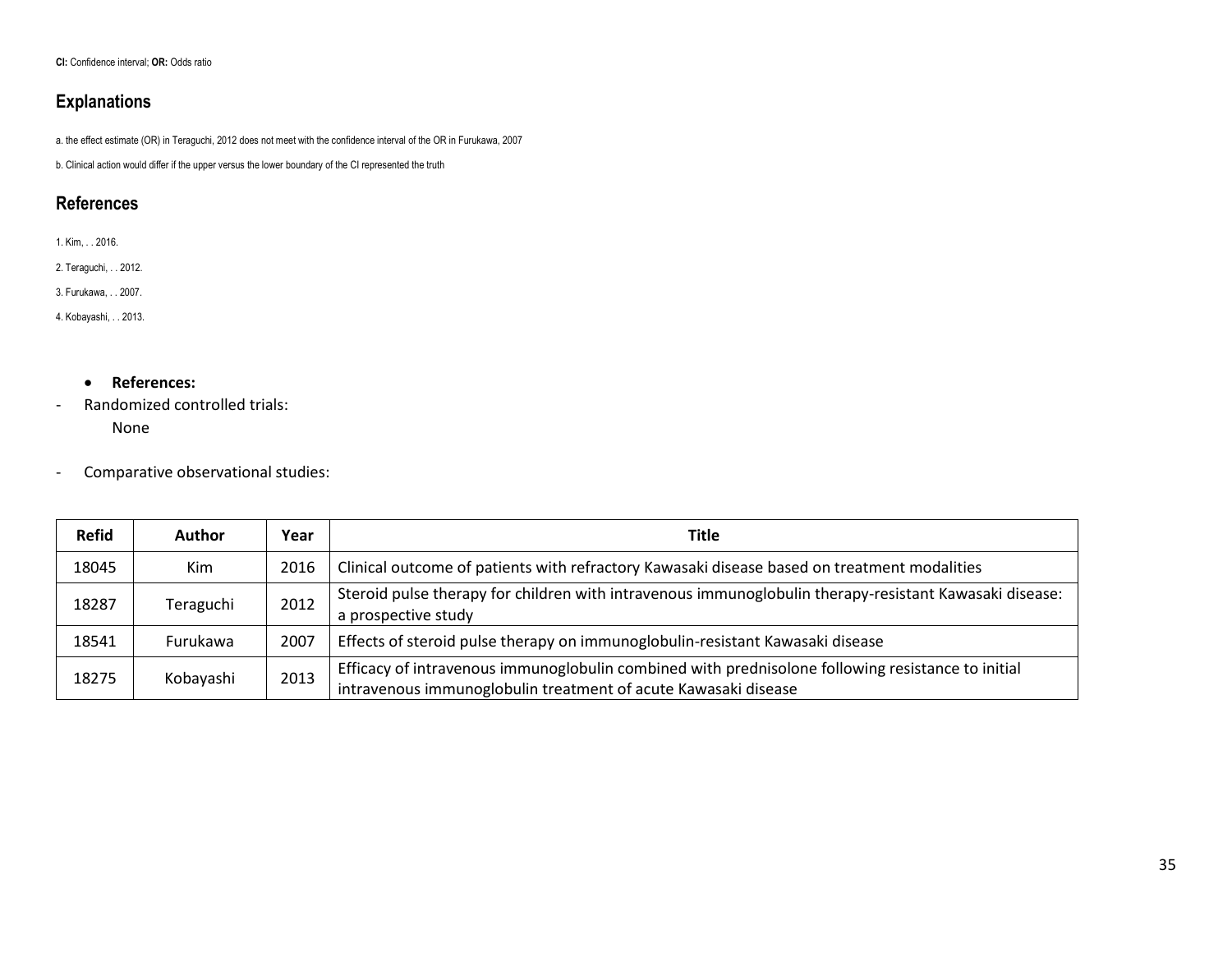**CI:** Confidence interval; **OR:** Odds ratio

## Explanations

a. the effect estimate (OR) in Teraguchi, 2012 does not meet with the confidence interval of the OR in Furukawa, 2007

b. Clinical action would differ if the upper versus the lower boundary of the CI represented the truth

## References

1. Kim, . . 2016.
2. Teraguchi, . . 2012.
3. Furukawa, . . 2007.
4. Kobayashi, . . 2013.

- **References:**

- Randomized controlled trials:
  None

- Comparative observational studies:

| Refid | Author | Year | Title |
|---|---|---|---|
| 18045 | Kim | 2016 | Clinical outcome of patients with refractory Kawasaki disease based on treatment modalities |
| 18287 | Teraguchi | 2012 | Steroid pulse therapy for children with intravenous immunoglobulin therapy-resistant Kawasaki disease: a prospective study |
| 18541 | Furukawa | 2007 | Effects of steroid pulse therapy on immunoglobulin-resistant Kawasaki disease |
| 18275 | Kobayashi | 2013 | Efficacy of intravenous immunoglobulin combined with prednisolone following resistance to initial intravenous immunoglobulin treatment of acute Kawasaki disease |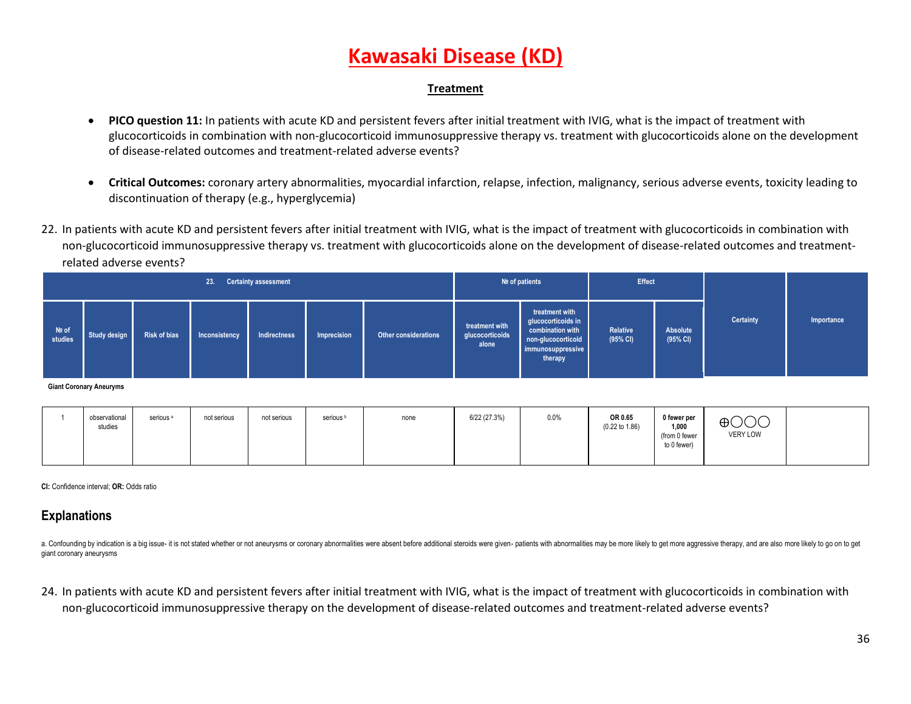# Kawasaki Disease (KD)

## Treatment

- **PICO question 11:** In patients with acute KD and persistent fevers after initial treatment with IVIG, what is the impact of treatment with glucocorticoids in combination with non-glucocorticoid immunosuppressive therapy vs. treatment with glucocorticoids alone on the development of disease-related outcomes and treatment-related adverse events?

- **Critical Outcomes:** coronary artery abnormalities, myocardial infarction, relapse, infection, malignancy, serious adverse events, toxicity leading to discontinuation of therapy (e.g., hyperglycemia)

22. In patients with acute KD and persistent fevers after initial treatment with IVIG, what is the impact of treatment with glucocorticoids in combination with non-glucocorticoid immunosuppressive therapy vs. treatment with glucocorticoids alone on the development of disease-related outcomes and treatment-related adverse events?

| 23. Certainty assessment | | | | | | | № of patients | | Effect | | Certainty | Importance |
|---|---|---|---|---|---|---|---|---|---|---|---|---|
| № of studies | Study design | Risk of bias | Inconsistency | Indirectness | Imprecision | Other considerations | treatment with glucocorticoids alone | treatment with glucocorticoids in combination with non-glucocorticoid immunosuppressive therapy | Relative (95% CI) | Absolute (95% CI) | | |
| **Giant Coronary Aneuryms** | | | | | | | | | | | | |
| 1 | observational studies | serious [a] | not serious | not serious | serious [b] | none | 6/22 (27.3%) | 0.0% | **OR 0.65** (0.22 to 1.86) | **0 fewer per 1,000** (from 0 fewer to 0 fewer) | ⨁◯◯◯ VERY LOW | |

**CI:** Confidence interval; **OR:** Odds ratio

## Explanations

a. Confounding by indication is a big issue- it is not stated whether or not aneurysms or coronary abnormalities were absent before additional steroids were given- patients with abnormalities may be more likely to get more aggressive therapy, and are also more likely to go on to get giant coronary aneurysms

24. In patients with acute KD and persistent fevers after initial treatment with IVIG, what is the impact of treatment with glucocorticoids in combination with non-glucocorticoid immunosuppressive therapy on the development of disease-related outcomes and treatment-related adverse events?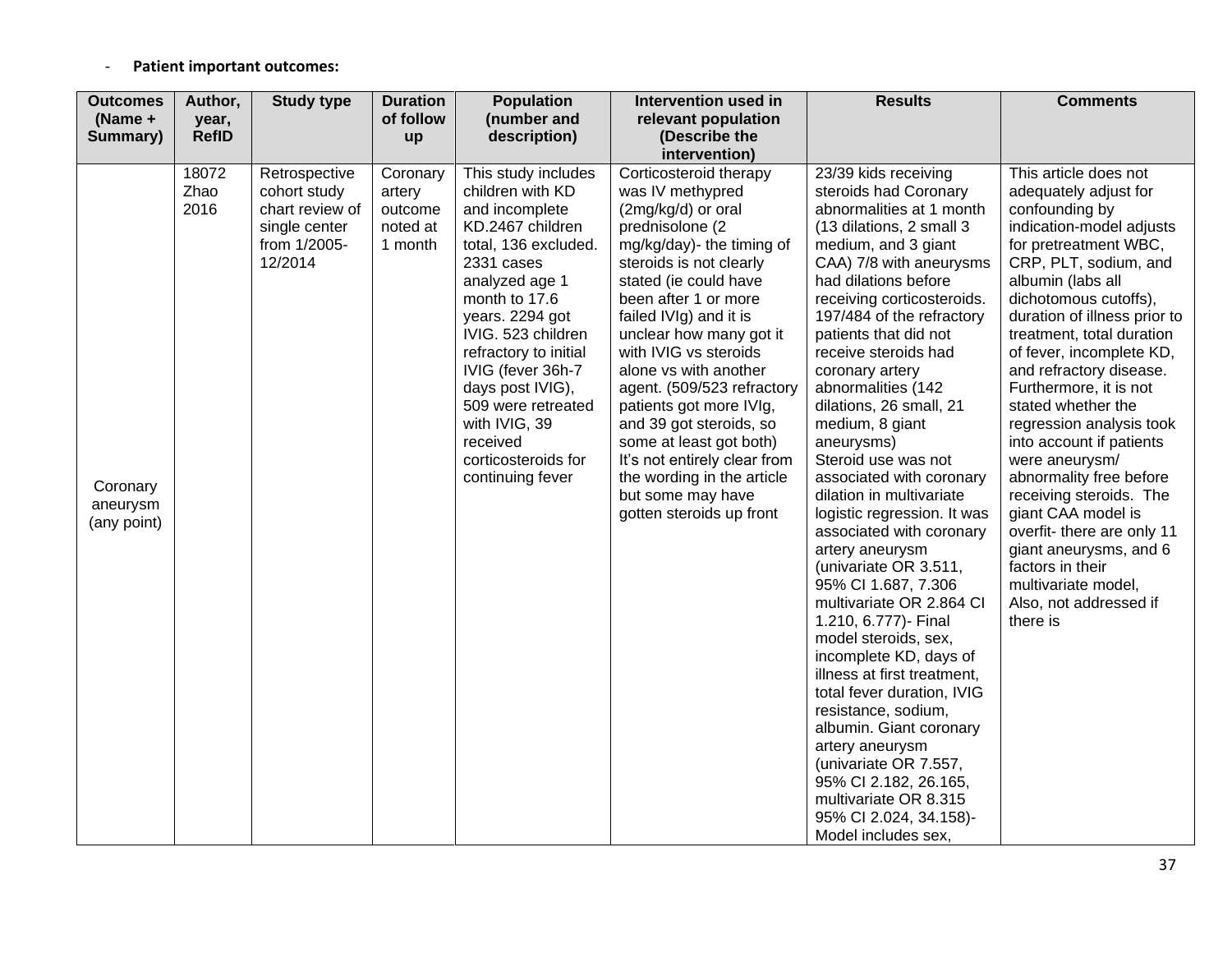- **Patient important outcomes:**

| Outcomes (Name + Summary) | Author, year, RefID | Study type | Duration of follow up | Population (number and description) | Intervention used in relevant population (Describe the intervention) | Results | Comments |
|---|---|---|---|---|---|---|---|
| Coronary aneurysm (any point) | 18072 Zhao 2016 | Retrospective cohort study chart review of single center from 1/2005-12/2014 | Coronary artery outcome noted at 1 month | This study includes children with KD and incomplete KD.2467 children total, 136 excluded. 2331 cases analyzed age 1 month to 17.6 years. 2294 got IVIG. 523 children refractory to initial IVIG (fever 36h-7 days post IVIG), 509 were retreated with IVIG, 39 received corticosteroids for continuing fever | Corticosteroid therapy was IV methypred (2mg/kg/d) or oral prednisolone (2 mg/kg/day)- the timing of steroids is not clearly stated (ie could have been after 1 or more failed IVIg) and it is unclear how many got it with IVIG vs steroids alone vs with another agent. (509/523 refractory patients got more IVIg, and 39 got steroids, so some at least got both) It's not entirely clear from the wording in the article but some may have gotten steroids up front | 23/39 kids receiving steroids had Coronary abnormalities at 1 month (13 dilations, 2 small 3 medium, and 3 giant CAA) 7/8 with aneurysms had dilations before receiving corticosteroids. 197/484 of the refractory patients that did not receive steroids had coronary artery abnormalities (142 dilations, 26 small, 21 medium, 8 giant aneurysms) Steroid use was not associated with coronary dilation in multivariate logistic regression. It was associated with coronary artery aneurysm (univariate OR 3.511, 95% CI 1.687, 7.306 multivariate OR 2.864 CI 1.210, 6.777)- Final model steroids, sex, incomplete KD, days of illness at first treatment, total fever duration, IVIG resistance, sodium, albumin. Giant coronary artery aneurysm (univariate OR 7.557, 95% CI 2.182, 26.165, multivariate OR 8.315 95% CI 2.024, 34.158)- Model includes sex, | This article does not adequately adjust for confounding by indication-model adjusts for pretreatment WBC, CRP, PLT, sodium, and albumin (labs all dichotomous cutoffs), duration of illness prior to treatment, total duration of fever, incomplete KD, and refractory disease. Furthermore, it is not stated whether the regression analysis took into account if patients were aneurysm/ abnormality free before receiving steroids. The giant CAA model is overfit- there are only 11 giant aneurysms, and 6 factors in their multivariate model, Also, not addressed if there is |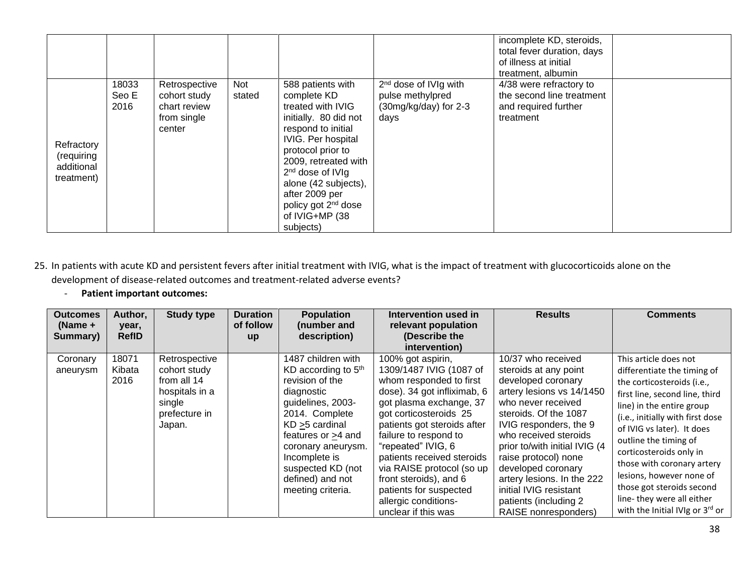| | | | | | | | |
|---|---|---|---|---|---|---|---|
| | | | | | | incomplete KD, steroids, total fever duration, days of illness at initial treatment, albumin | |
| Refractory (requiring additional treatment) | 18033 Seo E 2016 | Retrospective cohort study chart review from single center | Not stated | 588 patients with complete KD treated with IVIG initially. 80 did not respond to initial IVIG. Per hospital protocol prior to 2009, retreated with 2nd dose of IVIg alone (42 subjects), after 2009 per policy got 2nd dose of IVIG+MP (38 subjects) | 2nd dose of IVIg with pulse methylpred (30mg/kg/day) for 2-3 days | 4/38 were refractory to the second line treatment and required further treatment | |

25. In patients with acute KD and persistent fevers after initial treatment with IVIG, what is the impact of treatment with glucocorticoids alone on the development of disease-related outcomes and treatment-related adverse events?
    - **Patient important outcomes:**

| Outcomes (Name + Summary) | Author, year, RefID | Study type | Duration of follow up | Population (number and description) | Intervention used in relevant population (Describe the intervention) | Results | Comments |
|---|---|---|---|---|---|---|---|
| Coronary aneurysm | 18071 Kibata 2016 | Retrospective cohort study from all 14 hospitals in a single prefecture in Japan. | | 1487 children with KD according to 5th revision of the diagnostic guidelines, 2003-2014. Complete KD ≥5 cardinal features or ≥4 and coronary aneurysm. Incomplete is suspected KD (not defined) and not meeting criteria. | 100% got aspirin, 1309/1487 IVIG (1087 of whom responded to first dose). 34 got infliximab, 6 got plasma exchange, 37 got corticosteroids 25 patients got steroids after failure to respond to "repeated" IVIG, 6 patients received steroids via RAISE protocol (so up front steroids), and 6 patients for suspected allergic conditions- unclear if this was | 10/37 who received steroids at any point developed coronary artery lesions vs 14/1450 who never received steroids. Of the 1087 IVIG responders, the 9 who received steroids prior to/with initial IVIG (4 raise protocol) none developed coronary artery lesions. In the 222 initial IVIG resistant patients (including 2 RAISE nonresponders) | This article does not differentiate the timing of the corticosteroids (i.e., first line, second line, third line) in the entire group (i.e., initially with first dose of IVIG vs later). It does outline the timing of corticosteroids only in those with coronary artery lesions, however none of those got steroids second line- they were all either with the Initial IVIg or 3rd or |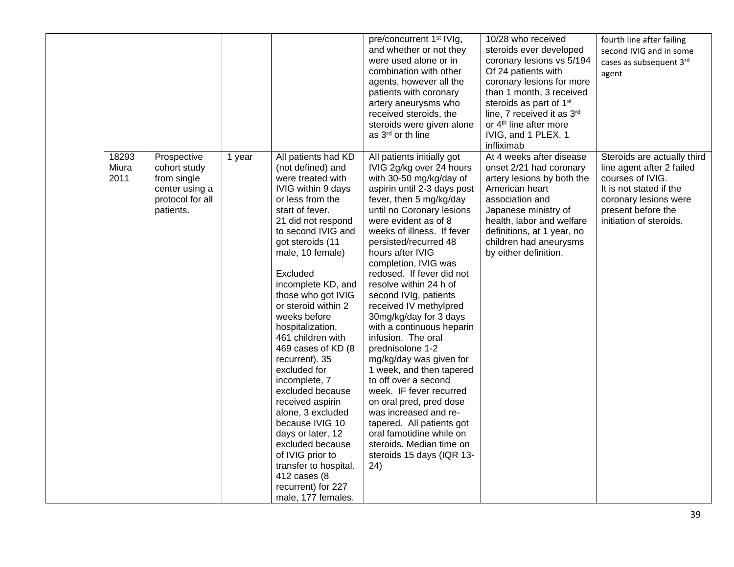| | | | | | | | |
|---|---|---|---|---|---|---|---|
| | | | | | pre/concurrent 1st IVIg, and whether or not they were used alone or in combination with other agents, however all the patients with coronary artery aneurysms who received steroids, the steroids were given alone as 3rd or th line | 10/28 who received steroids ever developed coronary lesions vs 5/194 Of 24 patients with coronary lesions for more than 1 month, 3 received steroids as part of 1st line, 7 received it as 3rd or 4th line after more IVIG, and 1 PLEX, 1 infliximab | fourth line after failing second IVIG and in some cases as subsequent 3rd agent |
| | 18293 Miura 2011 | Prospective cohort study from single center using a protocol for all patients. | 1 year | All patients had KD (not defined) and were treated with IVIG within 9 days or less from the start of fever.<br>21 did not respond to second IVIG and got steroids (11 male, 10 female)<br><br>Excluded incomplete KD, and those who got IVIG or steroid within 2 weeks before hospitalization.<br>461 children with 469 cases of KD (8 recurrent). 35 excluded for incomplete, 7 excluded because received aspirin alone, 3 excluded because IVIG 10 days or later, 12 excluded because of IVIG prior to transfer to hospital.<br>412 cases (8 recurrent) for 227 male, 177 females. | All patients initially got IVIG 2g/kg over 24 hours with 30-50 mg/kg/day of aspirin until 2-3 days post fever, then 5 mg/kg/day until no Coronary lesions were evident as of 8 weeks of illness. If fever persisted/recurred 48 hours after IVIG completion, IVIG was redosed. If fever did not resolve within 24 h of second IVIg, patients received IV methylpred 30mg/kg/day for 3 days with a continuous heparin infusion. The oral prednisolone 1-2 mg/kg/day was given for 1 week, and then tapered to off over a second week. IF fever recurred on oral pred, pred dose was increased and re-tapered. All patients got oral famotidine while on steroids. Median time on steroids 15 days (IQR 13-24) | At 4 weeks after disease onset 2/21 had coronary artery lesions by both the American heart association and Japanese ministry of health, labor and welfare definitions, at 1 year, no children had aneurysms by either definition. | Steroids are actually third line agent after 2 failed courses of IVIG.<br>It is not stated if the coronary lesions were present before the initiation of steroids. |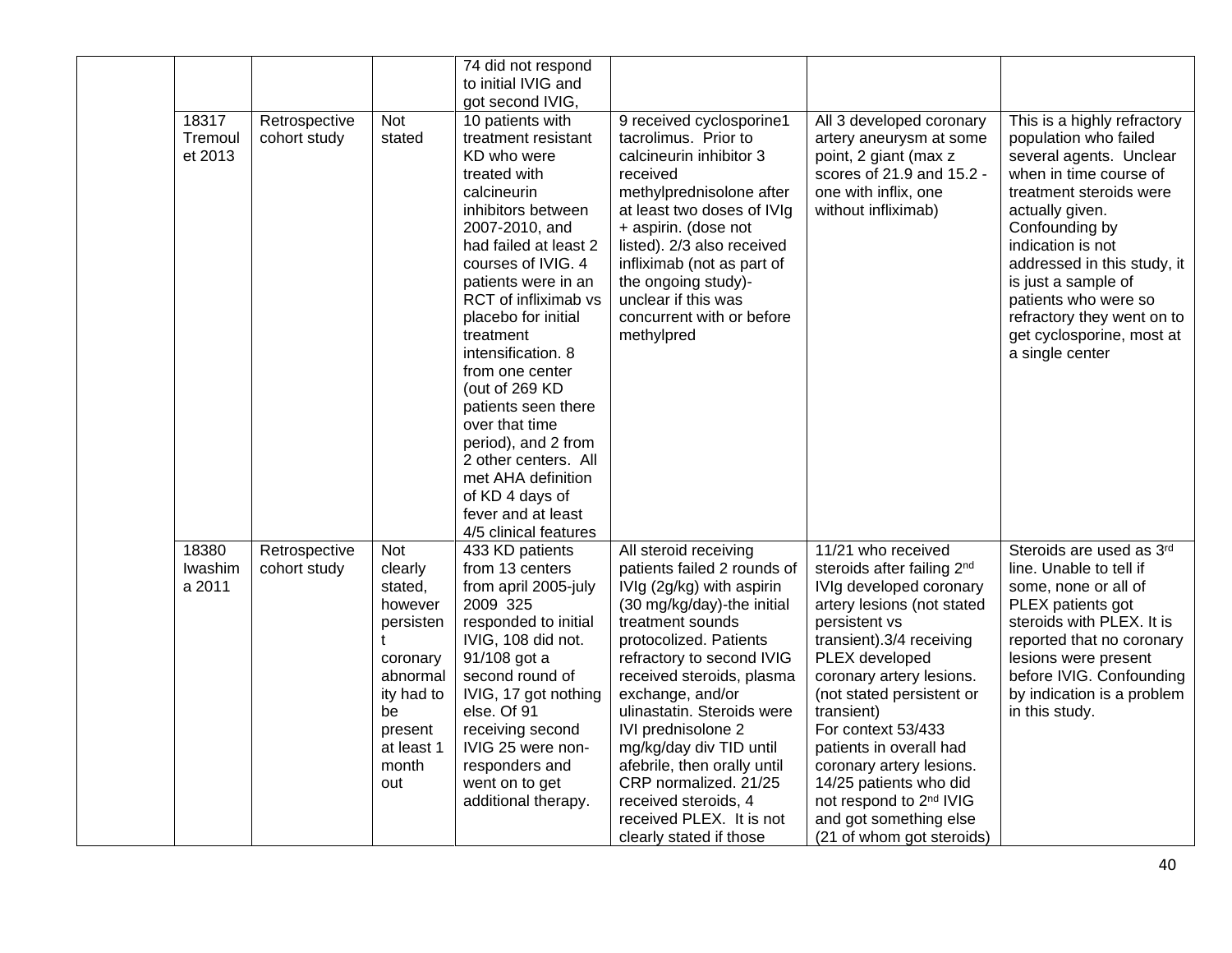| | | | | | | | |
|---|---|---|---|---|---|---|---|
| | | | | 74 did not respond to initial IVIG and got second IVIG, | | | |
| | 18317 Tremoul et 2013 | Retrospective cohort study | Not stated | 10 patients with treatment resistant KD who were treated with calcineurin inhibitors between 2007-2010, and had failed at least 2 courses of IVIG. 4 patients were in an RCT of infliximab vs placebo for initial treatment intensification. 8 from one center (out of 269 KD patients seen there over that time period), and 2 from 2 other centers. All met AHA definition of KD 4 days of fever and at least 4/5 clinical features | 9 received cyclosporine1 tacrolimus. Prior to calcineurin inhibitor 3 received methylprednisolone after at least two doses of IVIg + aspirin. (dose not listed). 2/3 also received infliximab (not as part of the ongoing study)- unclear if this was concurrent with or before methylpred | All 3 developed coronary artery aneurysm at some point, 2 giant (max z scores of 21.9 and 15.2 - one with inflix, one without infliximab) | This is a highly refractory population who failed several agents. Unclear when in time course of treatment steroids were actually given. Confounding by indication is not addressed in this study, it is just a sample of patients who were so refractory they went on to get cyclosporine, most at a single center |
| | 18380 Iwashima 2011 | Retrospective cohort study | Not clearly stated, however persistent coronary abnormality had to be present at least 1 month out | 433 KD patients from 13 centers from april 2005-july 2009 325 responded to initial IVIG, 108 did not. 91/108 got a second round of IVIG, 17 got nothing else. Of 91 receiving second IVIG 25 were non-responders and went on to get additional therapy. | All steroid receiving patients failed 2 rounds of IVIg (2g/kg) with aspirin (30 mg/kg/day)-the initial treatment sounds protocolized. Patients refractory to second IVIG received steroids, plasma exchange, and/or ulinastatin. Steroids were IVI prednisolone 2 mg/kg/day div TID until afebrile, then orally until CRP normalized. 21/25 received steroids, 4 received PLEX. It is not clearly stated if those | 11/21 who received steroids after failing 2nd IVIg developed coronary artery lesions (not stated persistent vs transient).3/4 receiving PLEX developed coronary artery lesions. (not stated persistent or transient)<br>For context 53/433 patients in overall had coronary artery lesions. 14/25 patients who did not respond to 2nd IVIG and got something else (21 of whom got steroids) | Steroids are used as 3rd line. Unable to tell if some, none or all of PLEX patients got steroids with PLEX. It is reported that no coronary lesions were present before IVIG. Confounding by indication is a problem in this study. |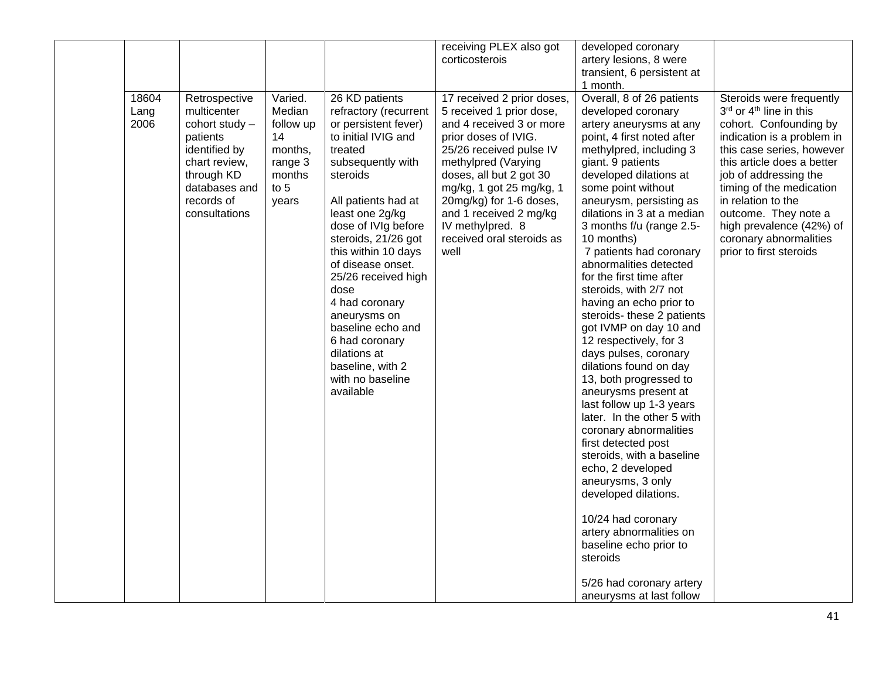| | | | | | | | |
|---|---|---|---|---|---|---|---|
| | | | | | receiving PLEX also got corticosterois | developed coronary artery lesions, 8 were transient, 6 persistent at 1 month. | |
| | 18604 Lang 2006 | Retrospective multicenter cohort study – patients identified by chart review, through KD databases and records of consultations | Varied. Median follow up 14 months, range 3 months to 5 years | 26 KD patients refractory (recurrent or persistent fever) to initial IVIG and treated subsequently with steroids<br><br>All patients had at least one 2g/kg dose of IVIg before steroids, 21/26 got this within 10 days of disease onset. 25/26 received high dose<br>4 had coronary aneurysms on baseline echo and 6 had coronary dilations at baseline, with 2 with no baseline available | 17 received 2 prior doses, 5 received 1 prior dose, and 4 received 3 or more prior doses of IVIG. 25/26 received pulse IV methylpred (Varying doses, all but 2 got 30 mg/kg, 1 got 25 mg/kg, 1 20mg/kg) for 1-6 doses, and 1 received 2 mg/kg IV methylpred. 8 received oral steroids as well | Overall, 8 of 26 patients developed coronary artery aneurysms at any point, 4 first noted after methylpred, including 3 giant. 9 patients developed dilations at some point without aneurysm, persisting as dilations in 3 at a median 3 months f/u (range 2.5-10 months)<br>7 patients had coronary abnormalities detected for the first time after steroids, with 2/7 not having an echo prior to steroids- these 2 patients got IVMP on day 10 and 12 respectively, for 3 days pulses, coronary dilations found on day 13, both progressed to aneurysms present at last follow up 1-3 years later. In the other 5 with coronary abnormalities first detected post steroids, with a baseline echo, 2 developed aneurysms, 3 only developed dilations.<br><br>10/24 had coronary artery abnormalities on baseline echo prior to steroids<br><br>5/26 had coronary artery aneurysms at last follow | Steroids were frequently 3rd or 4th line in this cohort. Confounding by indication is a problem in this case series, however this article does a better job of addressing the timing of the medication in relation to the outcome. They note a high prevalence (42%) of coronary abnormalities prior to first steroids |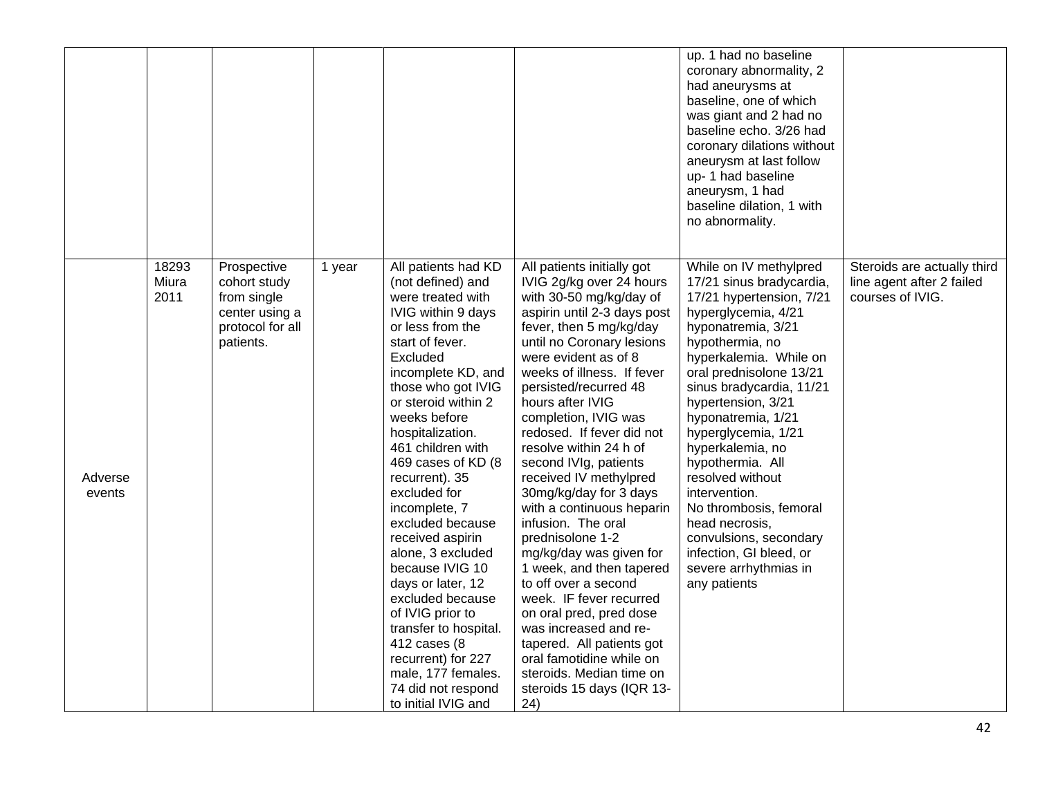| | | | | | | | |
|---|---|---|---|---|---|---|---|
| | | | | | | up. 1 had no baseline coronary abnormality, 2 had aneurysms at baseline, one of which was giant and 2 had no baseline echo. 3/26 had coronary dilations without aneurysm at last follow up- 1 had baseline aneurysm, 1 had baseline dilation, 1 with no abnormality. | |
| Adverse events | 18293 Miura 2011 | Prospective cohort study from single center using a protocol for all patients. | 1 year | All patients had KD (not defined) and were treated with IVIG within 9 days or less from the start of fever. Excluded incomplete KD, and those who got IVIG or steroid within 2 weeks before hospitalization. 461 children with 469 cases of KD (8 recurrent). 35 excluded for incomplete, 7 excluded because received aspirin alone, 3 excluded because IVIG 10 days or later, 12 excluded because of IVIG prior to transfer to hospital. 412 cases (8 recurrent) for 227 male, 177 females. 74 did not respond to initial IVIG and | All patients initially got IVIG 2g/kg over 24 hours with 30-50 mg/kg/day of aspirin until 2-3 days post fever, then 5 mg/kg/day until no Coronary lesions were evident as of 8 weeks of illness. If fever persisted/recurred 48 hours after IVIG completion, IVIG was redosed. If fever did not resolve within 24 h of second IVIg, patients received IV methylpred 30mg/kg/day for 3 days with a continuous heparin infusion. The oral prednisolone 1-2 mg/kg/day was given for 1 week, and then tapered to off over a second week. IF fever recurred on oral pred, pred dose was increased and re-tapered. All patients got oral famotidine while on steroids. Median time on steroids 15 days (IQR 13-24) | While on IV methylpred 17/21 sinus bradycardia, 17/21 hypertension, 7/21 hyperglycemia, 4/21 hyponatremia, 3/21 hypothermia, no hyperkalemia. While on oral prednisolone 13/21 sinus bradycardia, 11/21 hypertension, 3/21 hyponatremia, 1/21 hyperglycemia, 1/21 hyperkalemia, no hypothermia. All resolved without intervention.<br>No thrombosis, femoral head necrosis, convulsions, secondary infection, GI bleed, or severe arrhythmias in any patients | Steroids are actually third line agent after 2 failed courses of IVIG. |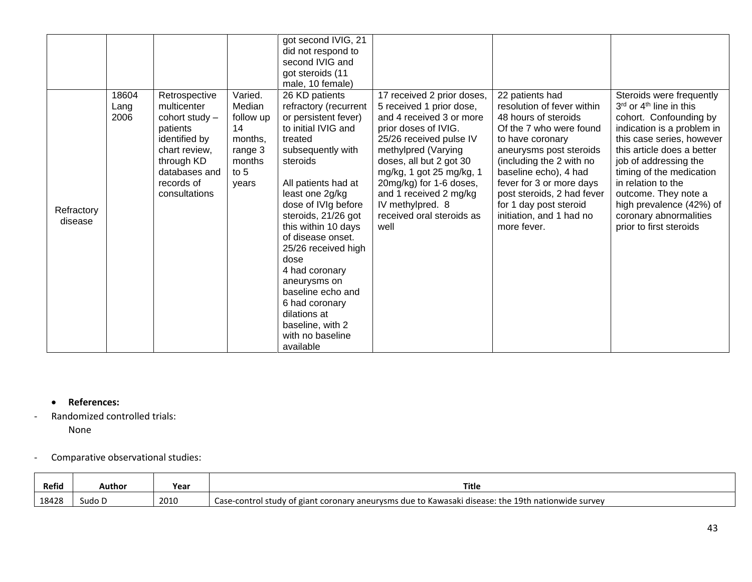| | | | | | | | |
|---|---|---|---|---|---|---|---|
| | | | | got second IVIG, 21 did not respond to second IVIG and got steroids (11 male, 10 female) | | | |
| Refractory disease | 18604 Lang 2006 | Retrospective multicenter cohort study – patients identified by chart review, through KD databases and records of consultations | Varied. Median follow up 14 months, range 3 months to 5 years | 26 KD patients refractory (recurrent or persistent fever) to initial IVIG and treated subsequently with steroids<br><br>All patients had at least one 2g/kg dose of IVIg before steroids, 21/26 got this within 10 days of disease onset. 25/26 received high dose<br>4 had coronary aneurysms on baseline echo and 6 had coronary dilations at baseline, with 2 with no baseline available | 17 received 2 prior doses, 5 received 1 prior dose, and 4 received 3 or more prior doses of IVIG. 25/26 received pulse IV methylpred (Varying doses, all but 2 got 30 mg/kg, 1 got 25 mg/kg, 1 20mg/kg) for 1-6 doses, and 1 received 2 mg/kg IV methylpred. 8 received oral steroids as well | 22 patients had resolution of fever within 48 hours of steroids<br>Of the 7 who were found to have coronary aneurysms post steroids (including the 2 with no baseline echo), 4 had fever for 3 or more days post steroids, 2 had fever for 1 day post steroid initiation, and 1 had no more fever. | Steroids were frequently 3rd or 4th line in this cohort. Confounding by indication is a problem in this case series, however this article does a better job of addressing the timing of the medication in relation to the outcome. They note a high prevalence (42%) of coronary abnormalities prior to first steroids |

- **References:**

- Randomized controlled trials:

  None

- Comparative observational studies:

| Refid | Author | Year | Title |
|---|---|---|---|
| 18428 | Sudo D | 2010 | Case-control study of giant coronary aneurysms due to Kawasaki disease: the 19th nationwide survey |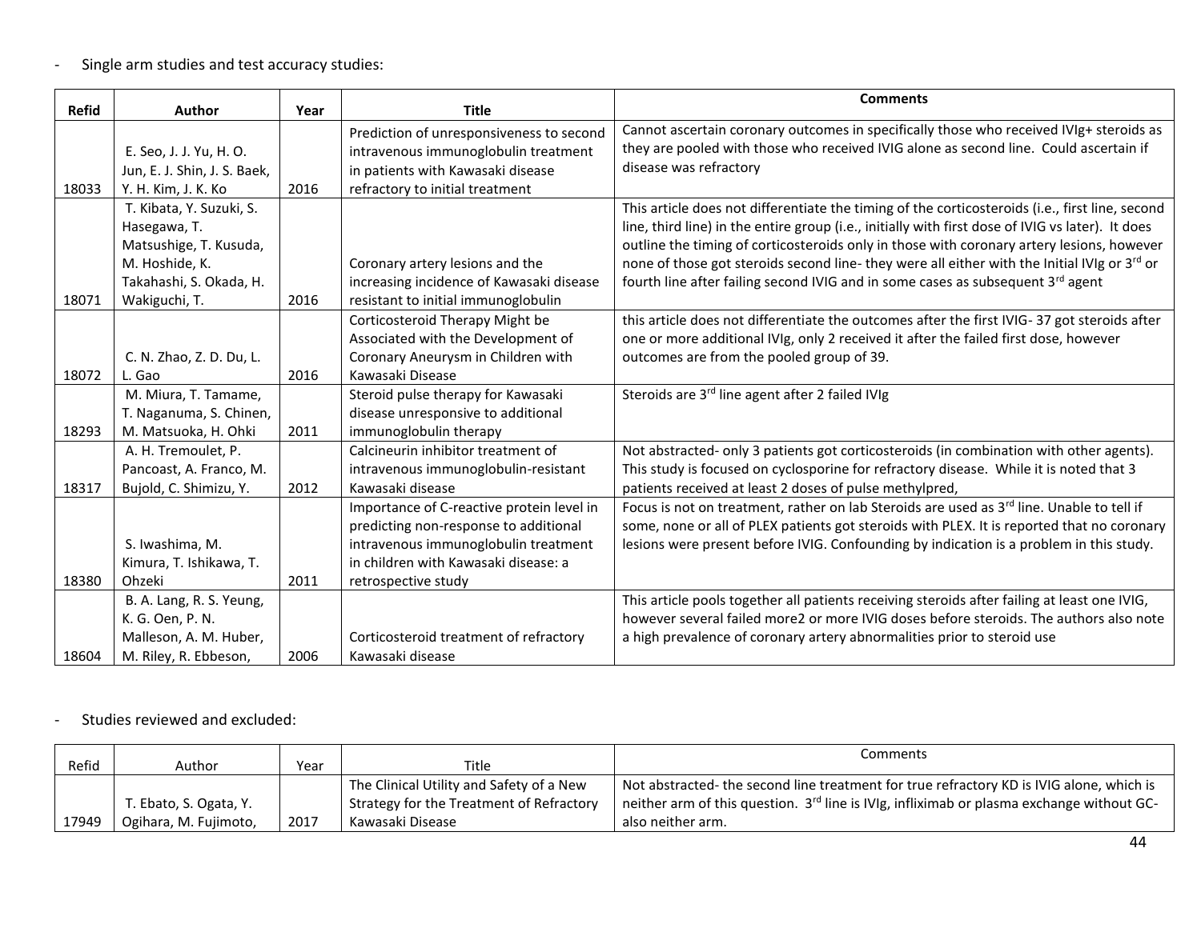- Single arm studies and test accuracy studies:

| Refid | Author | Year | Title | Comments |
|---|---|---|---|---|
| 18033 | E. Seo, J. J. Yu, H. O. Jun, E. J. Shin, J. S. Baek, Y. H. Kim, J. K. Ko | 2016 | Prediction of unresponsiveness to second intravenous immunoglobulin treatment in patients with Kawasaki disease refractory to initial treatment | Cannot ascertain coronary outcomes in specifically those who received IVIg+ steroids as they are pooled with those who received IVIG alone as second line. Could ascertain if disease was refractory |
| 18071 | T. Kibata, Y. Suzuki, S. Hasegawa, T. Matsushige, T. Kusuda, M. Hoshide, K. Takahashi, S. Okada, H. Wakiguchi, T. | 2016 | Coronary artery lesions and the increasing incidence of Kawasaki disease resistant to initial immunoglobulin | This article does not differentiate the timing of the corticosteroids (i.e., first line, second line, third line) in the entire group (i.e., initially with first dose of IVIG vs later). It does outline the timing of corticosteroids only in those with coronary artery lesions, however none of those got steroids second line- they were all either with the Initial IVIg or 3rd or fourth line after failing second IVIG and in some cases as subsequent 3rd agent |
| 18072 | C. N. Zhao, Z. D. Du, L. L. Gao | 2016 | Corticosteroid Therapy Might be Associated with the Development of Coronary Aneurysm in Children with Kawasaki Disease | this article does not differentiate the outcomes after the first IVIG- 37 got steroids after one or more additional IVIg, only 2 received it after the failed first dose, however outcomes are from the pooled group of 39. |
| 18293 | M. Miura, T. Tamame, T. Naganuma, S. Chinen, M. Matsuoka, H. Ohki | 2011 | Steroid pulse therapy for Kawasaki disease unresponsive to additional immunoglobulin therapy | Steroids are 3rd line agent after 2 failed IVIg |
| 18317 | A. H. Tremoulet, P. Pancoast, A. Franco, M. Bujold, C. Shimizu, Y. | 2012 | Calcineurin inhibitor treatment of intravenous immunoglobulin-resistant Kawasaki disease | Not abstracted- only 3 patients got corticosteroids (in combination with other agents). This study is focused on cyclosporine for refractory disease. While it is noted that 3 patients received at least 2 doses of pulse methylpred, |
| 18380 | S. Iwashima, M. Kimura, T. Ishikawa, T. Ohzeki | 2011 | Importance of C-reactive protein level in predicting non-response to additional intravenous immunoglobulin treatment in children with Kawasaki disease: a retrospective study | Focus is not on treatment, rather on lab Steroids are used as 3rd line. Unable to tell if some, none or all of PLEX patients got steroids with PLEX. It is reported that no coronary lesions were present before IVIG. Confounding by indication is a problem in this study. |
| 18604 | B. A. Lang, R. S. Yeung, K. G. Oen, P. N. Malleson, A. M. Huber, M. Riley, R. Ebbeson, | 2006 | Corticosteroid treatment of refractory Kawasaki disease | This article pools together all patients receiving steroids after failing at least one IVIG, however several failed more2 or more IVIG doses before steroids. The authors also note a high prevalence of coronary artery abnormalities prior to steroid use |

- Studies reviewed and excluded:

| Refid | Author | Year | Title | Comments |
|---|---|---|---|---|
| 17949 | T. Ebato, S. Ogata, Y. Ogihara, M. Fujimoto, | 2017 | The Clinical Utility and Safety of a New Strategy for the Treatment of Refractory Kawasaki Disease | Not abstracted- the second line treatment for true refractory KD is IVIG alone, which is neither arm of this question. 3rd line is IVIg, infliximab or plasma exchange without GC- also neither arm. |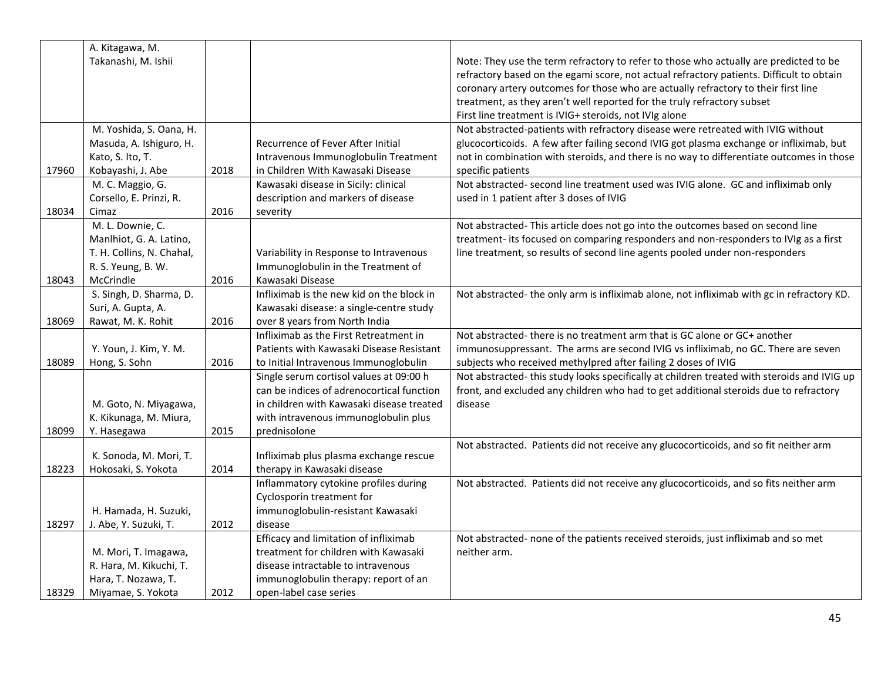| | | | | |
|---|---|---|---|---|
| | A. Kitagawa, M. Takanashi, M. Ishii | | | Note: They use the term refractory to refer to those who actually are predicted to be refractory based on the egami score, not actual refractory patients. Difficult to obtain coronary artery outcomes for those who are actually refractory to their first line treatment, as they aren't well reported for the truly refractory subset First line treatment is IVIG+ steroids, not IVIg alone |
| 17960 | M. Yoshida, S. Oana, H. Masuda, A. Ishiguro, H. Kato, S. Ito, T. Kobayashi, J. Abe | 2018 | Recurrence of Fever After Initial Intravenous Immunoglobulin Treatment in Children With Kawasaki Disease | Not abstracted-patients with refractory disease were retreated with IVIG without glucocorticoids. A few after failing second IVIG got plasma exchange or infliximab, but not in combination with steroids, and there is no way to differentiate outcomes in those specific patients |
| 18034 | M. C. Maggio, G. Corsello, E. Prinzi, R. Cimaz | 2016 | Kawasaki disease in Sicily: clinical description and markers of disease severity | Not abstracted- second line treatment used was IVIG alone. GC and infliximab only used in 1 patient after 3 doses of IVIG |
| 18043 | M. L. Downie, C. Manlhiot, G. A. Latino, T. H. Collins, N. Chahal, R. S. Yeung, B. W. McCrindle | 2016 | Variability in Response to Intravenous Immunoglobulin in the Treatment of Kawasaki Disease | Not abstracted- This article does not go into the outcomes based on second line treatment- its focused on comparing responders and non-responders to IVIg as a first line treatment, so results of second line agents pooled under non-responders |
| 18069 | S. Singh, D. Sharma, D. Suri, A. Gupta, A. Rawat, M. K. Rohit | 2016 | Infliximab is the new kid on the block in Kawasaki disease: a single-centre study over 8 years from North India | Not abstracted- the only arm is infliximab alone, not infliximab with gc in refractory KD. |
| 18089 | Y. Youn, J. Kim, Y. M. Hong, S. Sohn | 2016 | Infliximab as the First Retreatment in Patients with Kawasaki Disease Resistant to Initial Intravenous Immunoglobulin | Not abstracted- there is no treatment arm that is GC alone or GC+ another immunosuppressant. The arms are second IVIG vs infliximab, no GC. There are seven subjects who received methylpred after failing 2 doses of IVIG |
| 18099 | M. Goto, N. Miyagawa, K. Kikunaga, M. Miura, Y. Hasegawa | 2015 | Single serum cortisol values at 09:00 h can be indices of adrenocortical function in children with Kawasaki disease treated with intravenous immunoglobulin plus prednisolone | Not abstracted- this study looks specifically at children treated with steroids and IVIG up front, and excluded any children who had to get additional steroids due to refractory disease |
| 18223 | K. Sonoda, M. Mori, T. Hokosaki, S. Yokota | 2014 | Infliximab plus plasma exchange rescue therapy in Kawasaki disease | Not abstracted. Patients did not receive any glucocorticoids, and so fit neither arm |
| 18297 | H. Hamada, H. Suzuki, J. Abe, Y. Suzuki, T. | 2012 | Inflammatory cytokine profiles during Cyclosporin treatment for immunoglobulin-resistant Kawasaki disease | Not abstracted. Patients did not receive any glucocorticoids, and so fits neither arm |
| 18329 | M. Mori, T. Imagawa, R. Hara, M. Kikuchi, T. Hara, T. Nozawa, T. Miyamae, S. Yokota | 2012 | Efficacy and limitation of infliximab treatment for children with Kawasaki disease intractable to intravenous immunoglobulin therapy: report of an open-label case series | Not abstracted- none of the patients received steroids, just infliximab and so met neither arm. |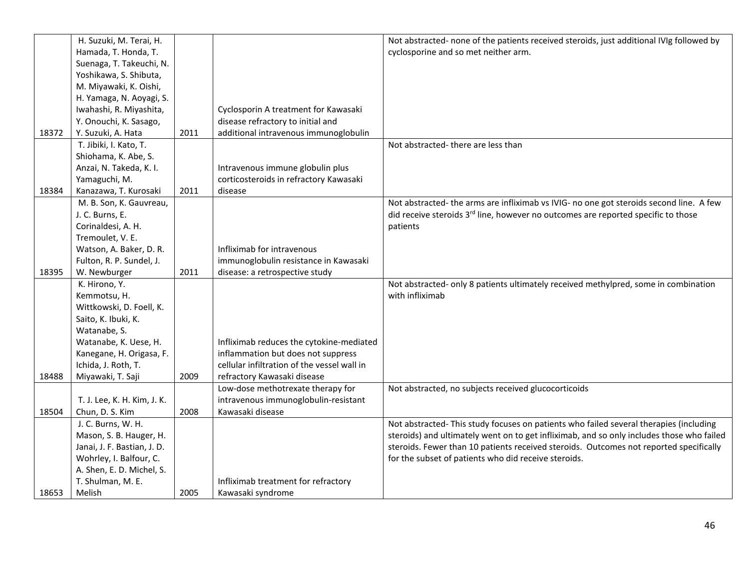| | | | | |
|---|---|---|---|---|
| 18372 | H. Suzuki, M. Terai, H. Hamada, T. Honda, T. Suenaga, T. Takeuchi, N. Yoshikawa, S. Shibuta, M. Miyawaki, K. Oishi, H. Yamaga, N. Aoyagi, S. Iwahashi, R. Miyashita, Y. Onouchi, K. Sasago, Y. Suzuki, A. Hata | 2011 | Cyclosporin A treatment for Kawasaki disease refractory to initial and additional intravenous immunoglobulin | Not abstracted- none of the patients received steroids, just additional IVIg followed by cyclosporine and so met neither arm. |
| 18384 | T. Jibiki, I. Kato, T. Shiohama, K. Abe, S. Anzai, N. Takeda, K. I. Yamaguchi, M. Kanazawa, T. Kurosaki | 2011 | Intravenous immune globulin plus corticosteroids in refractory Kawasaki disease | Not abstracted- there are less than |
| 18395 | M. B. Son, K. Gauvreau, J. C. Burns, E. Corinaldesi, A. H. Tremoulet, V. E. Watson, A. Baker, D. R. Fulton, R. P. Sundel, J. W. Newburger | 2011 | Infliximab for intravenous immunoglobulin resistance in Kawasaki disease: a retrospective study | Not abstracted- the arms are infliximab vs IVIG- no one got steroids second line. A few did receive steroids 3rd line, however no outcomes are reported specific to those patients |
| 18488 | K. Hirono, Y. Kemmotsu, H. Wittkowski, D. Foell, K. Saito, K. Ibuki, K. Watanabe, S. Watanabe, K. Uese, H. Kanegane, H. Origasa, F. Ichida, J. Roth, T. Miyawaki, T. Saji | 2009 | Infliximab reduces the cytokine-mediated inflammation but does not suppress cellular infiltration of the vessel wall in refractory Kawasaki disease | Not abstracted- only 8 patients ultimately received methylpred, some in combination with infliximab |
| 18504 | T. J. Lee, K. H. Kim, J. K. Chun, D. S. Kim | 2008 | Low-dose methotrexate therapy for intravenous immunoglobulin-resistant Kawasaki disease | Not abstracted, no subjects received glucocorticoids |
| 18653 | J. C. Burns, W. H. Mason, S. B. Hauger, H. Janai, J. F. Bastian, J. D. Wohrley, I. Balfour, C. A. Shen, E. D. Michel, S. T. Shulman, M. E. Melish | 2005 | Infliximab treatment for refractory Kawasaki syndrome | Not abstracted- This study focuses on patients who failed several therapies (including steroids) and ultimately went on to get infliximab, and so only includes those who failed steroids. Fewer than 10 patients received steroids. Outcomes not reported specifically for the subset of patients who did receive steroids. |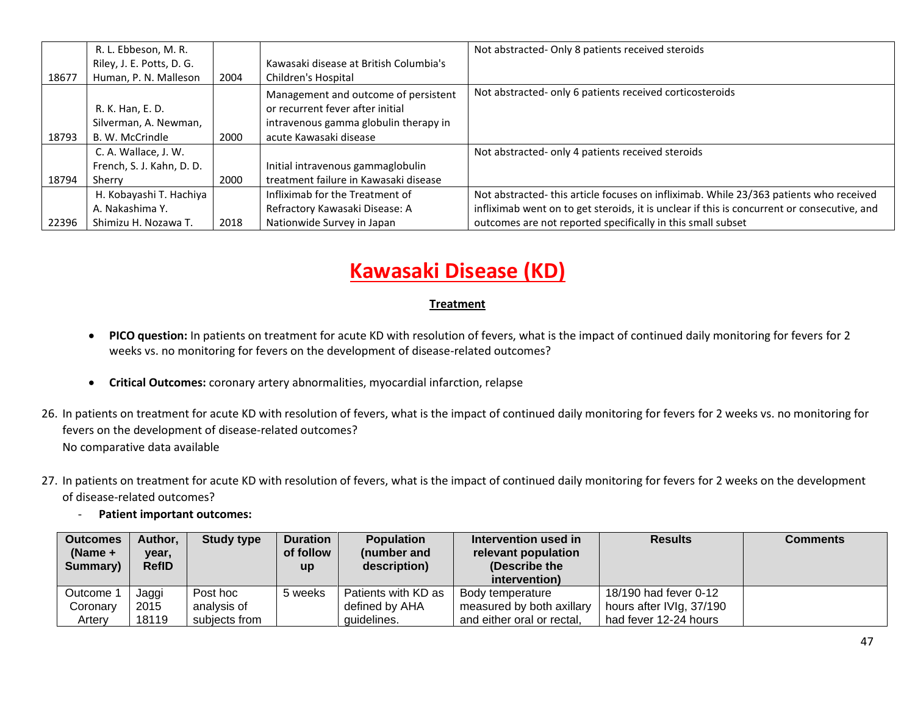| | | | | |
|---|---|---|---|---|
| 18677 | R. L. Ebbeson, M. R. Riley, J. E. Potts, D. G. Human, P. N. Malleson | 2004 | Kawasaki disease at British Columbia's Children's Hospital | Not abstracted- Only 8 patients received steroids |
| 18793 | R. K. Han, E. D. Silverman, A. Newman, B. W. McCrindle | 2000 | Management and outcome of persistent or recurrent fever after initial intravenous gamma globulin therapy in acute Kawasaki disease | Not abstracted- only 6 patients received corticosteroids |
| 18794 | C. A. Wallace, J. W. French, S. J. Kahn, D. D. Sherry | 2000 | Initial intravenous gammaglobulin treatment failure in Kawasaki disease | Not abstracted- only 4 patients received steroids |
| 22396 | H. Kobayashi T. Hachiya A. Nakashima Y. Shimizu H. Nozawa T. | 2018 | Infliximab for the Treatment of Refractory Kawasaki Disease: A Nationwide Survey in Japan | Not abstracted- this article focuses on infliximab. While 23/363 patients who received infliximab went on to get steroids, it is unclear if this is concurrent or consecutive, and outcomes are not reported specifically in this small subset |

# Kawasaki Disease (KD)

## Treatment

- **PICO question:** In patients on treatment for acute KD with resolution of fevers, what is the impact of continued daily monitoring for fevers for 2 weeks vs. no monitoring for fevers on the development of disease-related outcomes?
- **Critical Outcomes:** coronary artery abnormalities, myocardial infarction, relapse

26. In patients on treatment for acute KD with resolution of fevers, what is the impact of continued daily monitoring for fevers for 2 weeks vs. no monitoring for fevers on the development of disease-related outcomes?
    No comparative data available

27. In patients on treatment for acute KD with resolution of fevers, what is the impact of continued daily monitoring for fevers for 2 weeks on the development of disease-related outcomes?
    - **Patient important outcomes:**

| Outcomes (Name + Summary) | Author, year, RefID | Study type | Duration of follow up | Population (number and description) | Intervention used in relevant population (Describe the intervention) | Results | Comments |
|---|---|---|---|---|---|---|---|
| Outcome 1 Coronary Artery | Jaggi 2015 18119 | Post hoc analysis of subjects from | 5 weeks | Patients with KD as defined by AHA guidelines. | Body temperature measured by both axillary and either oral or rectal, | 18/190 had fever 0-12 hours after IVIg, 37/190 had fever 12-24 hours | |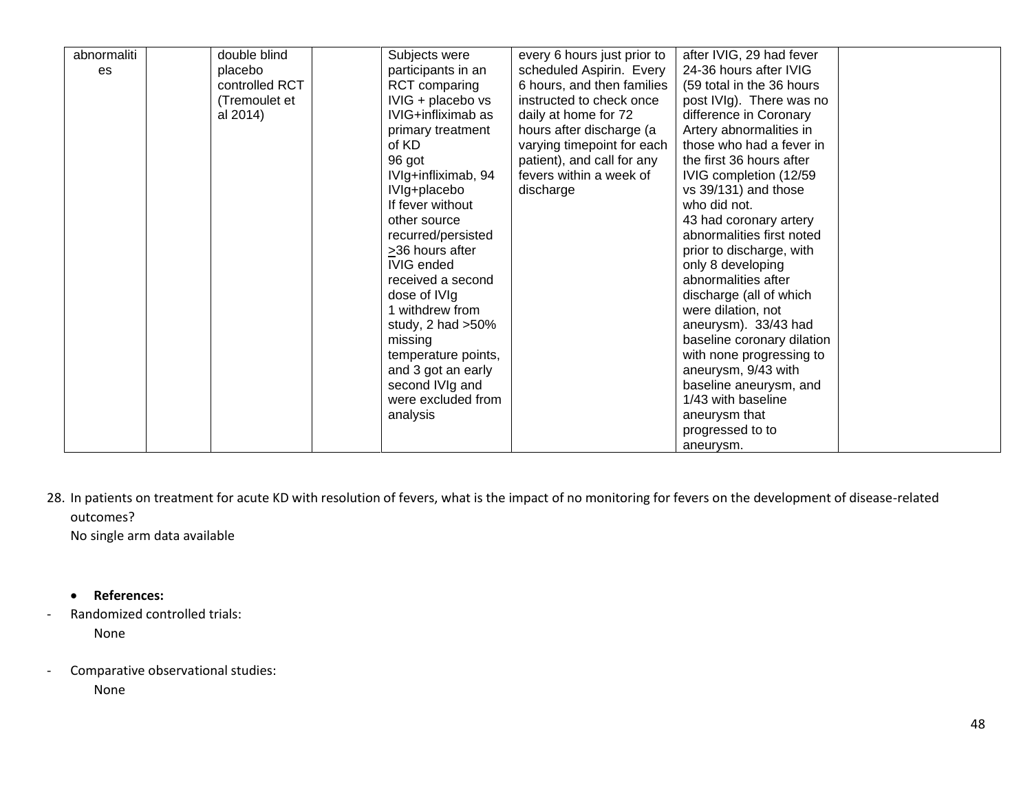| | | | | | | | |
|---|---|---|---|---|---|---|---|
| abnormalities | | double blind placebo controlled RCT (Tremoulet et al 2014) | | Subjects were participants in an RCT comparing IVIG + placebo vs IVIG+infliximab as primary treatment of KD<br>96 got IVIg+infliximab, 94 IVIg+placebo<br>If fever without other source recurred/persisted ≥36 hours after IVIG ended received a second dose of IVIg<br>1 withdrew from study, 2 had >50% missing temperature points, and 3 got an early second IVIg and were excluded from analysis | every 6 hours just prior to scheduled Aspirin. Every 6 hours, and then families instructed to check once daily at home for 72 hours after discharge (a varying timepoint for each patient), and call for any fevers within a week of discharge | after IVIG, 29 had fever 24-36 hours after IVIG (59 total in the 36 hours post IVIg). There was no difference in Coronary Artery abnormalities in those who had a fever in the first 36 hours after IVIG completion (12/59 vs 39/131) and those who did not.<br>43 had coronary artery abnormalities first noted prior to discharge, with only 8 developing abnormalities after discharge (all of which were dilation, not aneurysm). 33/43 had baseline coronary dilation with none progressing to aneurysm, 9/43 with baseline aneurysm, and 1/43 with baseline aneurysm that progressed to to aneurysm. | |

28. In patients on treatment for acute KD with resolution of fevers, what is the impact of no monitoring for fevers on the development of disease-related outcomes?
    No single arm data available

- **References:**

- Randomized controlled trials:
  None

- Comparative observational studies:
  None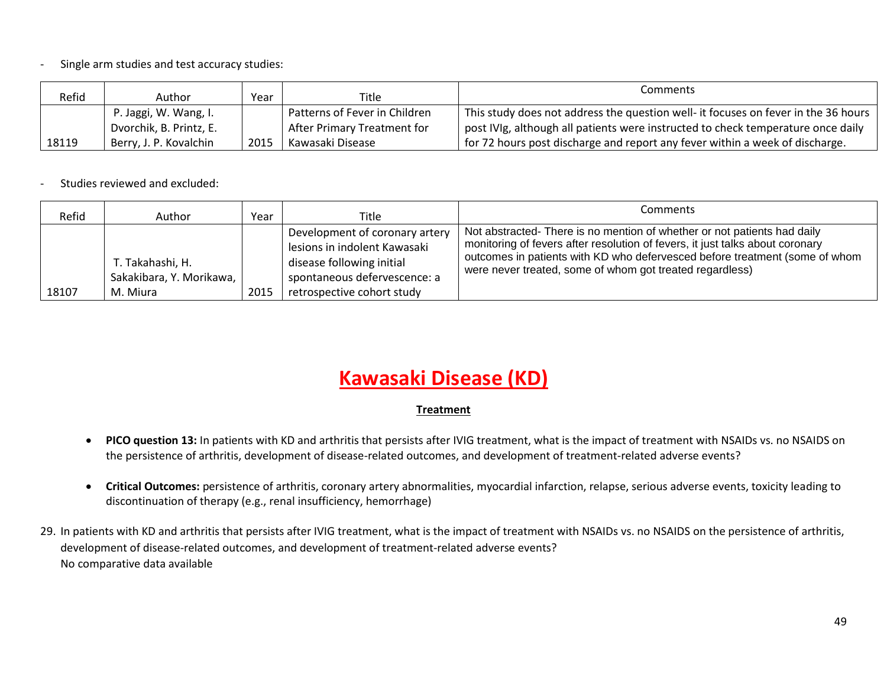- Single arm studies and test accuracy studies:

| Refid | Author | Year | Title | Comments |
|---|---|---|---|---|
| 18119 | P. Jaggi, W. Wang, I. Dvorchik, B. Printz, E. Berry, J. P. Kovalchin | 2015 | Patterns of Fever in Children After Primary Treatment for Kawasaki Disease | This study does not address the question well- it focuses on fever in the 36 hours post IVIg, although all patients were instructed to check temperature once daily for 72 hours post discharge and report any fever within a week of discharge. |

- Studies reviewed and excluded:

| Refid | Author | Year | Title | Comments |
|---|---|---|---|---|
| 18107 | T. Takahashi, H. Sakakibara, Y. Morikawa, M. Miura | 2015 | Development of coronary artery lesions in indolent Kawasaki disease following initial spontaneous defervescence: a retrospective cohort study | Not abstracted- There is no mention of whether or not patients had daily monitoring of fevers after resolution of fevers, it just talks about coronary outcomes in patients with KD who defervesced before treatment (some of whom were never treated, some of whom got treated regardless) |

# Kawasaki Disease (KD)

## Treatment

- **PICO question 13:** In patients with KD and arthritis that persists after IVIG treatment, what is the impact of treatment with NSAIDs vs. no NSAIDS on the persistence of arthritis, development of disease-related outcomes, and development of treatment-related adverse events?

- **Critical Outcomes:** persistence of arthritis, coronary artery abnormalities, myocardial infarction, relapse, serious adverse events, toxicity leading to discontinuation of therapy (e.g., renal insufficiency, hemorrhage)

29. In patients with KD and arthritis that persists after IVIG treatment, what is the impact of treatment with NSAIDs vs. no NSAIDS on the persistence of arthritis, development of disease-related outcomes, and development of treatment-related adverse events?
    No comparative data available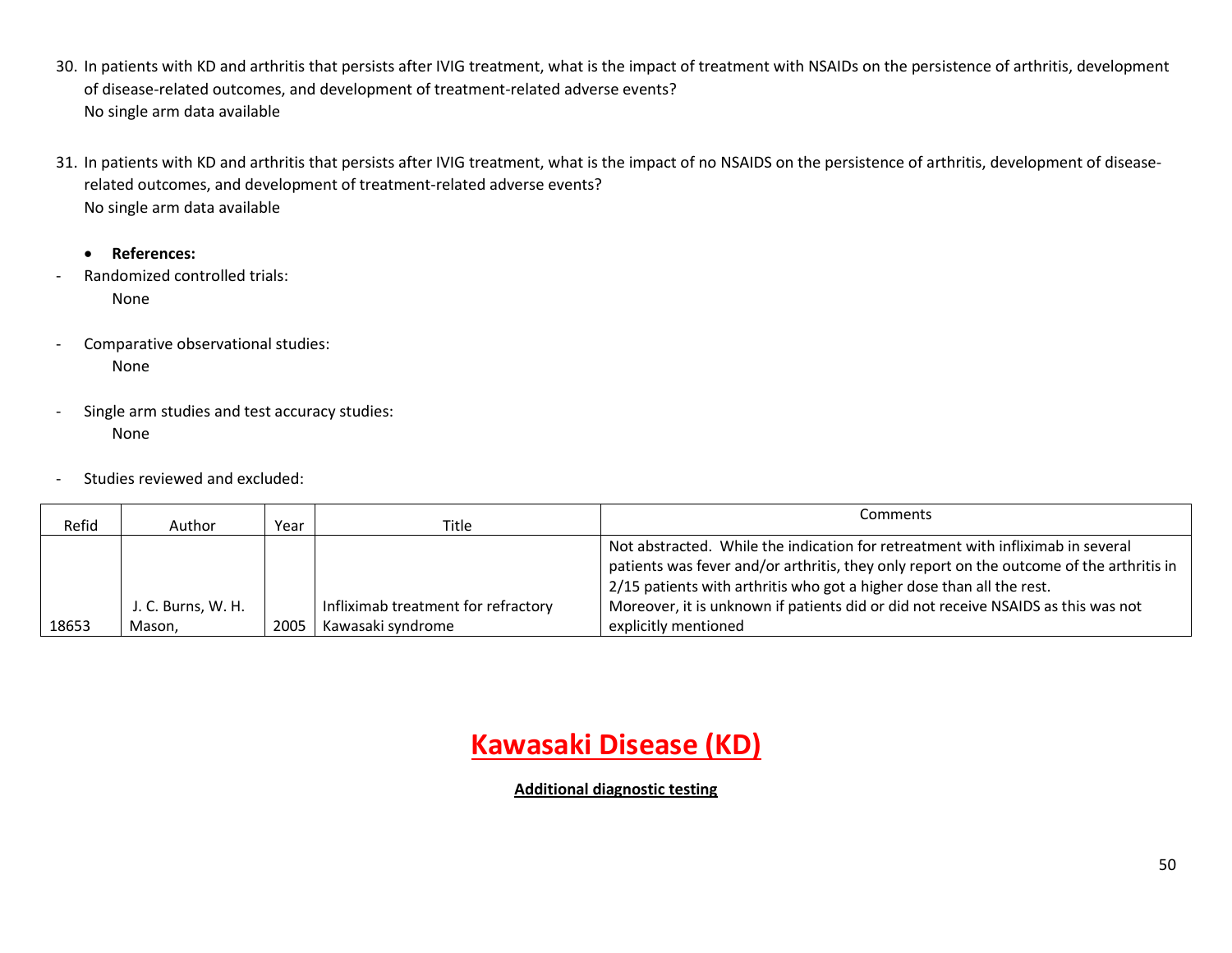30. In patients with KD and arthritis that persists after IVIG treatment, what is the impact of treatment with NSAIDs on the persistence of arthritis, development of disease-related outcomes, and development of treatment-related adverse events?
    No single arm data available

31. In patients with KD and arthritis that persists after IVIG treatment, what is the impact of no NSAIDS on the persistence of arthritis, development of disease-related outcomes, and development of treatment-related adverse events?
    No single arm data available

- **References:**

- Randomized controlled trials:
  None

- Comparative observational studies:
  None

- Single arm studies and test accuracy studies:
  None

- Studies reviewed and excluded:

| Refid | Author | Year | Title | Comments |
|---|---|---|---|---|
| 18653 | J. C. Burns, W. H. Mason, | 2005 | Infliximab treatment for refractory Kawasaki syndrome | Not abstracted. While the indication for retreatment with infliximab in several patients was fever and/or arthritis, they only report on the outcome of the arthritis in 2/15 patients with arthritis who got a higher dose than all the rest. Moreover, it is unknown if patients did or did not receive NSAIDS as this was not explicitly mentioned |

# Kawasaki Disease (KD)

**Additional diagnostic testing**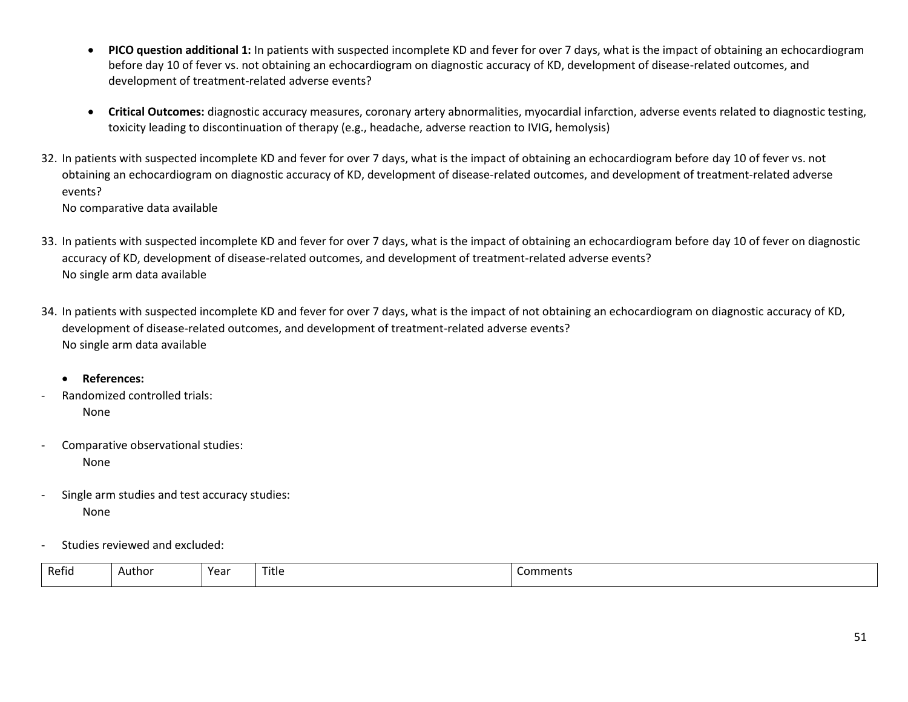- **PICO question additional 1:** In patients with suspected incomplete KD and fever for over 7 days, what is the impact of obtaining an echocardiogram before day 10 of fever vs. not obtaining an echocardiogram on diagnostic accuracy of KD, development of disease-related outcomes, and development of treatment-related adverse events?

- **Critical Outcomes:** diagnostic accuracy measures, coronary artery abnormalities, myocardial infarction, adverse events related to diagnostic testing, toxicity leading to discontinuation of therapy (e.g., headache, adverse reaction to IVIG, hemolysis)

32. In patients with suspected incomplete KD and fever for over 7 days, what is the impact of obtaining an echocardiogram before day 10 of fever vs. not obtaining an echocardiogram on diagnostic accuracy of KD, development of disease-related outcomes, and development of treatment-related adverse events?
    No comparative data available

33. In patients with suspected incomplete KD and fever for over 7 days, what is the impact of obtaining an echocardiogram before day 10 of fever on diagnostic accuracy of KD, development of disease-related outcomes, and development of treatment-related adverse events?
    No single arm data available

34. In patients with suspected incomplete KD and fever for over 7 days, what is the impact of not obtaining an echocardiogram on diagnostic accuracy of KD, development of disease-related outcomes, and development of treatment-related adverse events?
    No single arm data available

- **References:**

- Randomized controlled trials:
  None

- Comparative observational studies:
  None

- Single arm studies and test accuracy studies:
  None

- Studies reviewed and excluded:

| Refid | Author | Year | Title | Comments |
|---|---|---|---|---|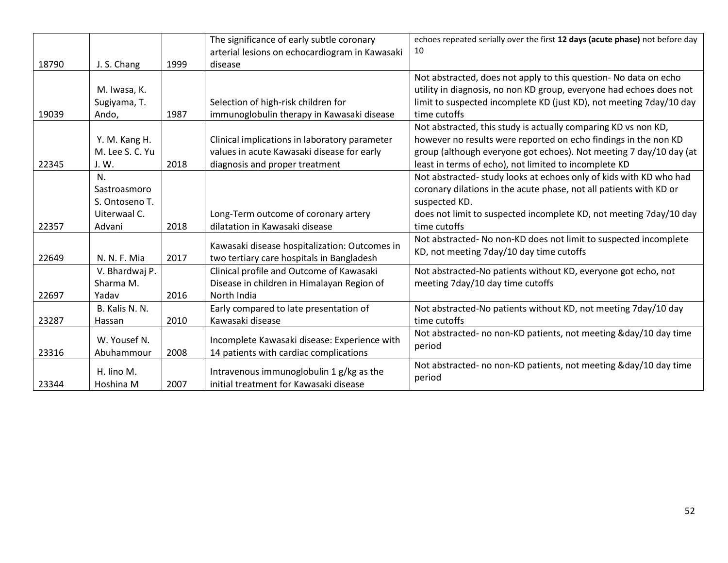| | | | | |
|---|---|---|---|---|
| 18790 | J. S. Chang | 1999 | The significance of early subtle coronary arterial lesions on echocardiogram in Kawasaki disease | echoes repeated serially over the first **12 days (acute phase)** not before day 10 |
| 19039 | M. Iwasa, K. Sugiyama, T. Ando, | 1987 | Selection of high-risk children for immunoglobulin therapy in Kawasaki disease | Not abstracted, does not apply to this question- No data on echo utility in diagnosis, no non KD group, everyone had echoes does not limit to suspected incomplete KD (just KD), not meeting 7day/10 day time cutoffs |
| 22345 | Y. M. Kang H. M. Lee S. C. Yu J. W. | 2018 | Clinical implications in laboratory parameter values in acute Kawasaki disease for early diagnosis and proper treatment | Not abstracted, this study is actually comparing KD vs non KD, however no results were reported on echo findings in the non KD group (although everyone got echoes). Not meeting 7 day/10 day (at least in terms of echo), not limited to incomplete KD |
| 22357 | N. Sastroasmoro S. Ontoseno T. Uiterwaal C. Advani | 2018 | Long-Term outcome of coronary artery dilatation in Kawasaki disease | Not abstracted- study looks at echoes only of kids with KD who had coronary dilations in the acute phase, not all patients with KD or suspected KD.<br>does not limit to suspected incomplete KD, not meeting 7day/10 day time cutoffs |
| 22649 | N. N. F. Mia | 2017 | Kawasaki disease hospitalization: Outcomes in two tertiary care hospitals in Bangladesh | Not abstracted- No non-KD does not limit to suspected incomplete KD, not meeting 7day/10 day time cutoffs |
| 22697 | V. Bhardwaj P. Sharma M. Yadav | 2016 | Clinical profile and Outcome of Kawasaki Disease in children in Himalayan Region of North India | Not abstracted-No patients without KD, everyone got echo, not meeting 7day/10 day time cutoffs |
| 23287 | B. Kalis N. N. Hassan | 2010 | Early compared to late presentation of Kawasaki disease | Not abstracted-No patients without KD, not meeting 7day/10 day time cutoffs |
| 23316 | W. Yousef N. Abuhammour | 2008 | Incomplete Kawasaki disease: Experience with 14 patients with cardiac complications | Not abstracted- no non-KD patients, not meeting &day/10 day time period |
| 23344 | H. Iino M. Hoshina M | 2007 | Intravenous immunoglobulin 1 g/kg as the initial treatment for Kawasaki disease | Not abstracted- no non-KD patients, not meeting &day/10 day time period |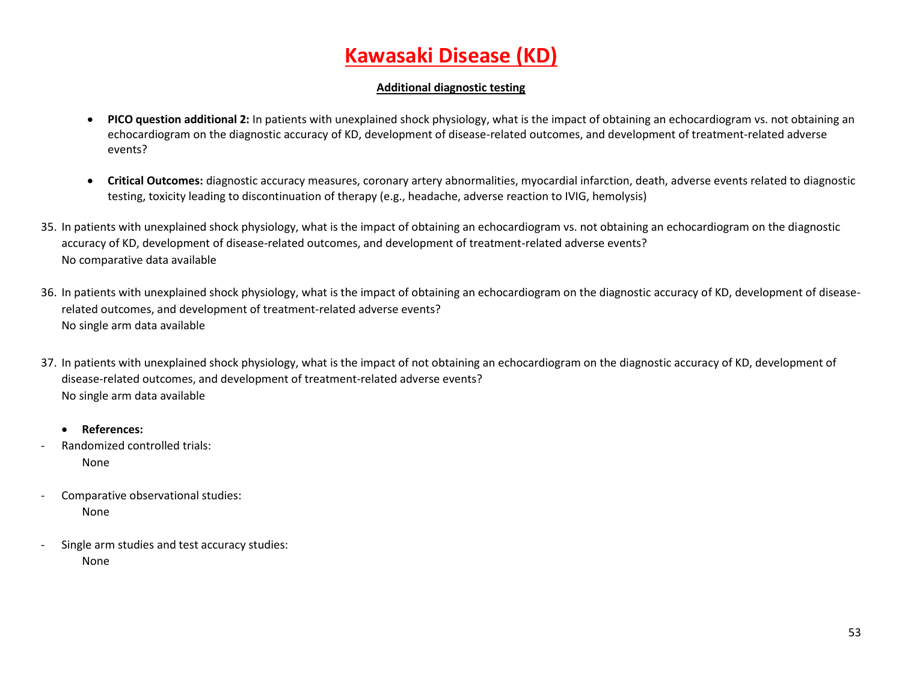# Kawasaki Disease (KD)

**Additional diagnostic testing**

- **PICO question additional 2:** In patients with unexplained shock physiology, what is the impact of obtaining an echocardiogram vs. not obtaining an echocardiogram on the diagnostic accuracy of KD, development of disease-related outcomes, and development of treatment-related adverse events?

- **Critical Outcomes:** diagnostic accuracy measures, coronary artery abnormalities, myocardial infarction, death, adverse events related to diagnostic testing, toxicity leading to discontinuation of therapy (e.g., headache, adverse reaction to IVIG, hemolysis)

35. In patients with unexplained shock physiology, what is the impact of obtaining an echocardiogram vs. not obtaining an echocardiogram on the diagnostic accuracy of KD, development of disease-related outcomes, and development of treatment-related adverse events?
    No comparative data available

36. In patients with unexplained shock physiology, what is the impact of obtaining an echocardiogram on the diagnostic accuracy of KD, development of disease-related outcomes, and development of treatment-related adverse events?
    No single arm data available

37. In patients with unexplained shock physiology, what is the impact of not obtaining an echocardiogram on the diagnostic accuracy of KD, development of disease-related outcomes, and development of treatment-related adverse events?
    No single arm data available

- **References:**

- Randomized controlled trials:
  None

- Comparative observational studies:
  None

- Single arm studies and test accuracy studies:
  None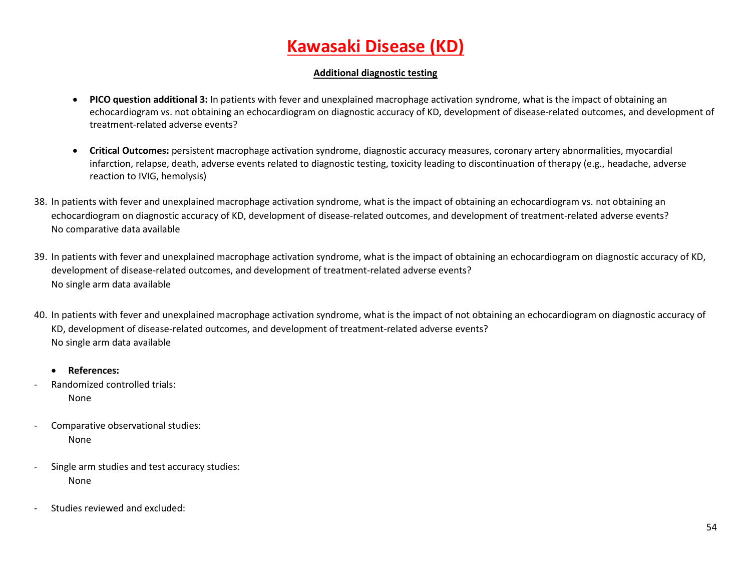# Kawasaki Disease (KD)

## Additional diagnostic testing

- **PICO question additional 3:** In patients with fever and unexplained macrophage activation syndrome, what is the impact of obtaining an echocardiogram vs. not obtaining an echocardiogram on diagnostic accuracy of KD, development of disease-related outcomes, and development of treatment-related adverse events?

- **Critical Outcomes:** persistent macrophage activation syndrome, diagnostic accuracy measures, coronary artery abnormalities, myocardial infarction, relapse, death, adverse events related to diagnostic testing, toxicity leading to discontinuation of therapy (e.g., headache, adverse reaction to IVIG, hemolysis)

38. In patients with fever and unexplained macrophage activation syndrome, what is the impact of obtaining an echocardiogram vs. not obtaining an echocardiogram on diagnostic accuracy of KD, development of disease-related outcomes, and development of treatment-related adverse events?
    No comparative data available

39. In patients with fever and unexplained macrophage activation syndrome, what is the impact of obtaining an echocardiogram on diagnostic accuracy of KD, development of disease-related outcomes, and development of treatment-related adverse events?
    No single arm data available

40. In patients with fever and unexplained macrophage activation syndrome, what is the impact of not obtaining an echocardiogram on diagnostic accuracy of KD, development of disease-related outcomes, and development of treatment-related adverse events?
    No single arm data available

- **References:**

- Randomized controlled trials:
  None

- Comparative observational studies:
  None

- Single arm studies and test accuracy studies:
  None

- Studies reviewed and excluded: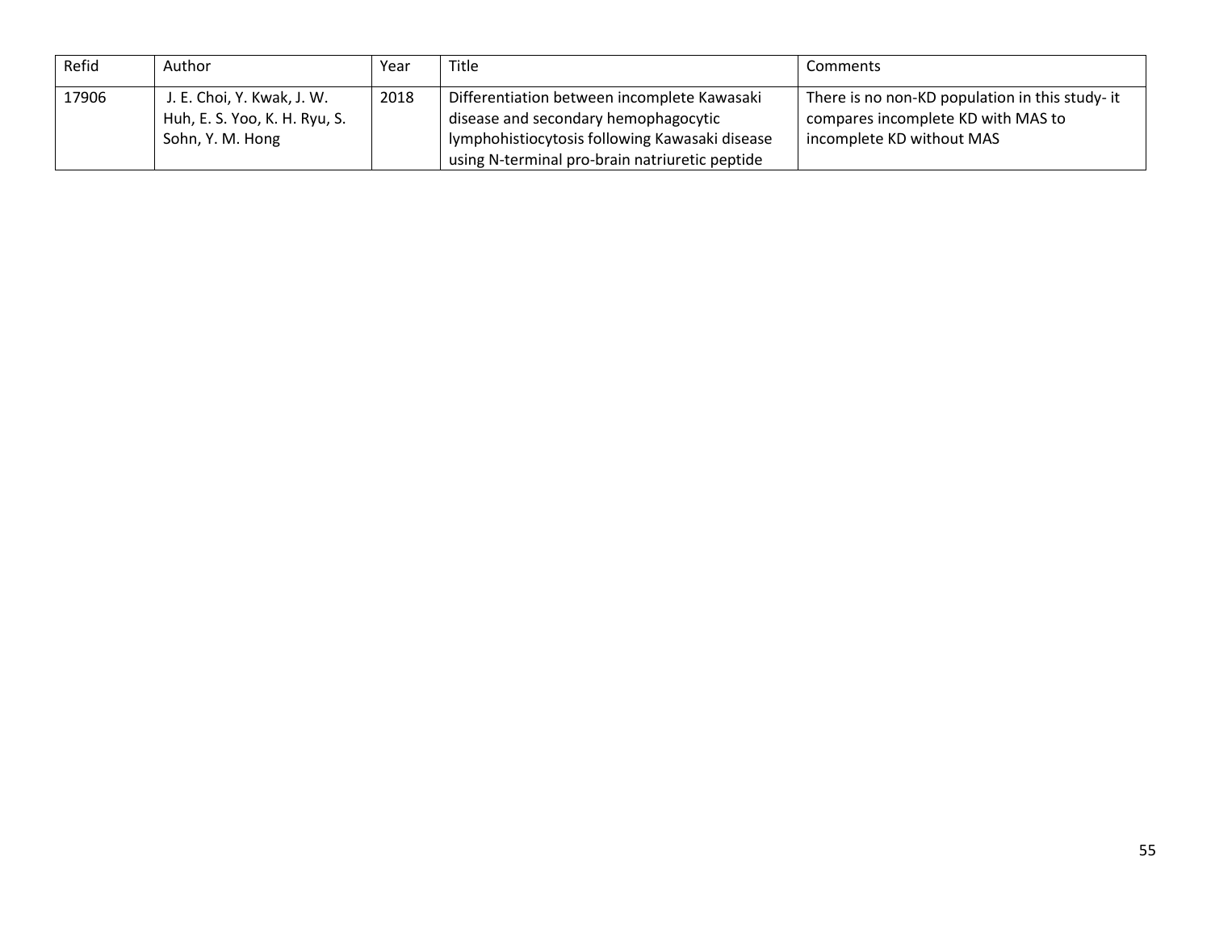| Refid | Author | Year | Title | Comments |
| --- | --- | --- | --- | --- |
| 17906 | J. E. Choi, Y. Kwak, J. W. Huh, E. S. Yoo, K. H. Ryu, S. Sohn, Y. M. Hong | 2018 | Differentiation between incomplete Kawasaki disease and secondary hemophagocytic lymphohistiocytosis following Kawasaki disease using N-terminal pro-brain natriuretic peptide | There is no non-KD population in this study- it compares incomplete KD with MAS to incomplete KD without MAS |